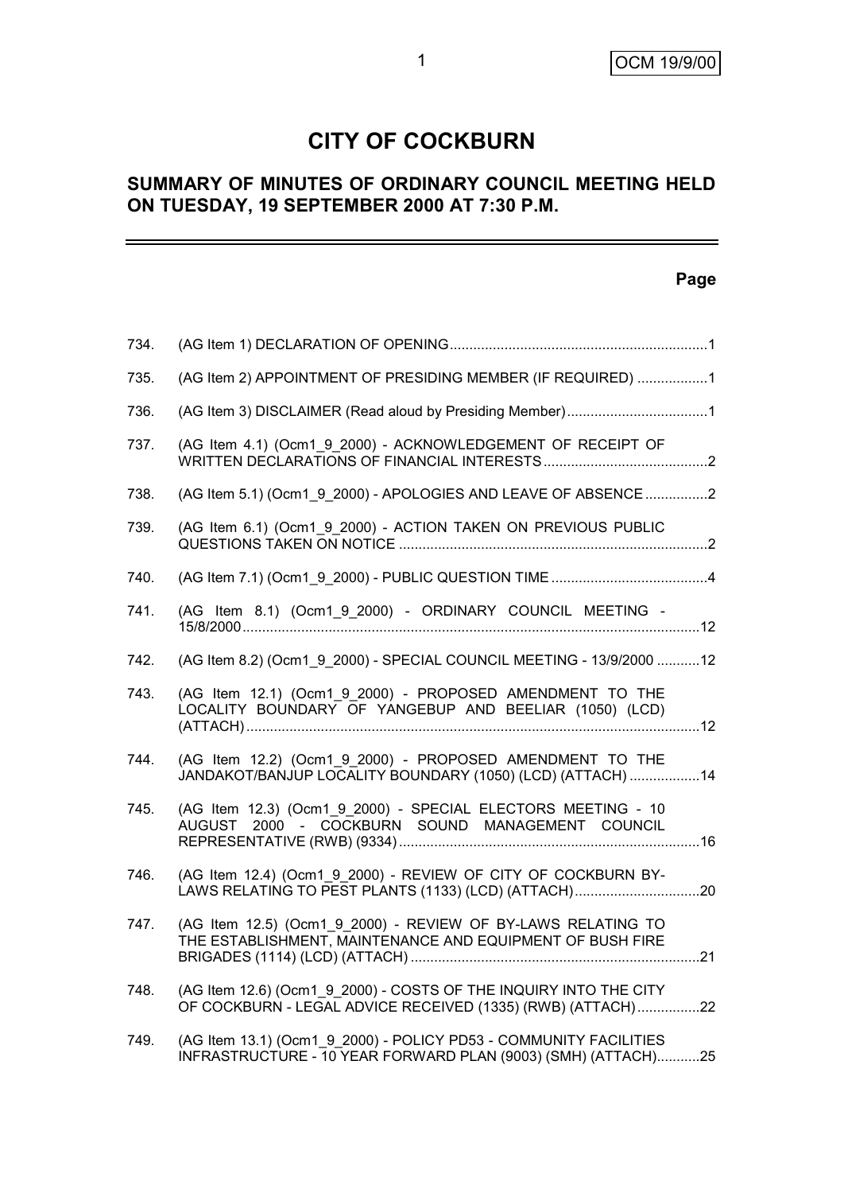# CITY OF COCKBURN

## SUMMARY OF MINUTES OF ORDINARY COUNCIL MEETING HELD ON TUESDAY, 19 SEPTEMBER 2000 AT 7:30 P.M.

| | | Page |
|---|---|---|
| 734. | (AG Item 1) DECLARATION OF OPENING | 1 |
| 735. | (AG Item 2) APPOINTMENT OF PRESIDING MEMBER (IF REQUIRED) | 1 |
| 736. | (AG Item 3) DISCLAIMER (Read aloud by Presiding Member) | 1 |
| 737. | (AG Item 4.1) (Ocm1_9_2000) - ACKNOWLEDGEMENT OF RECEIPT OF WRITTEN DECLARATIONS OF FINANCIAL INTERESTS | 2 |
| 738. | (AG Item 5.1) (Ocm1_9_2000) - APOLOGIES AND LEAVE OF ABSENCE | 2 |
| 739. | (AG Item 6.1) (Ocm1_9_2000) - ACTION TAKEN ON PREVIOUS PUBLIC QUESTIONS TAKEN ON NOTICE | 2 |
| 740. | (AG Item 7.1) (Ocm1_9_2000) - PUBLIC QUESTION TIME | 4 |
| 741. | (AG Item 8.1) (Ocm1_9_2000) - ORDINARY COUNCIL MEETING - 15/8/2000 | 12 |
| 742. | (AG Item 8.2) (Ocm1_9_2000) - SPECIAL COUNCIL MEETING - 13/9/2000 | 12 |
| 743. | (AG Item 12.1) (Ocm1_9_2000) - PROPOSED AMENDMENT TO THE LOCALITY BOUNDARY OF YANGEBUP AND BEELIAR (1050) (LCD) (ATTACH) | 12 |
| 744. | (AG Item 12.2) (Ocm1_9_2000) - PROPOSED AMENDMENT TO THE JANDAKOT/BANJUP LOCALITY BOUNDARY (1050) (LCD) (ATTACH) | 14 |
| 745. | (AG Item 12.3) (Ocm1_9_2000) - SPECIAL ELECTORS MEETING - 10 AUGUST 2000 - COCKBURN SOUND MANAGEMENT COUNCIL REPRESENTATIVE (RWB) (9334) | 16 |
| 746. | (AG Item 12.4) (Ocm1_9_2000) - REVIEW OF CITY OF COCKBURN BY-LAWS RELATING TO PEST PLANTS (1133) (LCD) (ATTACH) | 20 |
| 747. | (AG Item 12.5) (Ocm1_9_2000) - REVIEW OF BY-LAWS RELATING TO THE ESTABLISHMENT, MAINTENANCE AND EQUIPMENT OF BUSH FIRE BRIGADES (1114) (LCD) (ATTACH) | 21 |
| 748. | (AG Item 12.6) (Ocm1_9_2000) - COSTS OF THE INQUIRY INTO THE CITY OF COCKBURN - LEGAL ADVICE RECEIVED (1335) (RWB) (ATTACH) | 22 |
| 749. | (AG Item 13.1) (Ocm1_9_2000) - POLICY PD53 - COMMUNITY FACILITIES INFRASTRUCTURE - 10 YEAR FORWARD PLAN (9003) (SMH) (ATTACH) | 25 |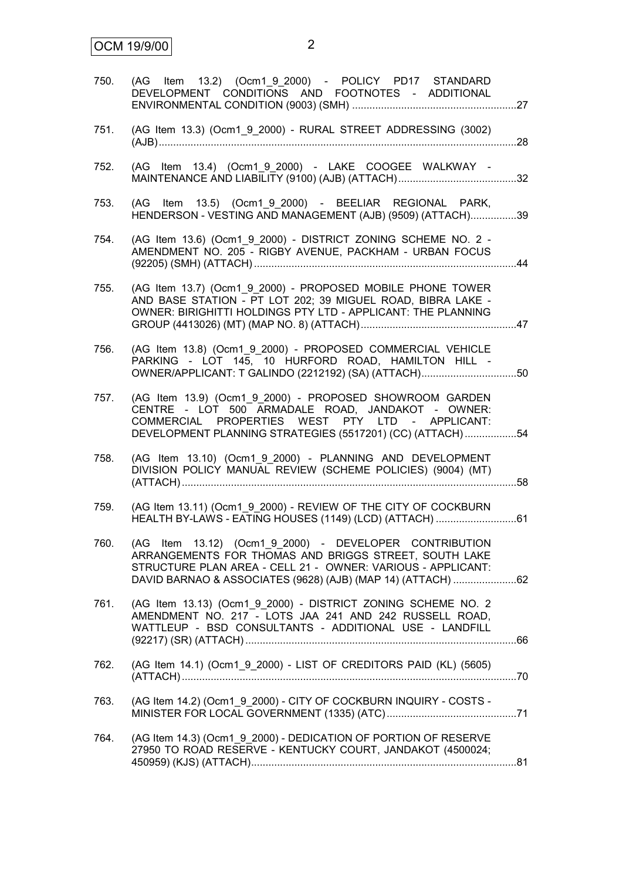750. (AG Item 13.2) (Ocm1_9_2000) - POLICY PD17 STANDARD DEVELOPMENT CONDITIONS AND FOOTNOTES - ADDITIONAL ENVIRONMENTAL CONDITION (9003) (SMH) ........................................................27

751. (AG Item 13.3) (Ocm1_9_2000) - RURAL STREET ADDRESSING (3002) (AJB)...........................................................................................................................28

752. (AG Item 13.4) (Ocm1_9_2000) - LAKE COOGEE WALKWAY - MAINTENANCE AND LIABILITY (9100) (AJB) (ATTACH).........................................32

753. (AG Item 13.5) (Ocm1_9_2000) - BEELIAR REGIONAL PARK, HENDERSON - VESTING AND MANAGEMENT (AJB) (9509) (ATTACH)................39

754. (AG Item 13.6) (Ocm1_9_2000) - DISTRICT ZONING SCHEME NO. 2 - AMENDMENT NO. 205 - RIGBY AVENUE, PACKHAM - URBAN FOCUS (92205) (SMH) (ATTACH)..........................................................................................44

755. (AG Item 13.7) (Ocm1_9_2000) - PROPOSED MOBILE PHONE TOWER AND BASE STATION - PT LOT 202; 39 MIGUEL ROAD, BIBRA LAKE - OWNER: BIRIGHITTI HOLDINGS PTY LTD - APPLICANT: THE PLANNING GROUP (4413026) (MT) (MAP NO. 8) (ATTACH)......................................................47

756. (AG Item 13.8) (Ocm1_9_2000) - PROPOSED COMMERCIAL VEHICLE PARKING - LOT 145, 10 HURFORD ROAD, HAMILTON HILL - OWNER/APPLICANT: T GALINDO (2212192) (SA) (ATTACH).................................50

757. (AG Item 13.9) (Ocm1_9_2000) - PROPOSED SHOWROOM GARDEN CENTRE - LOT 500 ARMADALE ROAD, JANDAKOT - OWNER: COMMERCIAL PROPERTIES WEST PTY LTD - APPLICANT: DEVELOPMENT PLANNING STRATEGIES (5517201) (CC) (ATTACH)..................54

758. (AG Item 13.10) (Ocm1_9_2000) - PLANNING AND DEVELOPMENT DIVISION POLICY MANUAL REVIEW (SCHEME POLICIES) (9004) (MT) (ATTACH)...................................................................................................................58

759. (AG Item 13.11) (Ocm1_9_2000) - REVIEW OF THE CITY OF COCKBURN HEALTH BY-LAWS - EATING HOUSES (1149) (LCD) (ATTACH) ............................61

760. (AG Item 13.12) (Ocm1_9_2000) - DEVELOPER CONTRIBUTION ARRANGEMENTS FOR THOMAS AND BRIGGS STREET, SOUTH LAKE STRUCTURE PLAN AREA - CELL 21 - OWNER: VARIOUS - APPLICANT: DAVID BARNAO & ASSOCIATES (9628) (AJB) (MAP 14) (ATTACH) ......................62

761. (AG Item 13.13) (Ocm1_9_2000) - DISTRICT ZONING SCHEME NO. 2 AMENDMENT NO. 217 - LOTS JAA 241 AND 242 RUSSELL ROAD, WATTLEUP - BSD CONSULTANTS - ADDITIONAL USE - LANDFILL (92217) (SR) (ATTACH).............................................................................................66

762. (AG Item 14.1) (Ocm1_9_2000) - LIST OF CREDITORS PAID (KL) (5605) (ATTACH)...................................................................................................................70

763. (AG Item 14.2) (Ocm1_9_2000) - CITY OF COCKBURN INQUIRY - COSTS - MINISTER FOR LOCAL GOVERNMENT (1335) (ATC).............................................71

764. (AG Item 14.3) (Ocm1_9_2000) - DEDICATION OF PORTION OF RESERVE 27950 TO ROAD RESERVE - KENTUCKY COURT, JANDAKOT (4500024; 450959) (KJS) (ATTACH)...........................................................................................81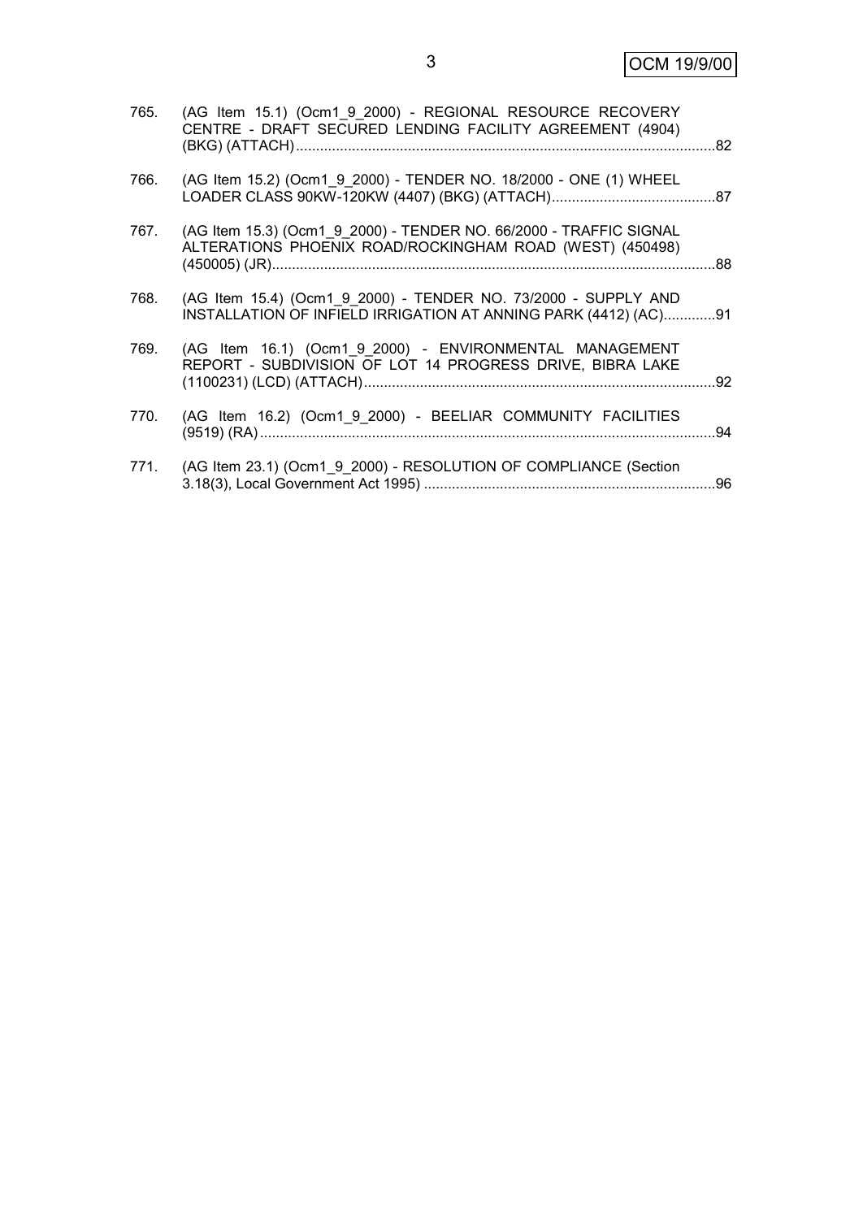765. (AG Item 15.1) (Ocm1_9_2000) - REGIONAL RESOURCE RECOVERY CENTRE - DRAFT SECURED LENDING FACILITY AGREEMENT (4904) (BKG) (ATTACH)........................................................................................................82

766. (AG Item 15.2) (Ocm1_9_2000) - TENDER NO. 18/2000 - ONE (1) WHEEL LOADER CLASS 90KW-120KW (4407) (BKG) (ATTACH).........................................87

767. (AG Item 15.3) (Ocm1_9_2000) - TENDER NO. 66/2000 - TRAFFIC SIGNAL ALTERATIONS PHOENIX ROAD/ROCKINGHAM ROAD (WEST) (450498) (450005) (JR)..............................................................................................................88

768. (AG Item 15.4) (Ocm1_9_2000) - TENDER NO. 73/2000 - SUPPLY AND INSTALLATION OF INFIELD IRRIGATION AT ANNING PARK (4412) (AC).............91

769. (AG Item 16.1) (Ocm1_9_2000) - ENVIRONMENTAL MANAGEMENT REPORT - SUBDIVISION OF LOT 14 PROGRESS DRIVE, BIBRA LAKE (1100231) (LCD) (ATTACH)........................................................................................92

770. (AG Item 16.2) (Ocm1_9_2000) - BEELIAR COMMUNITY FACILITIES (9519) (RA).................................................................................................................94

771. (AG Item 23.1) (Ocm1_9_2000) - RESOLUTION OF COMPLIANCE (Section 3.18(3), Local Government Act 1995) .........................................................................96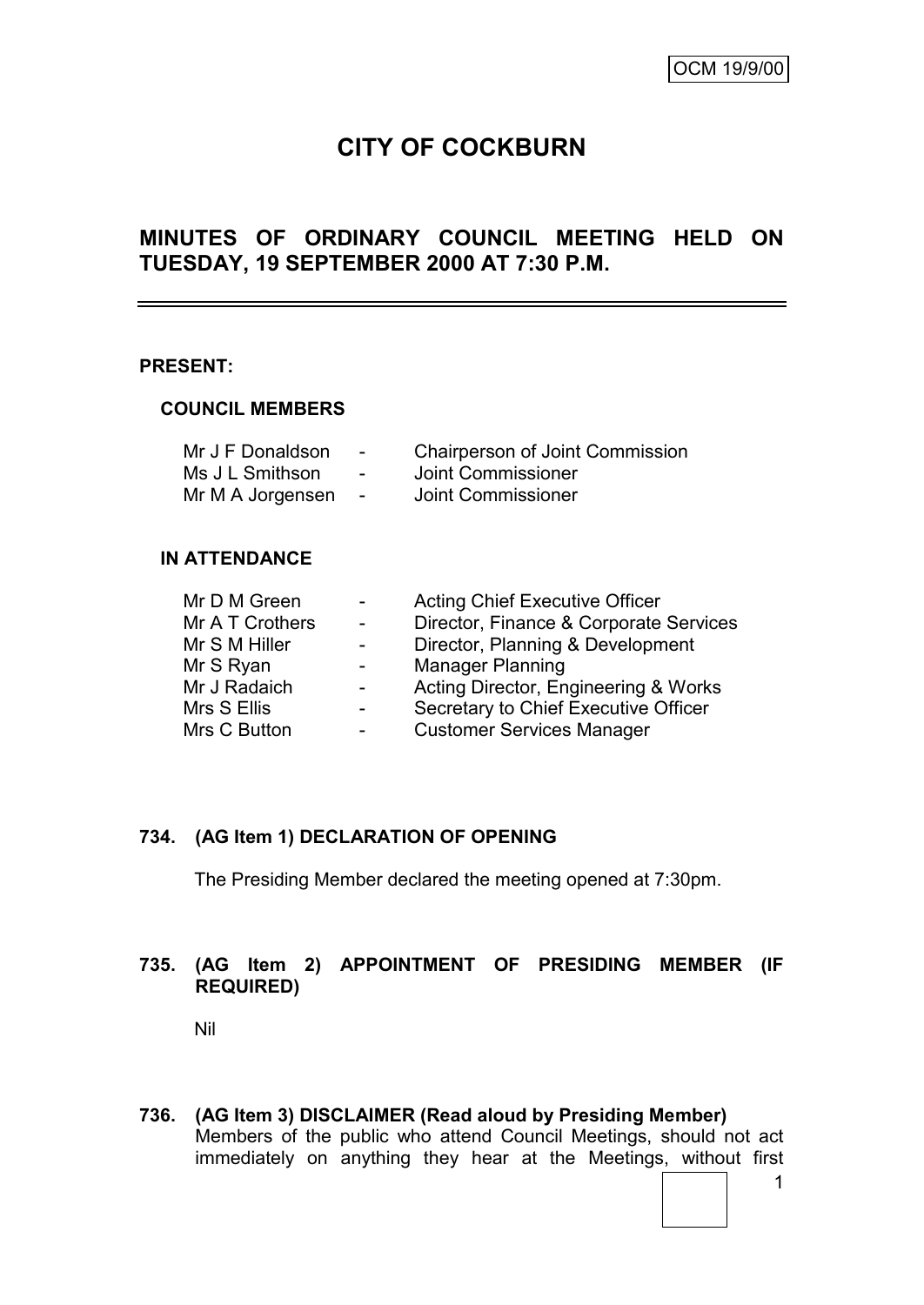OCM 19/9/00

# CITY OF COCKBURN

## MINUTES OF ORDINARY COUNCIL MEETING HELD ON TUESDAY, 19 SEPTEMBER 2000 AT 7:30 P.M.

---

**PRESENT:**

**COUNCIL MEMBERS**

| | | |
|---|---|---|
| Mr J F Donaldson | - | Chairperson of Joint Commission |
| Ms J L Smithson | - | Joint Commissioner |
| Mr M A Jorgensen | - | Joint Commissioner |

**IN ATTENDANCE**

| | | |
|---|---|---|
| Mr D M Green | - | Acting Chief Executive Officer |
| Mr A T Crothers | - | Director, Finance & Corporate Services |
| Mr S M Hiller | - | Director, Planning & Development |
| Mr S Ryan | - | Manager Planning |
| Mr J Radaich | - | Acting Director, Engineering & Works |
| Mrs S Ellis | - | Secretary to Chief Executive Officer |
| Mrs C Button | - | Customer Services Manager |

**734. (AG Item 1) DECLARATION OF OPENING**

The Presiding Member declared the meeting opened at 7:30pm.

**735. (AG Item 2) APPOINTMENT OF PRESIDING MEMBER (IF REQUIRED)**

Nil

**736. (AG Item 3) DISCLAIMER (Read aloud by Presiding Member)**

Members of the public who attend Council Meetings, should not act immediately on anything they hear at the Meetings, without first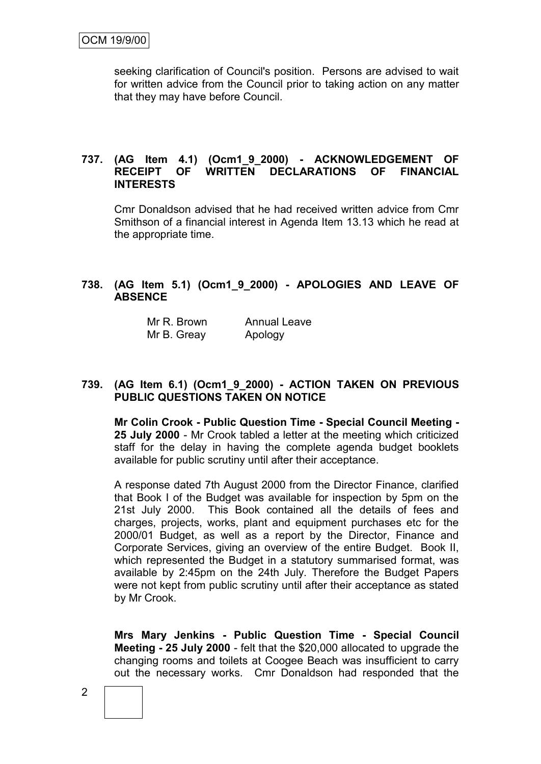seeking clarification of Council's position. Persons are advised to wait for written advice from the Council prior to taking action on any matter that they may have before Council.

**737. (AG Item 4.1) (Ocm1_9_2000) - ACKNOWLEDGEMENT OF RECEIPT OF WRITTEN DECLARATIONS OF FINANCIAL INTERESTS**

Cmr Donaldson advised that he had received written advice from Cmr Smithson of a financial interest in Agenda Item 13.13 which he read at the appropriate time.

**738. (AG Item 5.1) (Ocm1_9_2000) - APOLOGIES AND LEAVE OF ABSENCE**

| | |
|---|---|
| Mr R. Brown | Annual Leave |
| Mr B. Greay | Apology |

**739. (AG Item 6.1) (Ocm1_9_2000) - ACTION TAKEN ON PREVIOUS PUBLIC QUESTIONS TAKEN ON NOTICE**

**Mr Colin Crook - Public Question Time - Special Council Meeting - 25 July 2000** - Mr Crook tabled a letter at the meeting which criticized staff for the delay in having the complete agenda budget booklets available for public scrutiny until after their acceptance.

A response dated 7th August 2000 from the Director Finance, clarified that Book I of the Budget was available for inspection by 5pm on the 21st July 2000. This Book contained all the details of fees and charges, projects, works, plant and equipment purchases etc for the 2000/01 Budget, as well as a report by the Director, Finance and Corporate Services, giving an overview of the entire Budget. Book II, which represented the Budget in a statutory summarised format, was available by 2:45pm on the 24th July. Therefore the Budget Papers were not kept from public scrutiny until after their acceptance as stated by Mr Crook.

**Mrs Mary Jenkins - Public Question Time - Special Council Meeting - 25 July 2000** - felt that the $20,000 allocated to upgrade the changing rooms and toilets at Coogee Beach was insufficient to carry out the necessary works. Cmr Donaldson had responded that the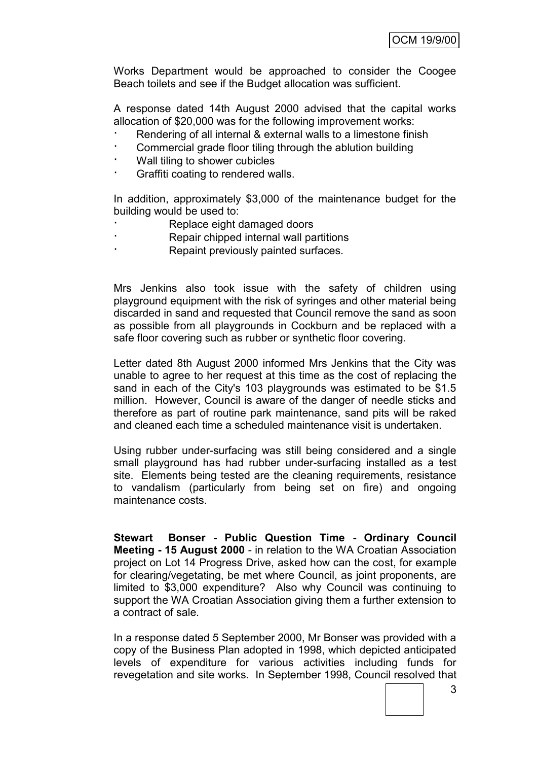Works Department would be approached to consider the Coogee Beach toilets and see if the Budget allocation was sufficient.

A response dated 14th August 2000 advised that the capital works allocation of $20,000 was for the following improvement works:

- Rendering of all internal & external walls to a limestone finish
- Commercial grade floor tiling through the ablution building
- Wall tiling to shower cubicles
- Graffiti coating to rendered walls.

In addition, approximately $3,000 of the maintenance budget for the building would be used to:

- Replace eight damaged doors
- Repair chipped internal wall partitions
- Repaint previously painted surfaces.

Mrs Jenkins also took issue with the safety of children using playground equipment with the risk of syringes and other material being discarded in sand and requested that Council remove the sand as soon as possible from all playgrounds in Cockburn and be replaced with a safe floor covering such as rubber or synthetic floor covering.

Letter dated 8th August 2000 informed Mrs Jenkins that the City was unable to agree to her request at this time as the cost of replacing the sand in each of the City's 103 playgrounds was estimated to be $1.5 million. However, Council is aware of the danger of needle sticks and therefore as part of routine park maintenance, sand pits will be raked and cleaned each time a scheduled maintenance visit is undertaken.

Using rubber under-surfacing was still being considered and a single small playground has had rubber under-surfacing installed as a test site. Elements being tested are the cleaning requirements, resistance to vandalism (particularly from being set on fire) and ongoing maintenance costs.

**Stewart Bonser - Public Question Time - Ordinary Council Meeting - 15 August 2000** - in relation to the WA Croatian Association project on Lot 14 Progress Drive, asked how can the cost, for example for clearing/vegetating, be met where Council, as joint proponents, are limited to $3,000 expenditure? Also why Council was continuing to support the WA Croatian Association giving them a further extension to a contract of sale.

In a response dated 5 September 2000, Mr Bonser was provided with a copy of the Business Plan adopted in 1998, which depicted anticipated levels of expenditure for various activities including funds for revegetation and site works. In September 1998, Council resolved that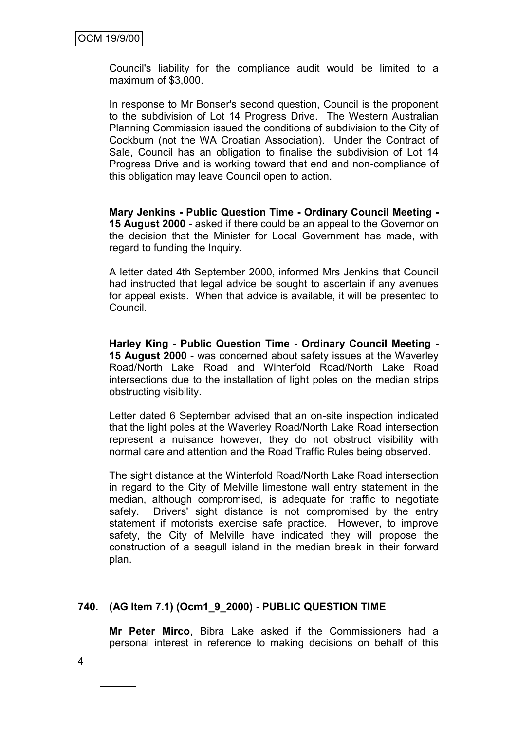Council's liability for the compliance audit would be limited to a maximum of $3,000.

In response to Mr Bonser's second question, Council is the proponent to the subdivision of Lot 14 Progress Drive. The Western Australian Planning Commission issued the conditions of subdivision to the City of Cockburn (not the WA Croatian Association). Under the Contract of Sale, Council has an obligation to finalise the subdivision of Lot 14 Progress Drive and is working toward that end and non-compliance of this obligation may leave Council open to action.

**Mary Jenkins - Public Question Time - Ordinary Council Meeting - 15 August 2000** - asked if there could be an appeal to the Governor on the decision that the Minister for Local Government has made, with regard to funding the Inquiry.

A letter dated 4th September 2000, informed Mrs Jenkins that Council had instructed that legal advice be sought to ascertain if any avenues for appeal exists. When that advice is available, it will be presented to Council.

**Harley King - Public Question Time - Ordinary Council Meeting - 15 August 2000** - was concerned about safety issues at the Waverley Road/North Lake Road and Winterfold Road/North Lake Road intersections due to the installation of light poles on the median strips obstructing visibility.

Letter dated 6 September advised that an on-site inspection indicated that the light poles at the Waverley Road/North Lake Road intersection represent a nuisance however, they do not obstruct visibility with normal care and attention and the Road Traffic Rules being observed.

The sight distance at the Winterfold Road/North Lake Road intersection in regard to the City of Melville limestone wall entry statement in the median, although compromised, is adequate for traffic to negotiate safely. Drivers' sight distance is not compromised by the entry statement if motorists exercise safe practice. However, to improve safety, the City of Melville have indicated they will propose the construction of a seagull island in the median break in their forward plan.

## 740. (AG Item 7.1) (Ocm1_9_2000) - PUBLIC QUESTION TIME

**Mr Peter Mirco**, Bibra Lake asked if the Commissioners had a personal interest in reference to making decisions on behalf of this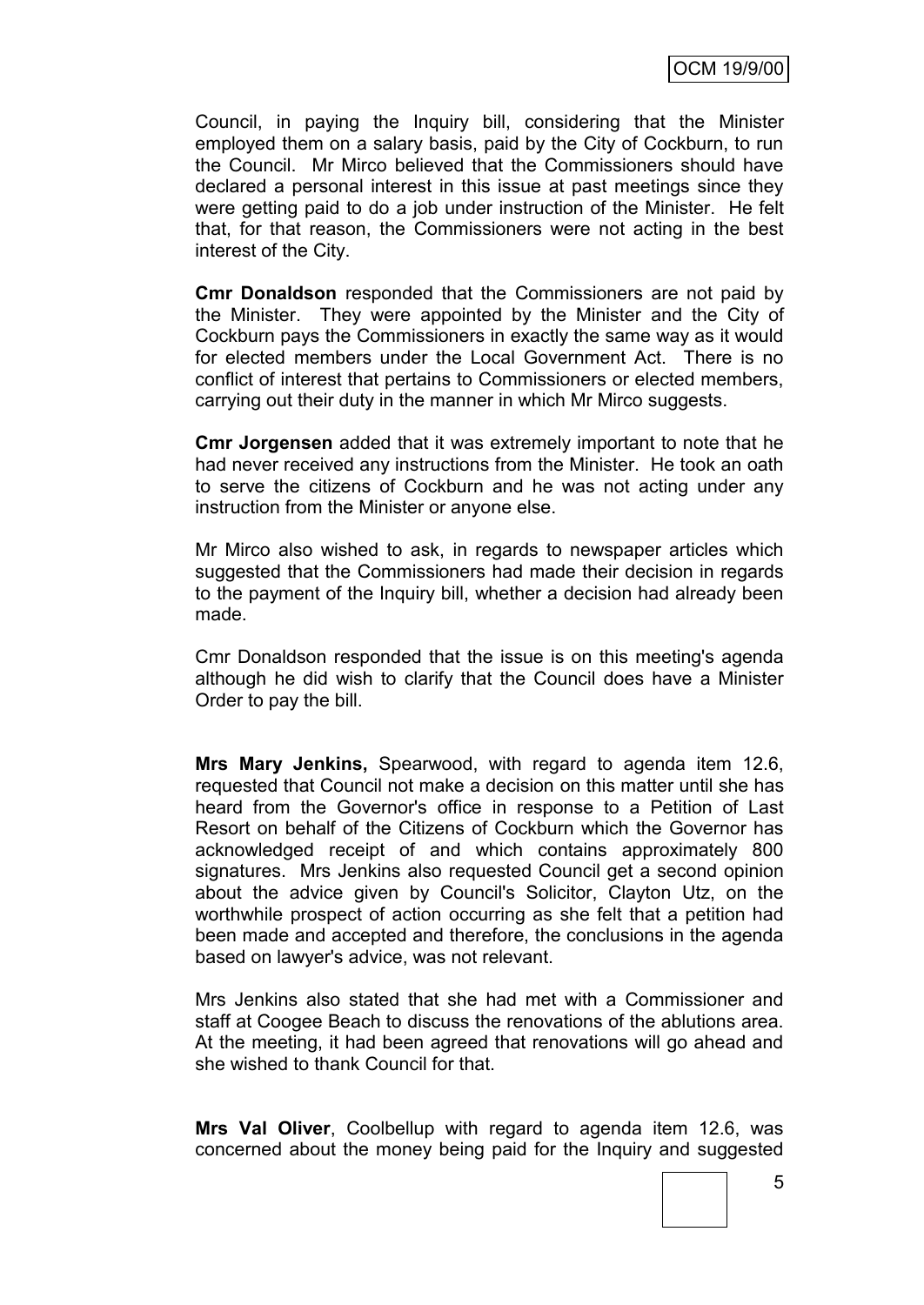Council, in paying the Inquiry bill, considering that the Minister employed them on a salary basis, paid by the City of Cockburn, to run the Council. Mr Mirco believed that the Commissioners should have declared a personal interest in this issue at past meetings since they were getting paid to do a job under instruction of the Minister. He felt that, for that reason, the Commissioners were not acting in the best interest of the City.

**Cmr Donaldson** responded that the Commissioners are not paid by the Minister. They were appointed by the Minister and the City of Cockburn pays the Commissioners in exactly the same way as it would for elected members under the Local Government Act. There is no conflict of interest that pertains to Commissioners or elected members, carrying out their duty in the manner in which Mr Mirco suggests.

**Cmr Jorgensen** added that it was extremely important to note that he had never received any instructions from the Minister. He took an oath to serve the citizens of Cockburn and he was not acting under any instruction from the Minister or anyone else.

Mr Mirco also wished to ask, in regards to newspaper articles which suggested that the Commissioners had made their decision in regards to the payment of the Inquiry bill, whether a decision had already been made.

Cmr Donaldson responded that the issue is on this meeting's agenda although he did wish to clarify that the Council does have a Minister Order to pay the bill.

**Mrs Mary Jenkins,** Spearwood, with regard to agenda item 12.6, requested that Council not make a decision on this matter until she has heard from the Governor's office in response to a Petition of Last Resort on behalf of the Citizens of Cockburn which the Governor has acknowledged receipt of and which contains approximately 800 signatures. Mrs Jenkins also requested Council get a second opinion about the advice given by Council's Solicitor, Clayton Utz, on the worthwhile prospect of action occurring as she felt that a petition had been made and accepted and therefore, the conclusions in the agenda based on lawyer's advice, was not relevant.

Mrs Jenkins also stated that she had met with a Commissioner and staff at Coogee Beach to discuss the renovations of the ablutions area. At the meeting, it had been agreed that renovations will go ahead and she wished to thank Council for that.

**Mrs Val Oliver**, Coolbellup with regard to agenda item 12.6, was concerned about the money being paid for the Inquiry and suggested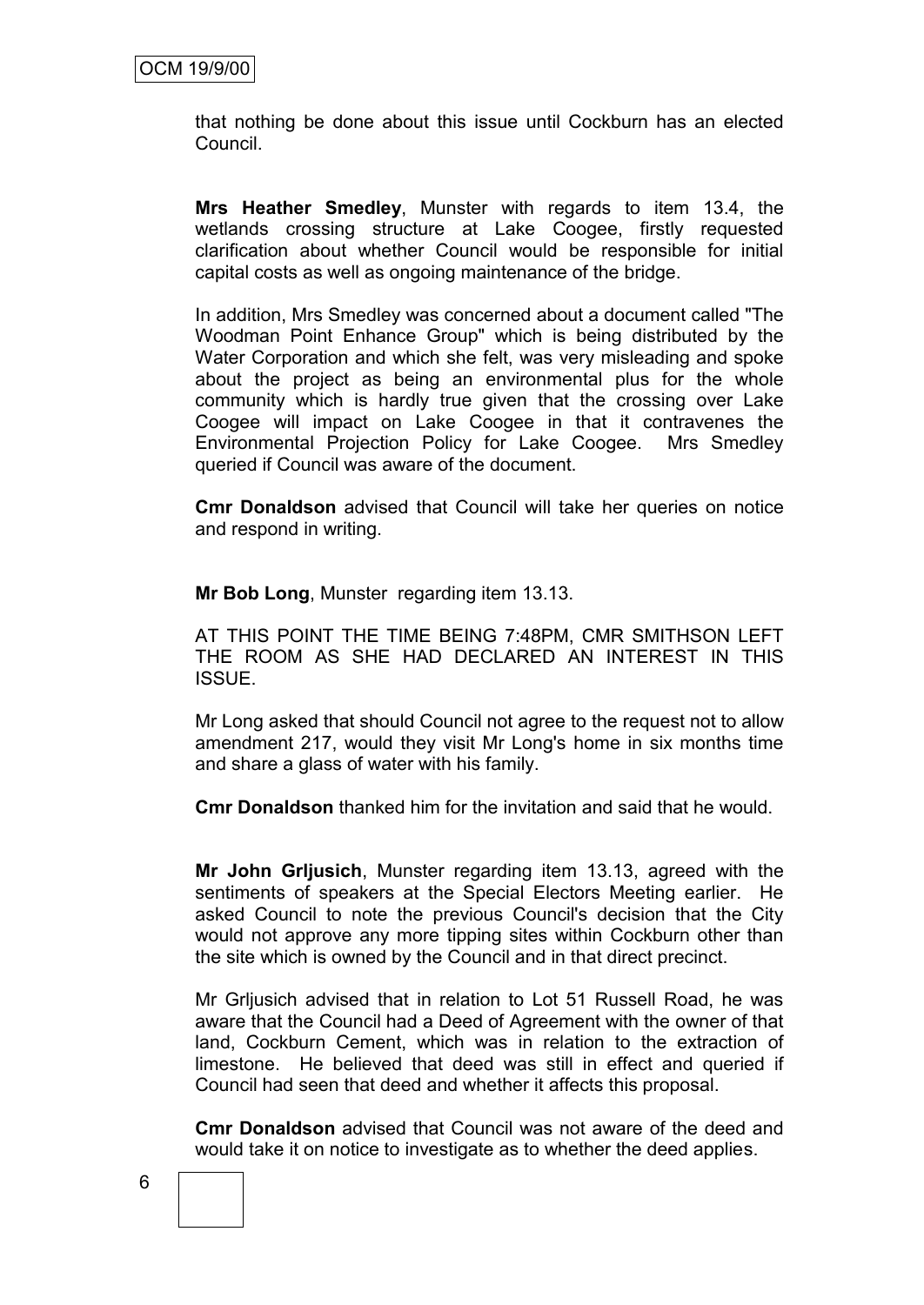that nothing be done about this issue until Cockburn has an elected Council.

**Mrs Heather Smedley**, Munster with regards to item 13.4, the wetlands crossing structure at Lake Coogee, firstly requested clarification about whether Council would be responsible for initial capital costs as well as ongoing maintenance of the bridge.

In addition, Mrs Smedley was concerned about a document called "The Woodman Point Enhance Group" which is being distributed by the Water Corporation and which she felt, was very misleading and spoke about the project as being an environmental plus for the whole community which is hardly true given that the crossing over Lake Coogee will impact on Lake Coogee in that it contravenes the Environmental Projection Policy for Lake Coogee. Mrs Smedley queried if Council was aware of the document.

**Cmr Donaldson** advised that Council will take her queries on notice and respond in writing.

**Mr Bob Long**, Munster regarding item 13.13.

AT THIS POINT THE TIME BEING 7:48PM, CMR SMITHSON LEFT THE ROOM AS SHE HAD DECLARED AN INTEREST IN THIS ISSUE.

Mr Long asked that should Council not agree to the request not to allow amendment 217, would they visit Mr Long's home in six months time and share a glass of water with his family.

**Cmr Donaldson** thanked him for the invitation and said that he would.

**Mr John Grljusich**, Munster regarding item 13.13, agreed with the sentiments of speakers at the Special Electors Meeting earlier. He asked Council to note the previous Council's decision that the City would not approve any more tipping sites within Cockburn other than the site which is owned by the Council and in that direct precinct.

Mr Grljusich advised that in relation to Lot 51 Russell Road, he was aware that the Council had a Deed of Agreement with the owner of that land, Cockburn Cement, which was in relation to the extraction of limestone. He believed that deed was still in effect and queried if Council had seen that deed and whether it affects this proposal.

**Cmr Donaldson** advised that Council was not aware of the deed and would take it on notice to investigate as to whether the deed applies.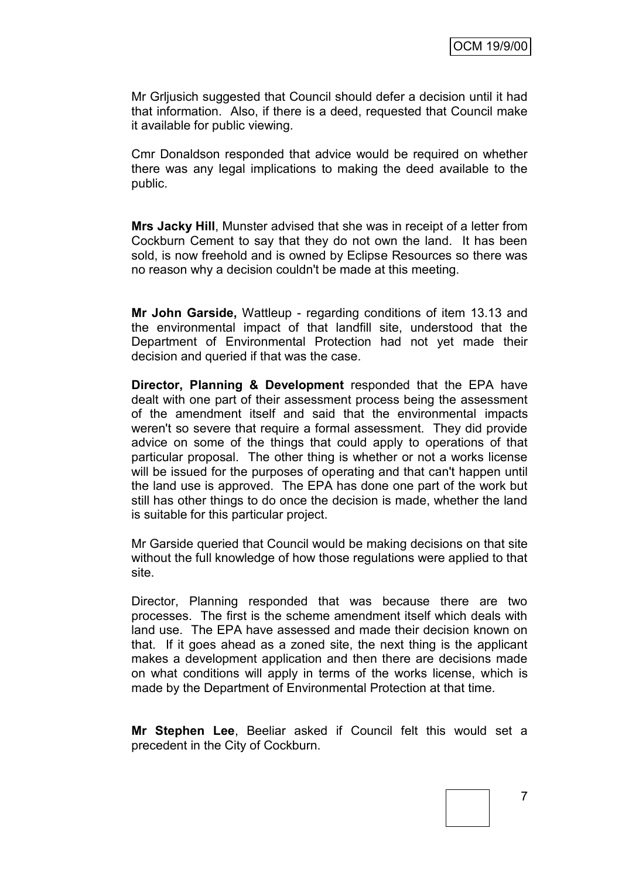Mr Grljusich suggested that Council should defer a decision until it had that information. Also, if there is a deed, requested that Council make it available for public viewing.

Cmr Donaldson responded that advice would be required on whether there was any legal implications to making the deed available to the public.

**Mrs Jacky Hill**, Munster advised that she was in receipt of a letter from Cockburn Cement to say that they do not own the land. It has been sold, is now freehold and is owned by Eclipse Resources so there was no reason why a decision couldn't be made at this meeting.

**Mr John Garside,** Wattleup - regarding conditions of item 13.13 and the environmental impact of that landfill site, understood that the Department of Environmental Protection had not yet made their decision and queried if that was the case.

**Director, Planning & Development** responded that the EPA have dealt with one part of their assessment process being the assessment of the amendment itself and said that the environmental impacts weren't so severe that require a formal assessment. They did provide advice on some of the things that could apply to operations of that particular proposal. The other thing is whether or not a works license will be issued for the purposes of operating and that can't happen until the land use is approved. The EPA has done one part of the work but still has other things to do once the decision is made, whether the land is suitable for this particular project.

Mr Garside queried that Council would be making decisions on that site without the full knowledge of how those regulations were applied to that site.

Director, Planning responded that was because there are two processes. The first is the scheme amendment itself which deals with land use. The EPA have assessed and made their decision known on that. If it goes ahead as a zoned site, the next thing is the applicant makes a development application and then there are decisions made on what conditions will apply in terms of the works license, which is made by the Department of Environmental Protection at that time.

**Mr Stephen Lee**, Beeliar asked if Council felt this would set a precedent in the City of Cockburn.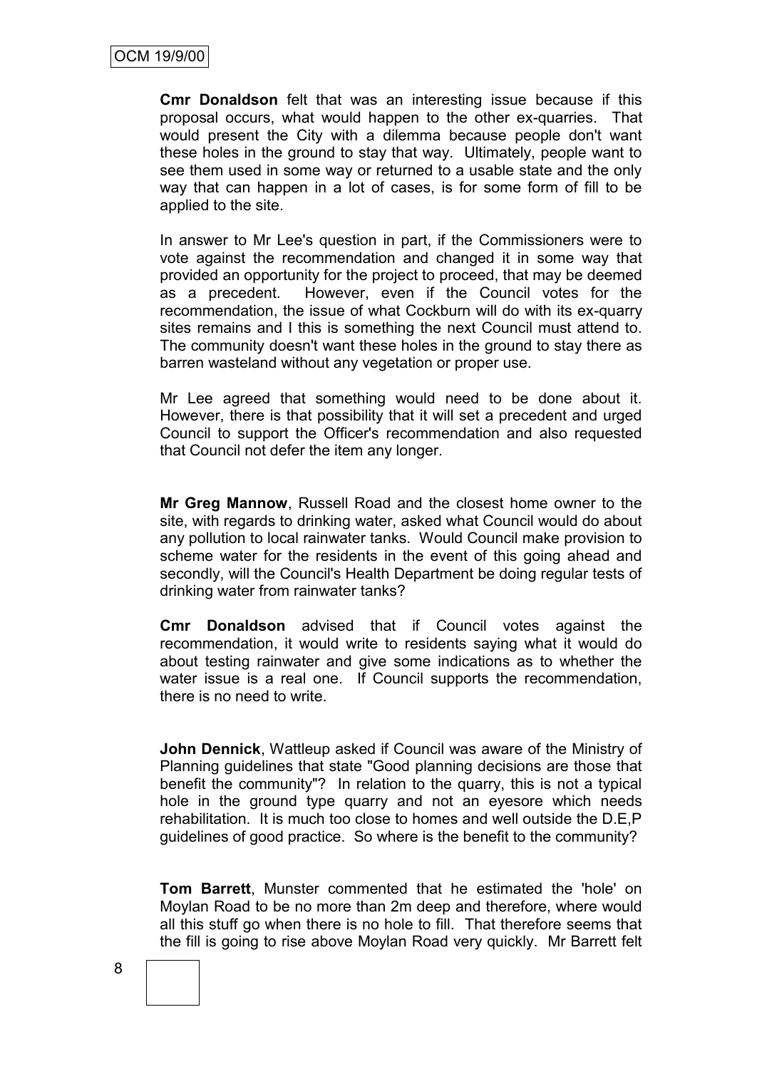**Cmr Donaldson** felt that was an interesting issue because if this proposal occurs, what would happen to the other ex-quarries. That would present the City with a dilemma because people don't want these holes in the ground to stay that way. Ultimately, people want to see them used in some way or returned to a usable state and the only way that can happen in a lot of cases, is for some form of fill to be applied to the site.

In answer to Mr Lee's question in part, if the Commissioners were to vote against the recommendation and changed it in some way that provided an opportunity for the project to proceed, that may be deemed as a precedent. However, even if the Council votes for the recommendation, the issue of what Cockburn will do with its ex-quarry sites remains and I this is something the next Council must attend to. The community doesn't want these holes in the ground to stay there as barren wasteland without any vegetation or proper use.

Mr Lee agreed that something would need to be done about it. However, there is that possibility that it will set a precedent and urged Council to support the Officer's recommendation and also requested that Council not defer the item any longer.

**Mr Greg Mannow**, Russell Road and the closest home owner to the site, with regards to drinking water, asked what Council would do about any pollution to local rainwater tanks. Would Council make provision to scheme water for the residents in the event of this going ahead and secondly, will the Council's Health Department be doing regular tests of drinking water from rainwater tanks?

**Cmr Donaldson** advised that if Council votes against the recommendation, it would write to residents saying what it would do about testing rainwater and give some indications as to whether the water issue is a real one. If Council supports the recommendation, there is no need to write.

**John Dennick**, Wattleup asked if Council was aware of the Ministry of Planning guidelines that state "Good planning decisions are those that benefit the community"? In relation to the quarry, this is not a typical hole in the ground type quarry and not an eyesore which needs rehabilitation. It is much too close to homes and well outside the D.E,P guidelines of good practice. So where is the benefit to the community?

**Tom Barrett**, Munster commented that he estimated the 'hole' on Moylan Road to be no more than 2m deep and therefore, where would all this stuff go when there is no hole to fill. That therefore seems that the fill is going to rise above Moylan Road very quickly. Mr Barrett felt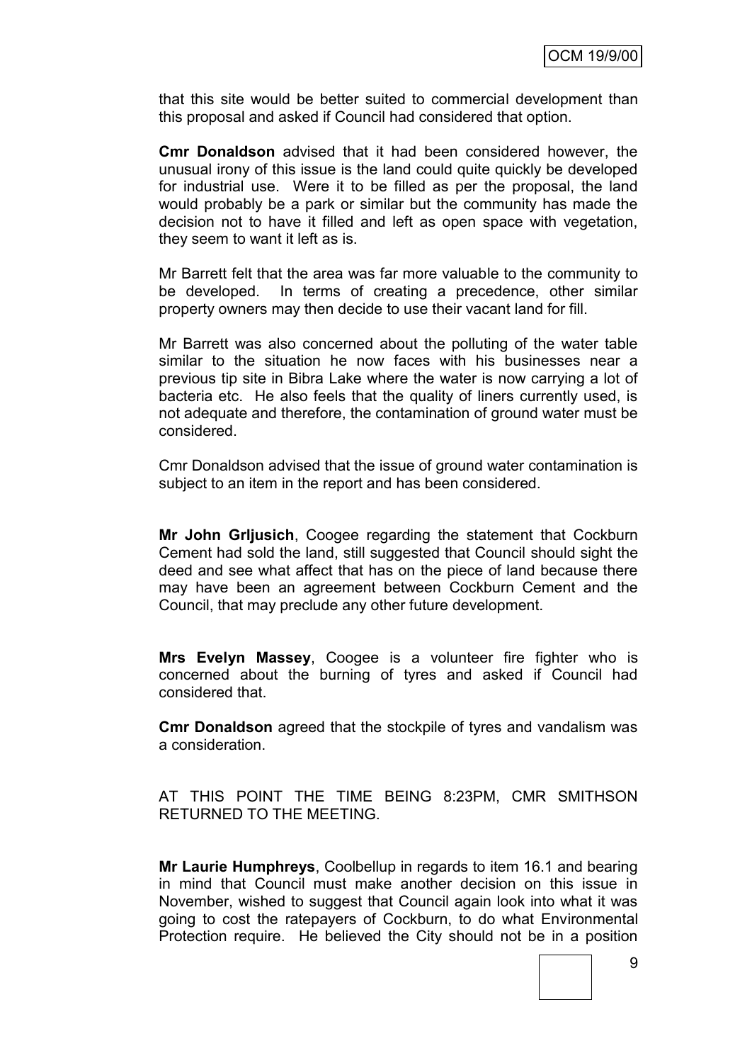that this site would be better suited to commercial development than this proposal and asked if Council had considered that option.

**Cmr Donaldson** advised that it had been considered however, the unusual irony of this issue is the land could quite quickly be developed for industrial use. Were it to be filled as per the proposal, the land would probably be a park or similar but the community has made the decision not to have it filled and left as open space with vegetation, they seem to want it left as is.

Mr Barrett felt that the area was far more valuable to the community to be developed. In terms of creating a precedence, other similar property owners may then decide to use their vacant land for fill.

Mr Barrett was also concerned about the polluting of the water table similar to the situation he now faces with his businesses near a previous tip site in Bibra Lake where the water is now carrying a lot of bacteria etc. He also feels that the quality of liners currently used, is not adequate and therefore, the contamination of ground water must be considered.

Cmr Donaldson advised that the issue of ground water contamination is subject to an item in the report and has been considered.

**Mr John Grljusich**, Coogee regarding the statement that Cockburn Cement had sold the land, still suggested that Council should sight the deed and see what affect that has on the piece of land because there may have been an agreement between Cockburn Cement and the Council, that may preclude any other future development.

**Mrs Evelyn Massey**, Coogee is a volunteer fire fighter who is concerned about the burning of tyres and asked if Council had considered that.

**Cmr Donaldson** agreed that the stockpile of tyres and vandalism was a consideration.

AT THIS POINT THE TIME BEING 8:23PM, CMR SMITHSON RETURNED TO THE MEETING.

**Mr Laurie Humphreys**, Coolbellup in regards to item 16.1 and bearing in mind that Council must make another decision on this issue in November, wished to suggest that Council again look into what it was going to cost the ratepayers of Cockburn, to do what Environmental Protection require. He believed the City should not be in a position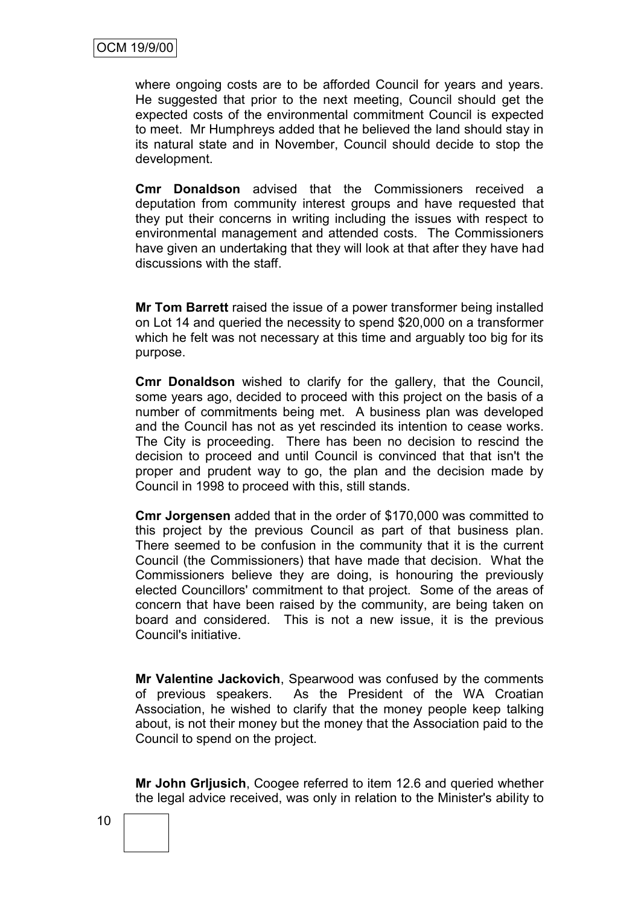where ongoing costs are to be afforded Council for years and years. He suggested that prior to the next meeting, Council should get the expected costs of the environmental commitment Council is expected to meet. Mr Humphreys added that he believed the land should stay in its natural state and in November, Council should decide to stop the development.

**Cmr Donaldson** advised that the Commissioners received a deputation from community interest groups and have requested that they put their concerns in writing including the issues with respect to environmental management and attended costs. The Commissioners have given an undertaking that they will look at that after they have had discussions with the staff.

**Mr Tom Barrett** raised the issue of a power transformer being installed on Lot 14 and queried the necessity to spend $20,000 on a transformer which he felt was not necessary at this time and arguably too big for its purpose.

**Cmr Donaldson** wished to clarify for the gallery, that the Council, some years ago, decided to proceed with this project on the basis of a number of commitments being met. A business plan was developed and the Council has not as yet rescinded its intention to cease works. The City is proceeding. There has been no decision to rescind the decision to proceed and until Council is convinced that that isn't the proper and prudent way to go, the plan and the decision made by Council in 1998 to proceed with this, still stands.

**Cmr Jorgensen** added that in the order of $170,000 was committed to this project by the previous Council as part of that business plan. There seemed to be confusion in the community that it is the current Council (the Commissioners) that have made that decision. What the Commissioners believe they are doing, is honouring the previously elected Councillors' commitment to that project. Some of the areas of concern that have been raised by the community, are being taken on board and considered. This is not a new issue, it is the previous Council's initiative.

**Mr Valentine Jackovich**, Spearwood was confused by the comments of previous speakers. As the President of the WA Croatian Association, he wished to clarify that the money people keep talking about, is not their money but the money that the Association paid to the Council to spend on the project.

**Mr John Grljusich**, Coogee referred to item 12.6 and queried whether the legal advice received, was only in relation to the Minister's ability to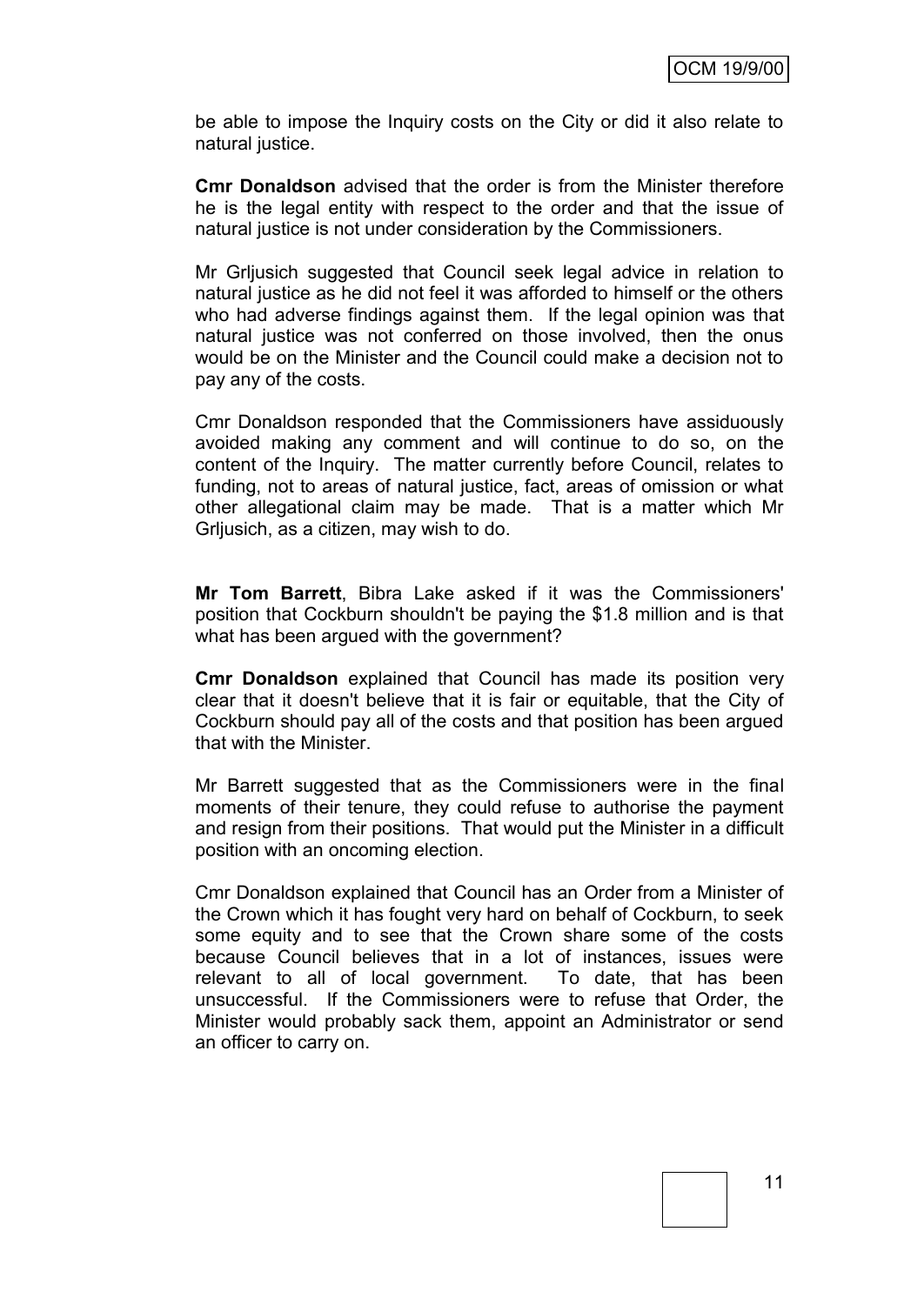be able to impose the Inquiry costs on the City or did it also relate to natural justice.

**Cmr Donaldson** advised that the order is from the Minister therefore he is the legal entity with respect to the order and that the issue of natural justice is not under consideration by the Commissioners.

Mr Grljusich suggested that Council seek legal advice in relation to natural justice as he did not feel it was afforded to himself or the others who had adverse findings against them. If the legal opinion was that natural justice was not conferred on those involved, then the onus would be on the Minister and the Council could make a decision not to pay any of the costs.

Cmr Donaldson responded that the Commissioners have assiduously avoided making any comment and will continue to do so, on the content of the Inquiry. The matter currently before Council, relates to funding, not to areas of natural justice, fact, areas of omission or what other allegational claim may be made. That is a matter which Mr Grljusich, as a citizen, may wish to do.

**Mr Tom Barrett**, Bibra Lake asked if it was the Commissioners' position that Cockburn shouldn't be paying the $1.8 million and is that what has been argued with the government?

**Cmr Donaldson** explained that Council has made its position very clear that it doesn't believe that it is fair or equitable, that the City of Cockburn should pay all of the costs and that position has been argued that with the Minister.

Mr Barrett suggested that as the Commissioners were in the final moments of their tenure, they could refuse to authorise the payment and resign from their positions. That would put the Minister in a difficult position with an oncoming election.

Cmr Donaldson explained that Council has an Order from a Minister of the Crown which it has fought very hard on behalf of Cockburn, to seek some equity and to see that the Crown share some of the costs because Council believes that in a lot of instances, issues were relevant to all of local government. To date, that has been unsuccessful. If the Commissioners were to refuse that Order, the Minister would probably sack them, appoint an Administrator or send an officer to carry on.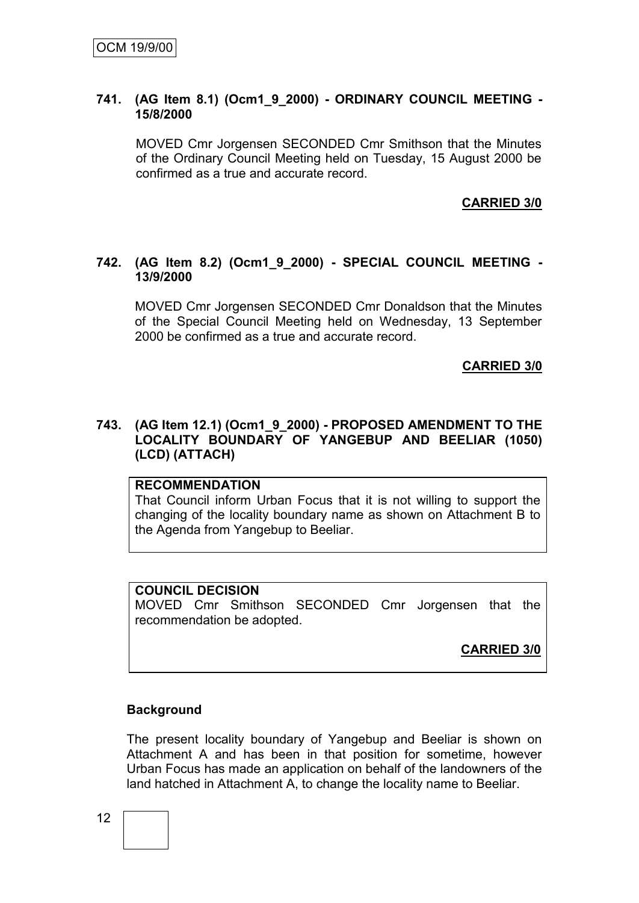**741. (AG Item 8.1) (Ocm1_9_2000) - ORDINARY COUNCIL MEETING - 15/8/2000**

MOVED Cmr Jorgensen SECONDED Cmr Smithson that the Minutes of the Ordinary Council Meeting held on Tuesday, 15 August 2000 be confirmed as a true and accurate record.

**CARRIED 3/0**

**742. (AG Item 8.2) (Ocm1_9_2000) - SPECIAL COUNCIL MEETING - 13/9/2000**

MOVED Cmr Jorgensen SECONDED Cmr Donaldson that the Minutes of the Special Council Meeting held on Wednesday, 13 September 2000 be confirmed as a true and accurate record.

**CARRIED 3/0**

**743. (AG Item 12.1) (Ocm1_9_2000) - PROPOSED AMENDMENT TO THE LOCALITY BOUNDARY OF YANGEBUP AND BEELIAR (1050) (LCD) (ATTACH)**

**RECOMMENDATION**

That Council inform Urban Focus that it is not willing to support the changing of the locality boundary name as shown on Attachment B to the Agenda from Yangebup to Beeliar.

**COUNCIL DECISION**

MOVED Cmr Smithson SECONDED Cmr Jorgensen that the recommendation be adopted.

**CARRIED 3/0**

**Background**

The present locality boundary of Yangebup and Beeliar is shown on Attachment A and has been in that position for sometime, however Urban Focus has made an application on behalf of the landowners of the land hatched in Attachment A, to change the locality name to Beeliar.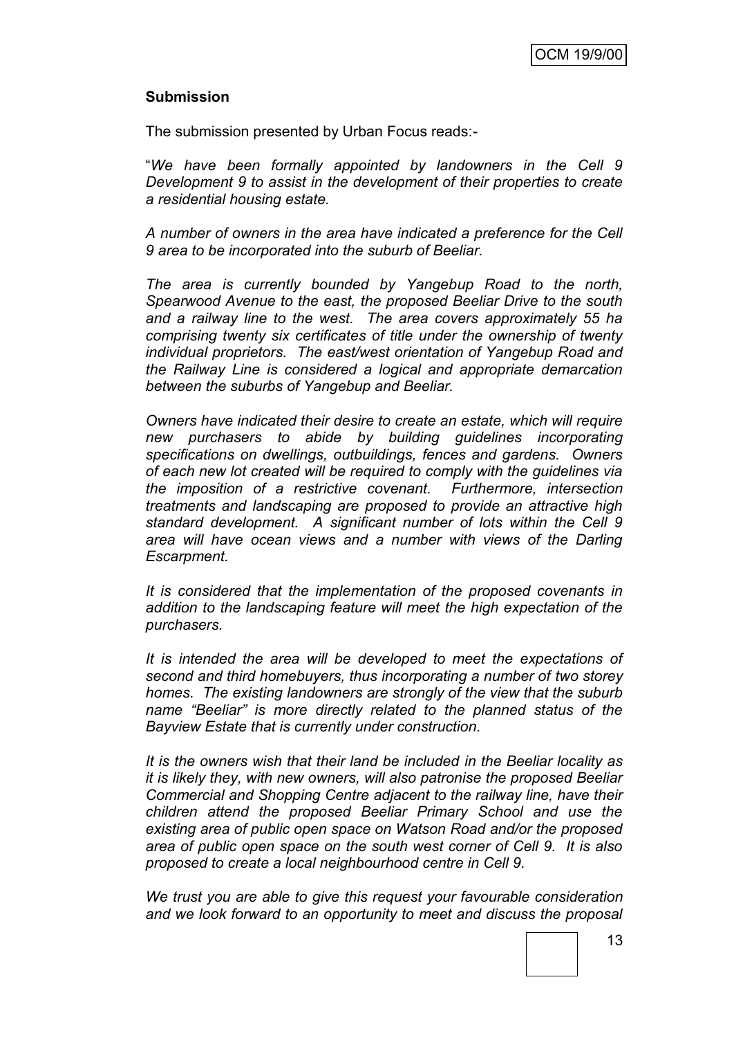**Submission**

The submission presented by Urban Focus reads:-

"*We have been formally appointed by landowners in the Cell 9 Development 9 to assist in the development of their properties to create a residential housing estate.*

*A number of owners in the area have indicated a preference for the Cell 9 area to be incorporated into the suburb of Beeliar.*

*The area is currently bounded by Yangebup Road to the north, Spearwood Avenue to the east, the proposed Beeliar Drive to the south and a railway line to the west. The area covers approximately 55 ha comprising twenty six certificates of title under the ownership of twenty individual proprietors. The east/west orientation of Yangebup Road and the Railway Line is considered a logical and appropriate demarcation between the suburbs of Yangebup and Beeliar.*

*Owners have indicated their desire to create an estate, which will require new purchasers to abide by building guidelines incorporating specifications on dwellings, outbuildings, fences and gardens. Owners of each new lot created will be required to comply with the guidelines via the imposition of a restrictive covenant. Furthermore, intersection treatments and landscaping are proposed to provide an attractive high standard development. A significant number of lots within the Cell 9 area will have ocean views and a number with views of the Darling Escarpment.*

*It is considered that the implementation of the proposed covenants in addition to the landscaping feature will meet the high expectation of the purchasers.*

*It is intended the area will be developed to meet the expectations of second and third homebuyers, thus incorporating a number of two storey homes. The existing landowners are strongly of the view that the suburb name "Beeliar" is more directly related to the planned status of the Bayview Estate that is currently under construction.*

*It is the owners wish that their land be included in the Beeliar locality as it is likely they, with new owners, will also patronise the proposed Beeliar Commercial and Shopping Centre adjacent to the railway line, have their children attend the proposed Beeliar Primary School and use the existing area of public open space on Watson Road and/or the proposed area of public open space on the south west corner of Cell 9. It is also proposed to create a local neighbourhood centre in Cell 9.*

*We trust you are able to give this request your favourable consideration and we look forward to an opportunity to meet and discuss the proposal*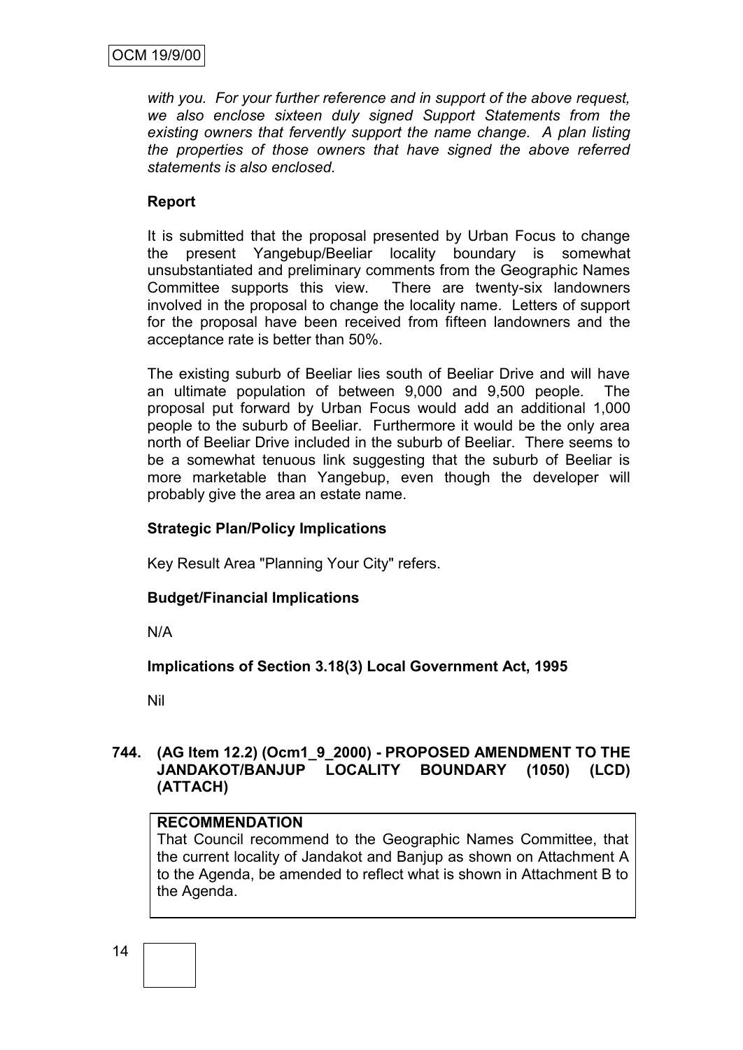*with you. For your further reference and in support of the above request, we also enclose sixteen duly signed Support Statements from the existing owners that fervently support the name change. A plan listing the properties of those owners that have signed the above referred statements is also enclosed.*

**Report**

It is submitted that the proposal presented by Urban Focus to change the present Yangebup/Beeliar locality boundary is somewhat unsubstantiated and preliminary comments from the Geographic Names Committee supports this view. There are twenty-six landowners involved in the proposal to change the locality name. Letters of support for the proposal have been received from fifteen landowners and the acceptance rate is better than 50%.

The existing suburb of Beeliar lies south of Beeliar Drive and will have an ultimate population of between 9,000 and 9,500 people. The proposal put forward by Urban Focus would add an additional 1,000 people to the suburb of Beeliar. Furthermore it would be the only area north of Beeliar Drive included in the suburb of Beeliar. There seems to be a somewhat tenuous link suggesting that the suburb of Beeliar is more marketable than Yangebup, even though the developer will probably give the area an estate name.

**Strategic Plan/Policy Implications**

Key Result Area "Planning Your City" refers.

**Budget/Financial Implications**

N/A

**Implications of Section 3.18(3) Local Government Act, 1995**

Nil

## 744. (AG Item 12.2) (Ocm1_9_2000) - PROPOSED AMENDMENT TO THE JANDAKOT/BANJUP LOCALITY BOUNDARY (1050) (LCD) (ATTACH)

**RECOMMENDATION**

That Council recommend to the Geographic Names Committee, that the current locality of Jandakot and Banjup as shown on Attachment A to the Agenda, be amended to reflect what is shown in Attachment B to the Agenda.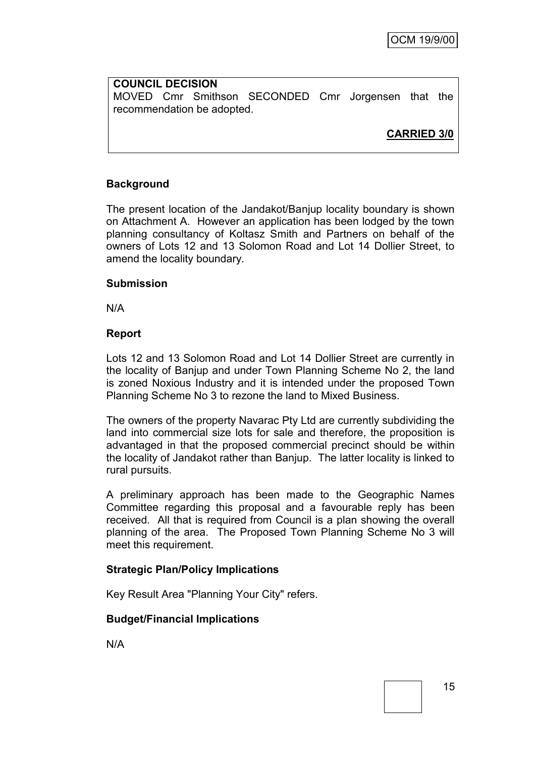**COUNCIL DECISION**
MOVED Cmr Smithson SECONDED Cmr Jorgensen that the recommendation be adopted.

**CARRIED 3/0**

**Background**

The present location of the Jandakot/Banjup locality boundary is shown on Attachment A. However an application has been lodged by the town planning consultancy of Koltasz Smith and Partners on behalf of the owners of Lots 12 and 13 Solomon Road and Lot 14 Dollier Street, to amend the locality boundary.

**Submission**

N/A

**Report**

Lots 12 and 13 Solomon Road and Lot 14 Dollier Street are currently in the locality of Banjup and under Town Planning Scheme No 2, the land is zoned Noxious Industry and it is intended under the proposed Town Planning Scheme No 3 to rezone the land to Mixed Business.

The owners of the property Navarac Pty Ltd are currently subdividing the land into commercial size lots for sale and therefore, the proposition is advantaged in that the proposed commercial precinct should be within the locality of Jandakot rather than Banjup. The latter locality is linked to rural pursuits.

A preliminary approach has been made to the Geographic Names Committee regarding this proposal and a favourable reply has been received. All that is required from Council is a plan showing the overall planning of the area. The Proposed Town Planning Scheme No 3 will meet this requirement.

**Strategic Plan/Policy Implications**

Key Result Area "Planning Your City" refers.

**Budget/Financial Implications**

N/A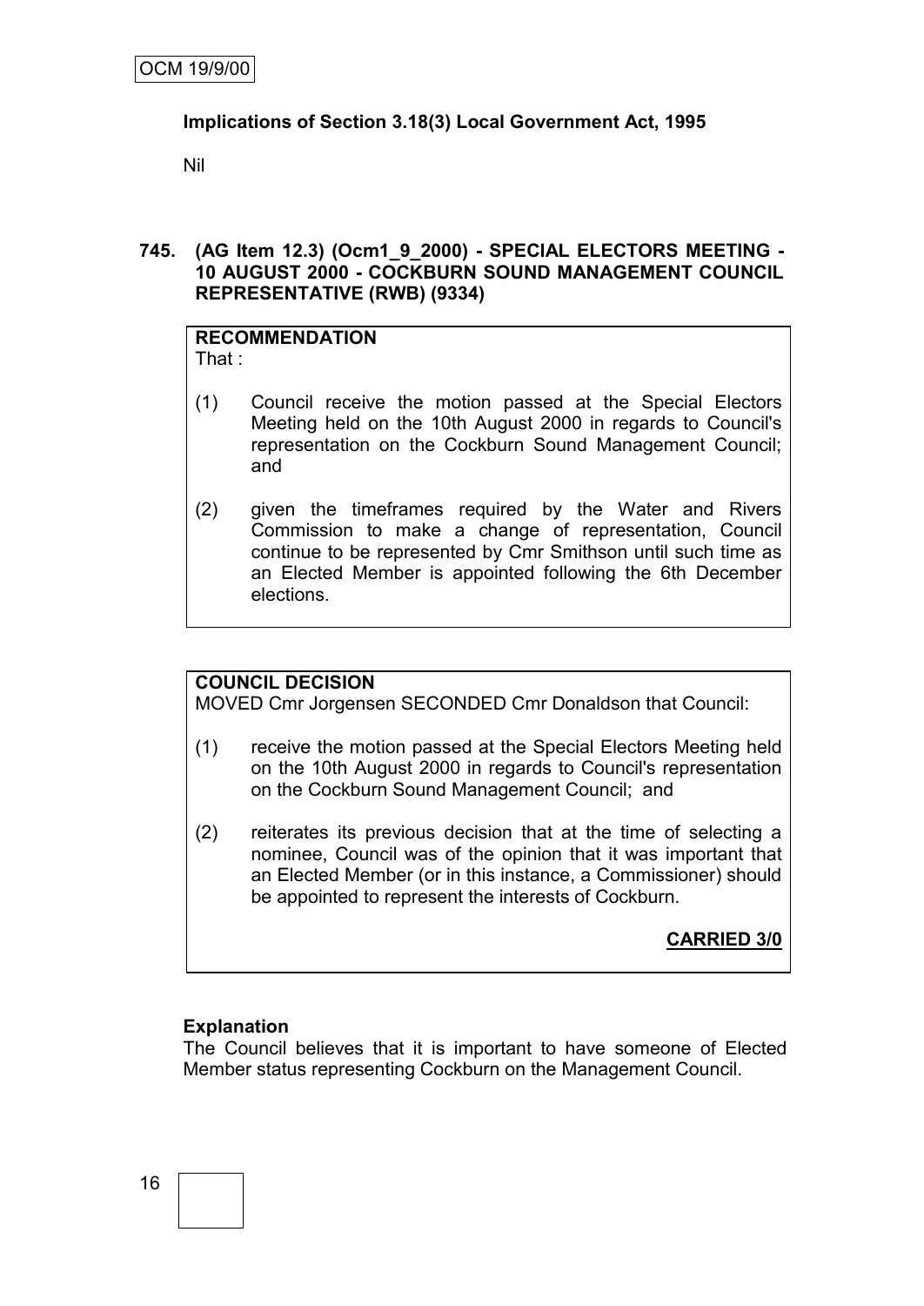**Implications of Section 3.18(3) Local Government Act, 1995**

Nil

**745. (AG Item 12.3) (Ocm1_9_2000) - SPECIAL ELECTORS MEETING - 10 AUGUST 2000 - COCKBURN SOUND MANAGEMENT COUNCIL REPRESENTATIVE (RWB) (9334)**

**RECOMMENDATION**
That :

(1) Council receive the motion passed at the Special Electors Meeting held on the 10th August 2000 in regards to Council's representation on the Cockburn Sound Management Council; and

(2) given the timeframes required by the Water and Rivers Commission to make a change of representation, Council continue to be represented by Cmr Smithson until such time as an Elected Member is appointed following the 6th December elections.

**COUNCIL DECISION**
MOVED Cmr Jorgensen SECONDED Cmr Donaldson that Council:

(1) receive the motion passed at the Special Electors Meeting held on the 10th August 2000 in regards to Council's representation on the Cockburn Sound Management Council; and

(2) reiterates its previous decision that at the time of selecting a nominee, Council was of the opinion that it was important that an Elected Member (or in this instance, a Commissioner) should be appointed to represent the interests of Cockburn.

**CARRIED 3/0**

**Explanation**
The Council believes that it is important to have someone of Elected Member status representing Cockburn on the Management Council.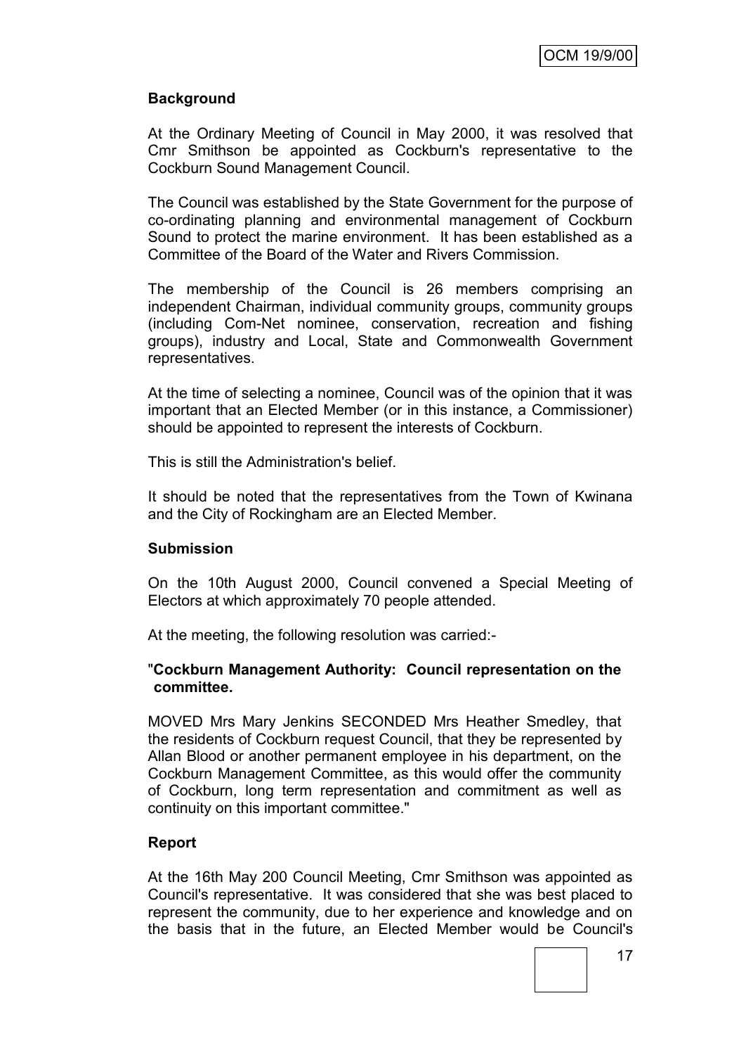### Background

At the Ordinary Meeting of Council in May 2000, it was resolved that Cmr Smithson be appointed as Cockburn's representative to the Cockburn Sound Management Council.

The Council was established by the State Government for the purpose of co-ordinating planning and environmental management of Cockburn Sound to protect the marine environment. It has been established as a Committee of the Board of the Water and Rivers Commission.

The membership of the Council is 26 members comprising an independent Chairman, individual community groups, community groups (including Com-Net nominee, conservation, recreation and fishing groups), industry and Local, State and Commonwealth Government representatives.

At the time of selecting a nominee, Council was of the opinion that it was important that an Elected Member (or in this instance, a Commissioner) should be appointed to represent the interests of Cockburn.

This is still the Administration's belief.

It should be noted that the representatives from the Town of Kwinana and the City of Rockingham are an Elected Member.

### Submission

On the 10th August 2000, Council convened a Special Meeting of Electors at which approximately 70 people attended.

At the meeting, the following resolution was carried:-

"**Cockburn Management Authority: Council representation on the committee.**

MOVED Mrs Mary Jenkins SECONDED Mrs Heather Smedley, that the residents of Cockburn request Council, that they be represented by Allan Blood or another permanent employee in his department, on the Cockburn Management Committee, as this would offer the community of Cockburn, long term representation and commitment as well as continuity on this important committee."

### Report

At the 16th May 200 Council Meeting, Cmr Smithson was appointed as Council's representative. It was considered that she was best placed to represent the community, due to her experience and knowledge and on the basis that in the future, an Elected Member would be Council's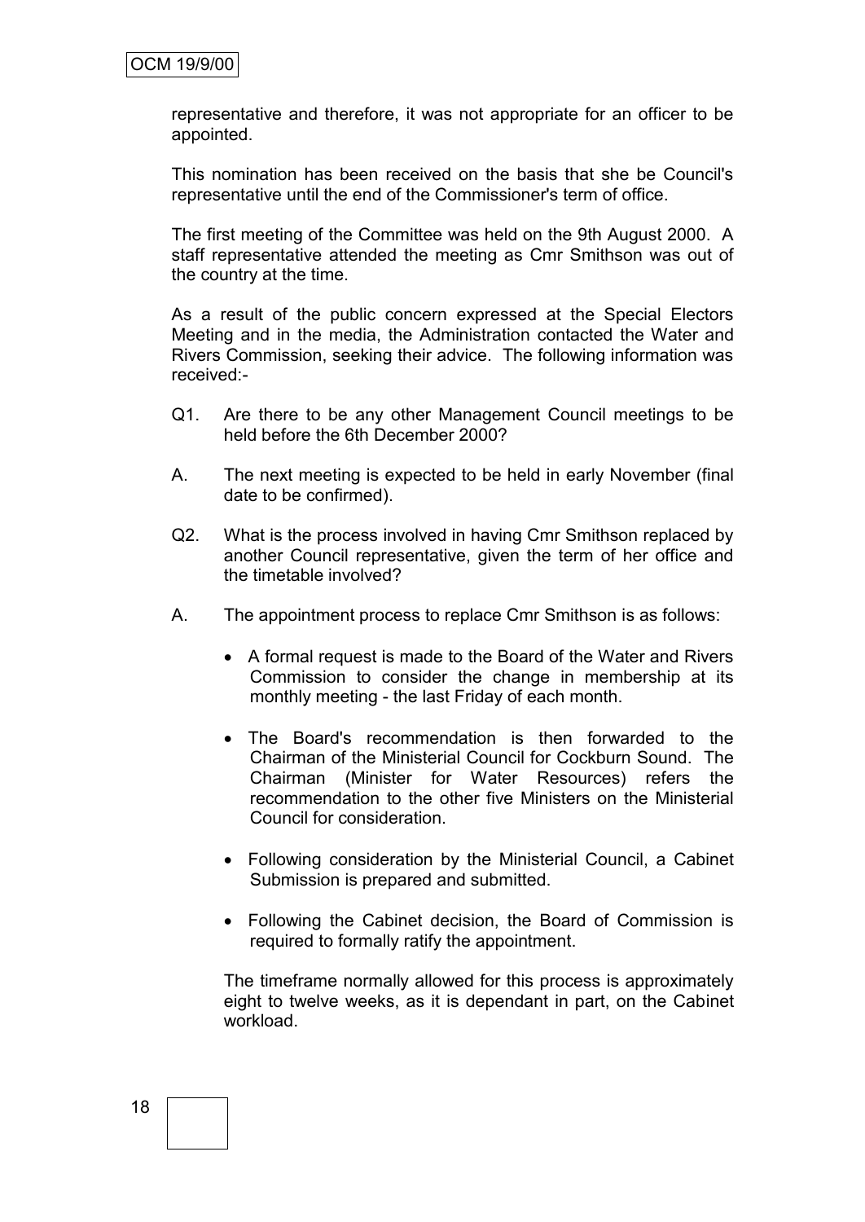representative and therefore, it was not appropriate for an officer to be appointed.

This nomination has been received on the basis that she be Council's representative until the end of the Commissioner's term of office.

The first meeting of the Committee was held on the 9th August 2000. A staff representative attended the meeting as Cmr Smithson was out of the country at the time.

As a result of the public concern expressed at the Special Electors Meeting and in the media, the Administration contacted the Water and Rivers Commission, seeking their advice. The following information was received:-

Q1. Are there to be any other Management Council meetings to be held before the 6th December 2000?

A. The next meeting is expected to be held in early November (final date to be confirmed).

Q2. What is the process involved in having Cmr Smithson replaced by another Council representative, given the term of her office and the timetable involved?

A. The appointment process to replace Cmr Smithson is as follows:

- A formal request is made to the Board of the Water and Rivers Commission to consider the change in membership at its monthly meeting - the last Friday of each month.
- The Board's recommendation is then forwarded to the Chairman of the Ministerial Council for Cockburn Sound. The Chairman (Minister for Water Resources) refers the recommendation to the other five Ministers on the Ministerial Council for consideration.
- Following consideration by the Ministerial Council, a Cabinet Submission is prepared and submitted.
- Following the Cabinet decision, the Board of Commission is required to formally ratify the appointment.

The timeframe normally allowed for this process is approximately eight to twelve weeks, as it is dependant in part, on the Cabinet workload.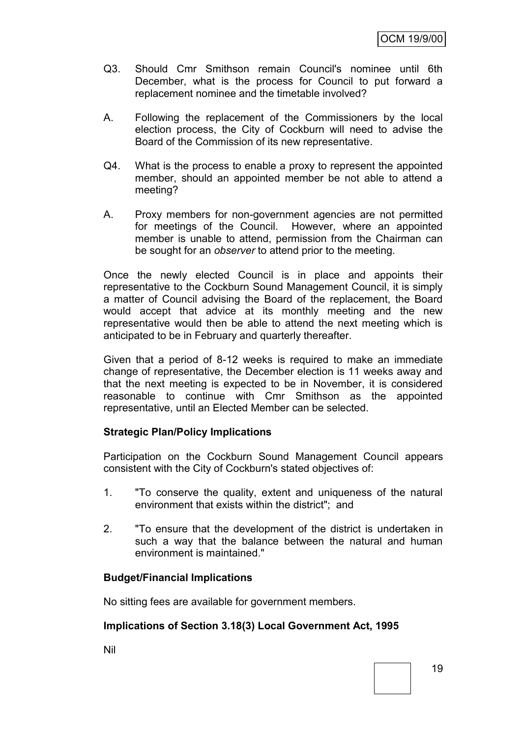Q3. Should Cmr Smithson remain Council's nominee until 6th December, what is the process for Council to put forward a replacement nominee and the timetable involved?

A. Following the replacement of the Commissioners by the local election process, the City of Cockburn will need to advise the Board of the Commission of its new representative.

Q4. What is the process to enable a proxy to represent the appointed member, should an appointed member be not able to attend a meeting?

A. Proxy members for non-government agencies are not permitted for meetings of the Council. However, where an appointed member is unable to attend, permission from the Chairman can be sought for an *observer* to attend prior to the meeting.

Once the newly elected Council is in place and appoints their representative to the Cockburn Sound Management Council, it is simply a matter of Council advising the Board of the replacement, the Board would accept that advice at its monthly meeting and the new representative would then be able to attend the next meeting which is anticipated to be in February and quarterly thereafter.

Given that a period of 8-12 weeks is required to make an immediate change of representative, the December election is 11 weeks away and that the next meeting is expected to be in November, it is considered reasonable to continue with Cmr Smithson as the appointed representative, until an Elected Member can be selected.

**Strategic Plan/Policy Implications**

Participation on the Cockburn Sound Management Council appears consistent with the City of Cockburn's stated objectives of:

1. "To conserve the quality, extent and uniqueness of the natural environment that exists within the district"; and
2. "To ensure that the development of the district is undertaken in such a way that the balance between the natural and human environment is maintained."

**Budget/Financial Implications**

No sitting fees are available for government members.

**Implications of Section 3.18(3) Local Government Act, 1995**

Nil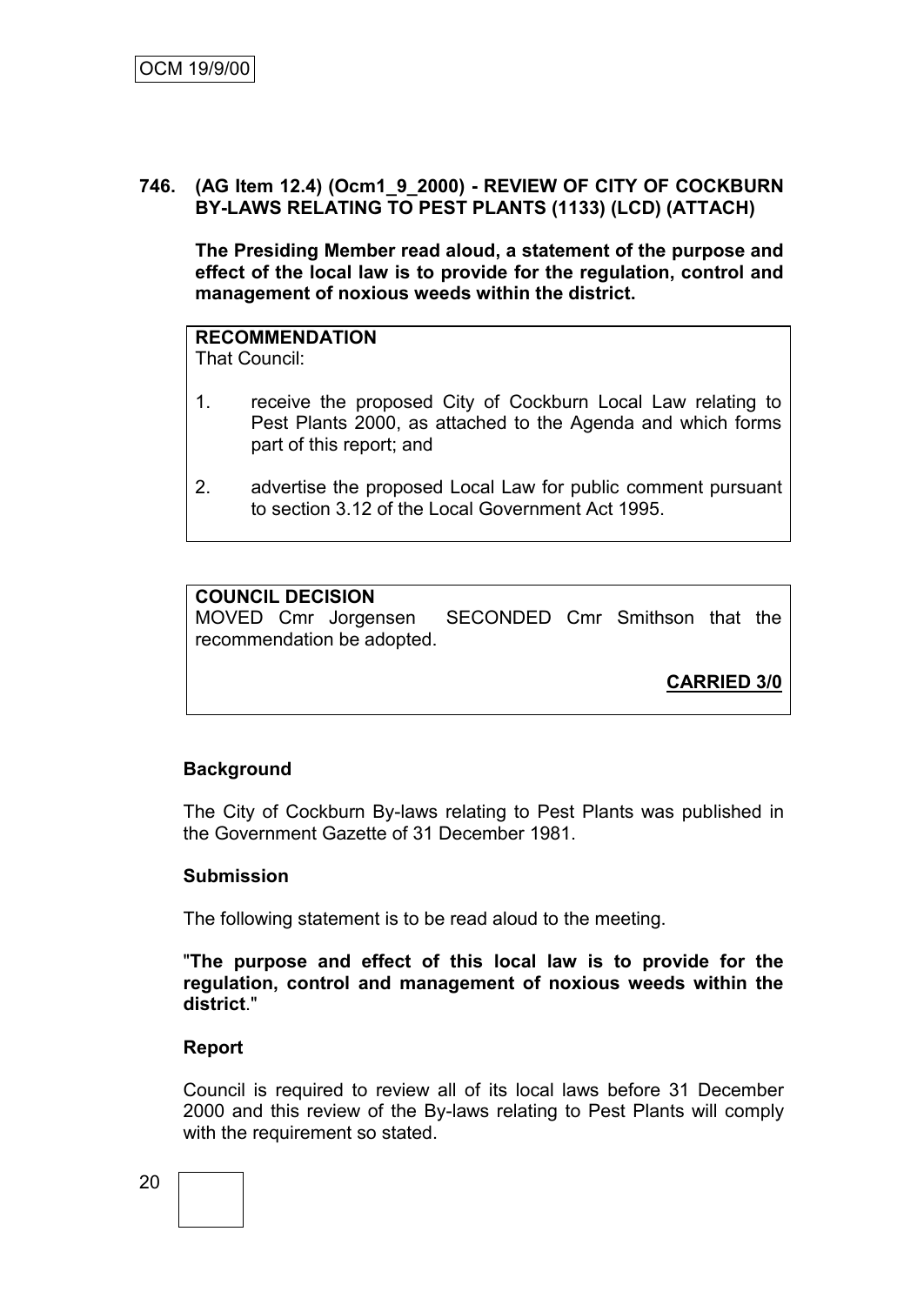**746. (AG Item 12.4) (Ocm1_9_2000) - REVIEW OF CITY OF COCKBURN BY-LAWS RELATING TO PEST PLANTS (1133) (LCD) (ATTACH)**

**The Presiding Member read aloud, a statement of the purpose and effect of the local law is to provide for the regulation, control and management of noxious weeds within the district.**

**RECOMMENDATION**
That Council:

1. receive the proposed City of Cockburn Local Law relating to Pest Plants 2000, as attached to the Agenda and which forms part of this report; and

2. advertise the proposed Local Law for public comment pursuant to section 3.12 of the Local Government Act 1995.

**COUNCIL DECISION**
MOVED Cmr Jorgensen SECONDED Cmr Smithson that the recommendation be adopted.

**CARRIED 3/0**

**Background**

The City of Cockburn By-laws relating to Pest Plants was published in the Government Gazette of 31 December 1981.

**Submission**

The following statement is to be read aloud to the meeting.

"**The purpose and effect of this local law is to provide for the regulation, control and management of noxious weeds within the district**."

**Report**

Council is required to review all of its local laws before 31 December 2000 and this review of the By-laws relating to Pest Plants will comply with the requirement so stated.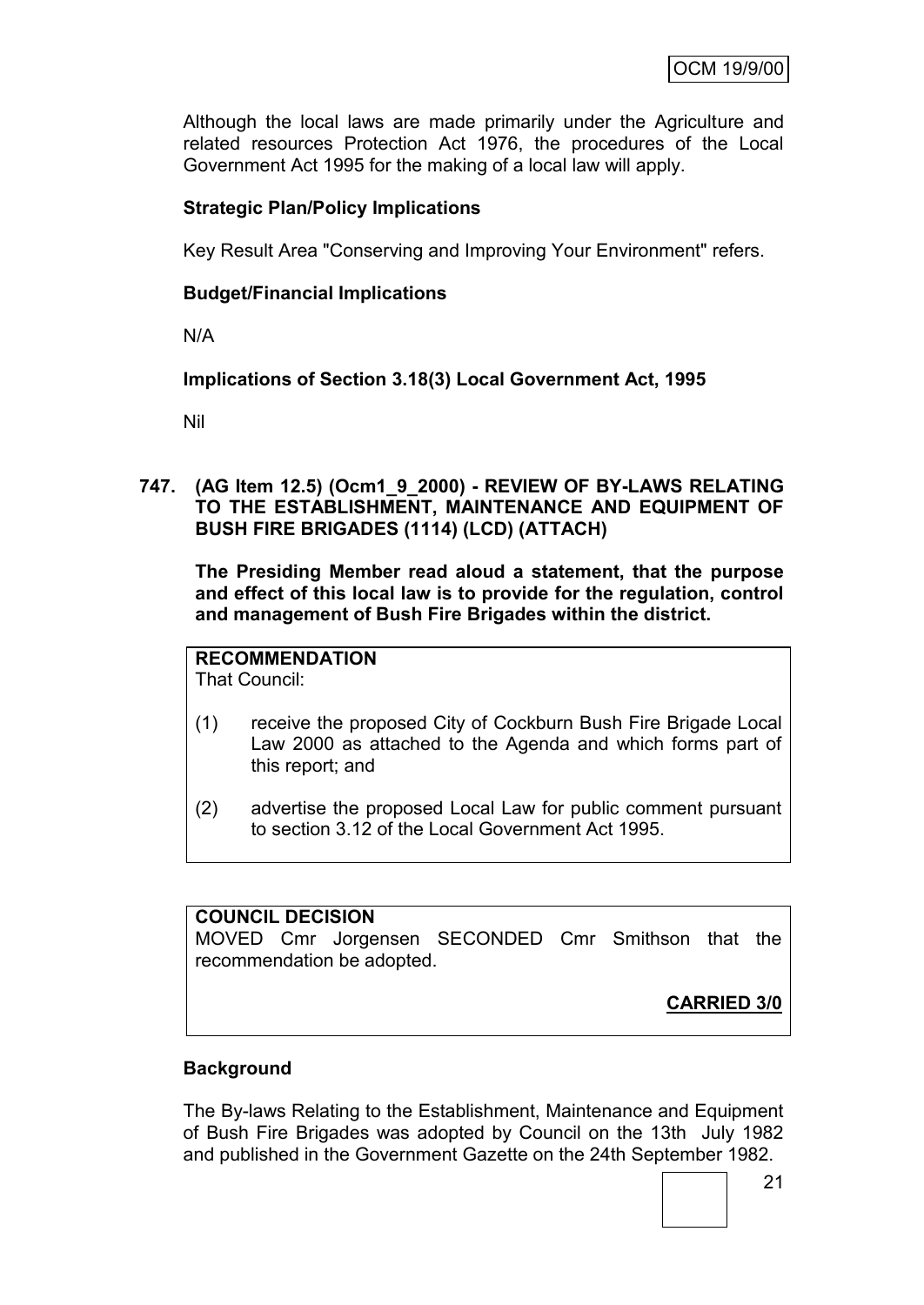Although the local laws are made primarily under the Agriculture and related resources Protection Act 1976, the procedures of the Local Government Act 1995 for the making of a local law will apply.

**Strategic Plan/Policy Implications**

Key Result Area "Conserving and Improving Your Environment" refers.

**Budget/Financial Implications**

N/A

**Implications of Section 3.18(3) Local Government Act, 1995**

Nil

**747. (AG Item 12.5) (Ocm1_9_2000) - REVIEW OF BY-LAWS RELATING TO THE ESTABLISHMENT, MAINTENANCE AND EQUIPMENT OF BUSH FIRE BRIGADES (1114) (LCD) (ATTACH)**

**The Presiding Member read aloud a statement, that the purpose and effect of this local law is to provide for the regulation, control and management of Bush Fire Brigades within the district.**

**RECOMMENDATION**
That Council:

(1) receive the proposed City of Cockburn Bush Fire Brigade Local Law 2000 as attached to the Agenda and which forms part of this report; and

(2) advertise the proposed Local Law for public comment pursuant to section 3.12 of the Local Government Act 1995.

**COUNCIL DECISION**
MOVED Cmr Jorgensen SECONDED Cmr Smithson that the recommendation be adopted.

**CARRIED 3/0**

**Background**

The By-laws Relating to the Establishment, Maintenance and Equipment of Bush Fire Brigades was adopted by Council on the 13th July 1982 and published in the Government Gazette on the 24th September 1982.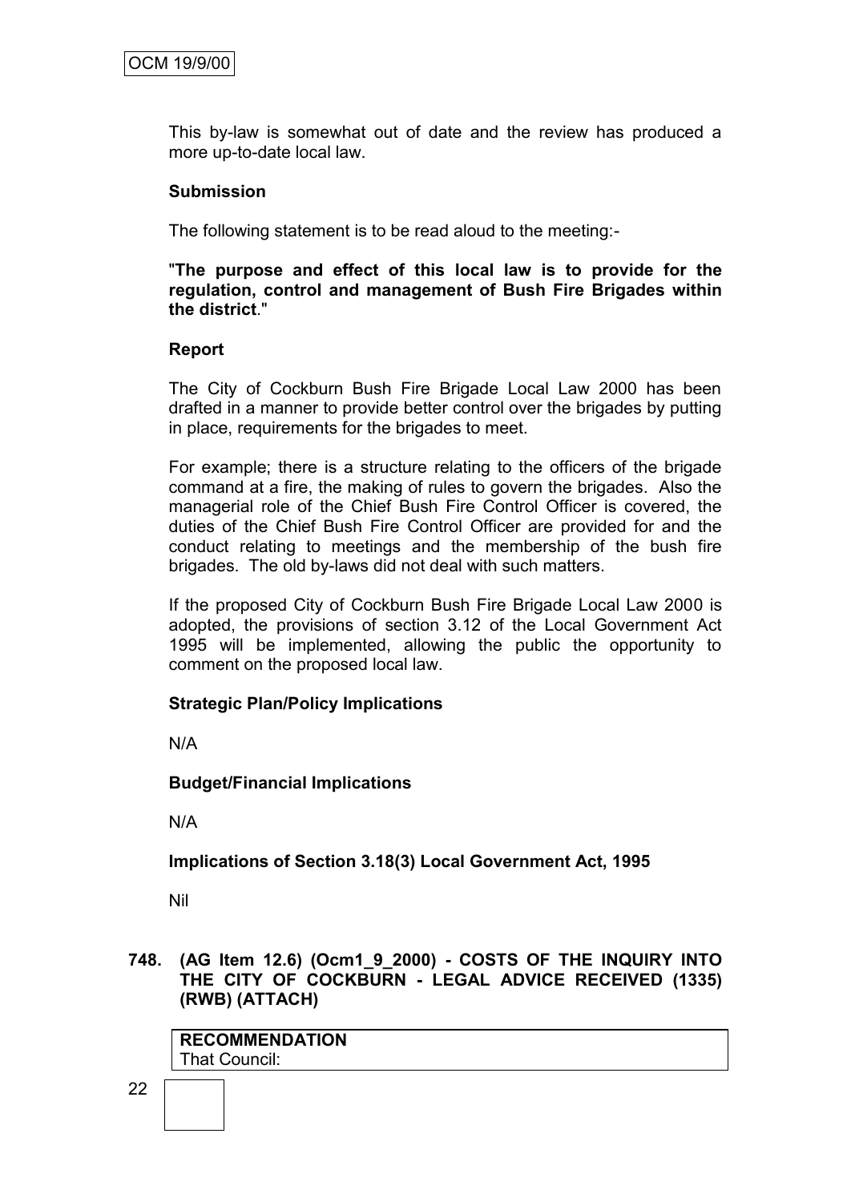This by-law is somewhat out of date and the review has produced a more up-to-date local law.

**Submission**

The following statement is to be read aloud to the meeting:-

"**The purpose and effect of this local law is to provide for the regulation, control and management of Bush Fire Brigades within the district**."

**Report**

The City of Cockburn Bush Fire Brigade Local Law 2000 has been drafted in a manner to provide better control over the brigades by putting in place, requirements for the brigades to meet.

For example; there is a structure relating to the officers of the brigade command at a fire, the making of rules to govern the brigades. Also the managerial role of the Chief Bush Fire Control Officer is covered, the duties of the Chief Bush Fire Control Officer are provided for and the conduct relating to meetings and the membership of the bush fire brigades. The old by-laws did not deal with such matters.

If the proposed City of Cockburn Bush Fire Brigade Local Law 2000 is adopted, the provisions of section 3.12 of the Local Government Act 1995 will be implemented, allowing the public the opportunity to comment on the proposed local law.

**Strategic Plan/Policy Implications**

N/A

**Budget/Financial Implications**

N/A

**Implications of Section 3.18(3) Local Government Act, 1995**

Nil

**748. (AG Item 12.6) (Ocm1_9_2000) - COSTS OF THE INQUIRY INTO THE CITY OF COCKBURN - LEGAL ADVICE RECEIVED (1335) (RWB) (ATTACH)**

**RECOMMENDATION**
That Council: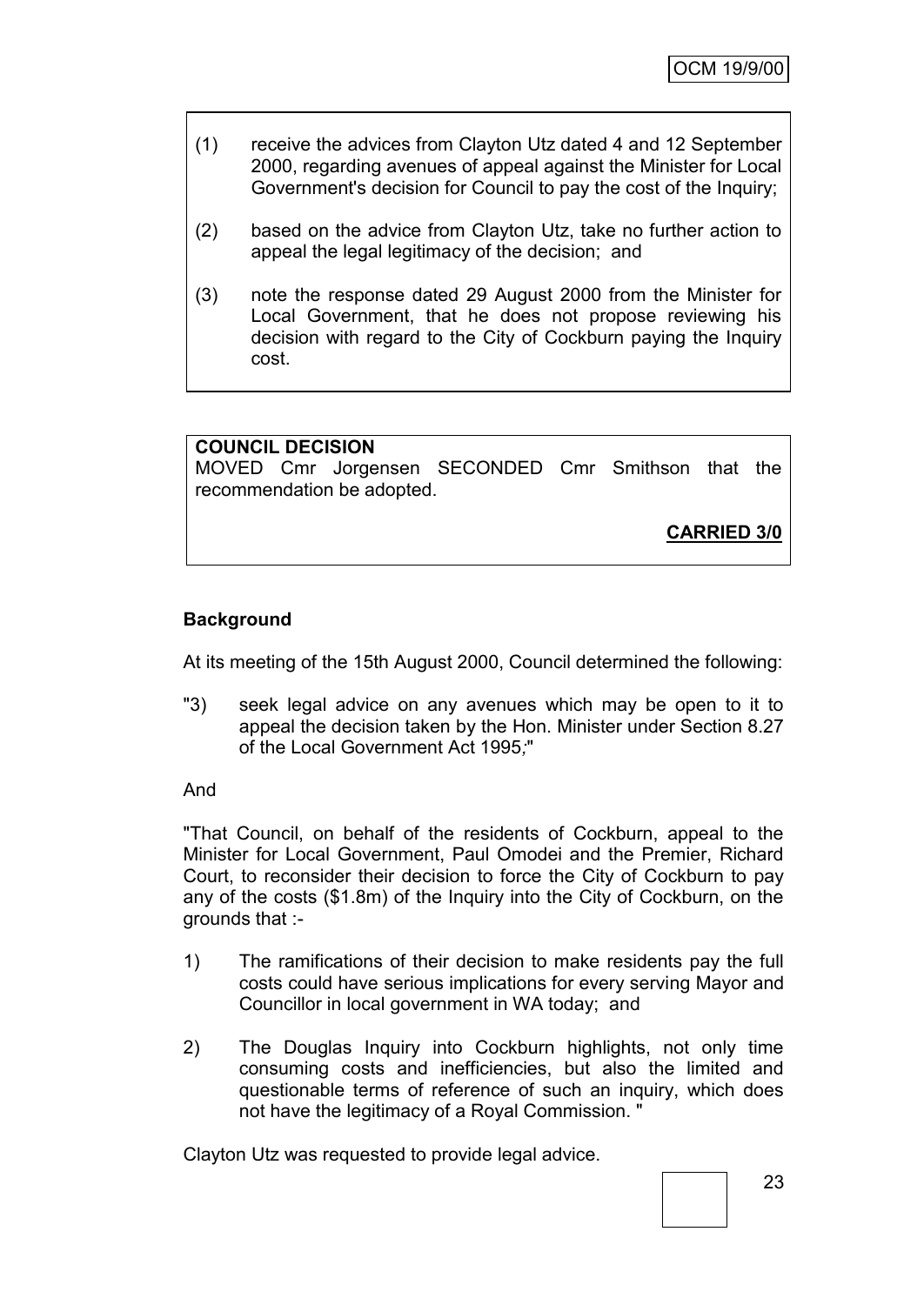(1) receive the advices from Clayton Utz dated 4 and 12 September 2000, regarding avenues of appeal against the Minister for Local Government's decision for Council to pay the cost of the Inquiry;

(2) based on the advice from Clayton Utz, take no further action to appeal the legal legitimacy of the decision; and

(3) note the response dated 29 August 2000 from the Minister for Local Government, that he does not propose reviewing his decision with regard to the City of Cockburn paying the Inquiry cost.

**COUNCIL DECISION**

MOVED Cmr Jorgensen SECONDED Cmr Smithson that the recommendation be adopted.

**CARRIED 3/0**

**Background**

At its meeting of the 15th August 2000, Council determined the following:

"3) seek legal advice on any avenues which may be open to it to appeal the decision taken by the Hon. Minister under Section 8.27 of the Local Government Act 1995;"

And

"That Council, on behalf of the residents of Cockburn, appeal to the Minister for Local Government, Paul Omodei and the Premier, Richard Court, to reconsider their decision to force the City of Cockburn to pay any of the costs ($1.8m) of the Inquiry into the City of Cockburn, on the grounds that :-

1) The ramifications of their decision to make residents pay the full costs could have serious implications for every serving Mayor and Councillor in local government in WA today; and

2) The Douglas Inquiry into Cockburn highlights, not only time consuming costs and inefficiencies, but also the limited and questionable terms of reference of such an inquiry, which does not have the legitimacy of a Royal Commission. "

Clayton Utz was requested to provide legal advice.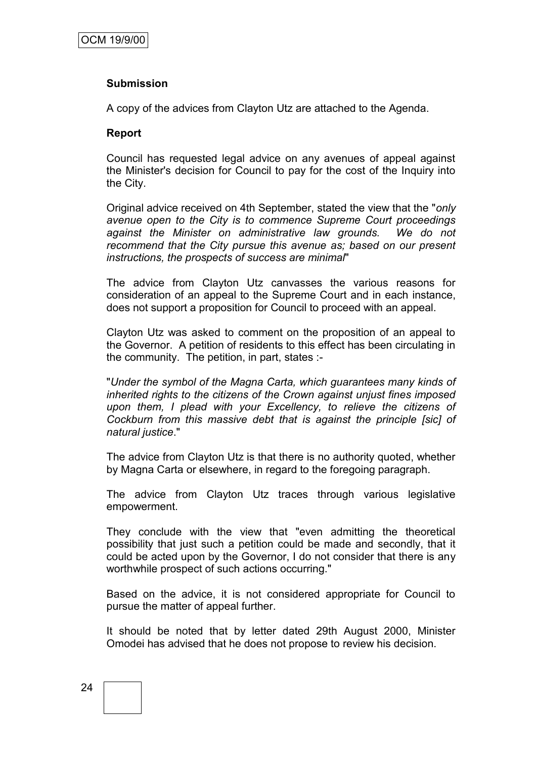**Submission**

A copy of the advices from Clayton Utz are attached to the Agenda.

**Report**

Council has requested legal advice on any avenues of appeal against the Minister's decision for Council to pay for the cost of the Inquiry into the City.

Original advice received on 4th September, stated the view that the "*only avenue open to the City is to commence Supreme Court proceedings against the Minister on administrative law grounds. We do not recommend that the City pursue this avenue as; based on our present instructions, the prospects of success are minimal*"

The advice from Clayton Utz canvasses the various reasons for consideration of an appeal to the Supreme Court and in each instance, does not support a proposition for Council to proceed with an appeal.

Clayton Utz was asked to comment on the proposition of an appeal to the Governor. A petition of residents to this effect has been circulating in the community. The petition, in part, states :-

"*Under the symbol of the Magna Carta, which guarantees many kinds of inherited rights to the citizens of the Crown against unjust fines imposed upon them, I plead with your Excellency, to relieve the citizens of Cockburn from this massive debt that is against the principle [sic] of natural justice*."

The advice from Clayton Utz is that there is no authority quoted, whether by Magna Carta or elsewhere, in regard to the foregoing paragraph.

The advice from Clayton Utz traces through various legislative empowerment.

They conclude with the view that "even admitting the theoretical possibility that just such a petition could be made and secondly, that it could be acted upon by the Governor, I do not consider that there is any worthwhile prospect of such actions occurring."

Based on the advice, it is not considered appropriate for Council to pursue the matter of appeal further.

It should be noted that by letter dated 29th August 2000, Minister Omodei has advised that he does not propose to review his decision.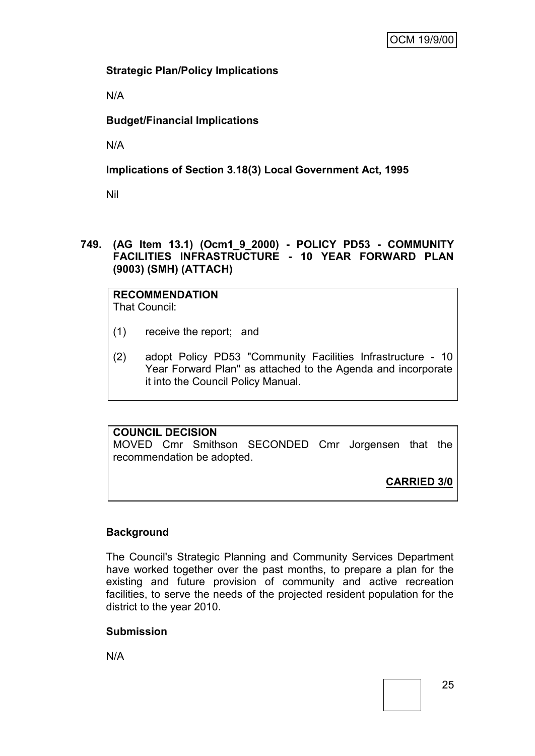**Strategic Plan/Policy Implications**

N/A

**Budget/Financial Implications**

N/A

**Implications of Section 3.18(3) Local Government Act, 1995**

Nil

**749. (AG Item 13.1) (Ocm1_9_2000) - POLICY PD53 - COMMUNITY FACILITIES INFRASTRUCTURE - 10 YEAR FORWARD PLAN (9003) (SMH) (ATTACH)**

**RECOMMENDATION**
That Council:

(1) receive the report; and

(2) adopt Policy PD53 "Community Facilities Infrastructure - 10 Year Forward Plan" as attached to the Agenda and incorporate it into the Council Policy Manual.

**COUNCIL DECISION**
MOVED Cmr Smithson SECONDED Cmr Jorgensen that the recommendation be adopted.

**CARRIED 3/0**

**Background**

The Council's Strategic Planning and Community Services Department have worked together over the past months, to prepare a plan for the existing and future provision of community and active recreation facilities, to serve the needs of the projected resident population for the district to the year 2010.

**Submission**

N/A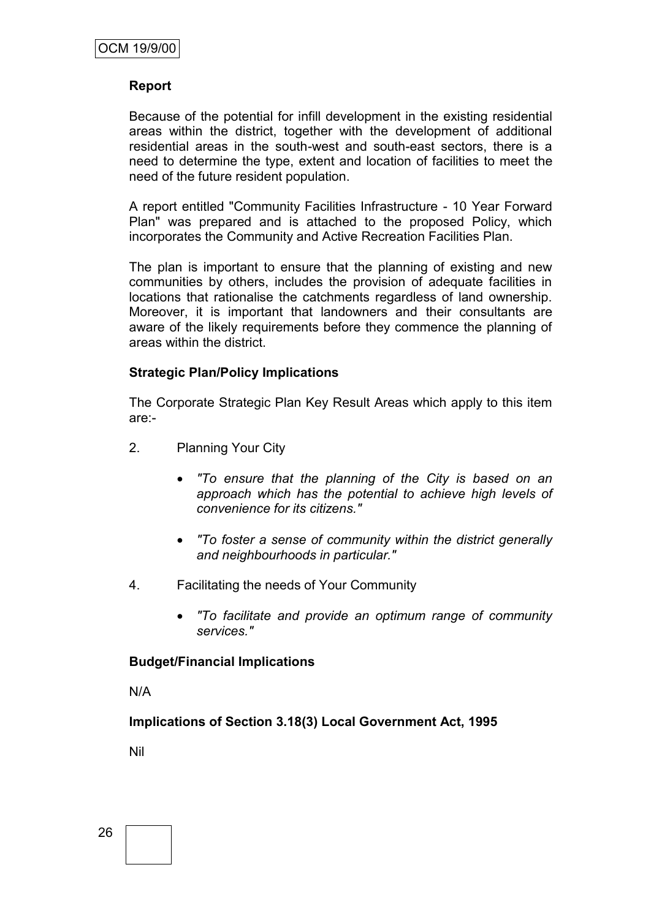**Report**

Because of the potential for infill development in the existing residential areas within the district, together with the development of additional residential areas in the south-west and south-east sectors, there is a need to determine the type, extent and location of facilities to meet the need of the future resident population.

A report entitled "Community Facilities Infrastructure - 10 Year Forward Plan" was prepared and is attached to the proposed Policy, which incorporates the Community and Active Recreation Facilities Plan.

The plan is important to ensure that the planning of existing and new communities by others, includes the provision of adequate facilities in locations that rationalise the catchments regardless of land ownership. Moreover, it is important that landowners and their consultants are aware of the likely requirements before they commence the planning of areas within the district.

**Strategic Plan/Policy Implications**

The Corporate Strategic Plan Key Result Areas which apply to this item are:-

2. Planning Your City

   - *"To ensure that the planning of the City is based on an approach which has the potential to achieve high levels of convenience for its citizens."*

   - *"To foster a sense of community within the district generally and neighbourhoods in particular."*

4. Facilitating the needs of Your Community

   - *"To facilitate and provide an optimum range of community services."*

**Budget/Financial Implications**

N/A

**Implications of Section 3.18(3) Local Government Act, 1995**

Nil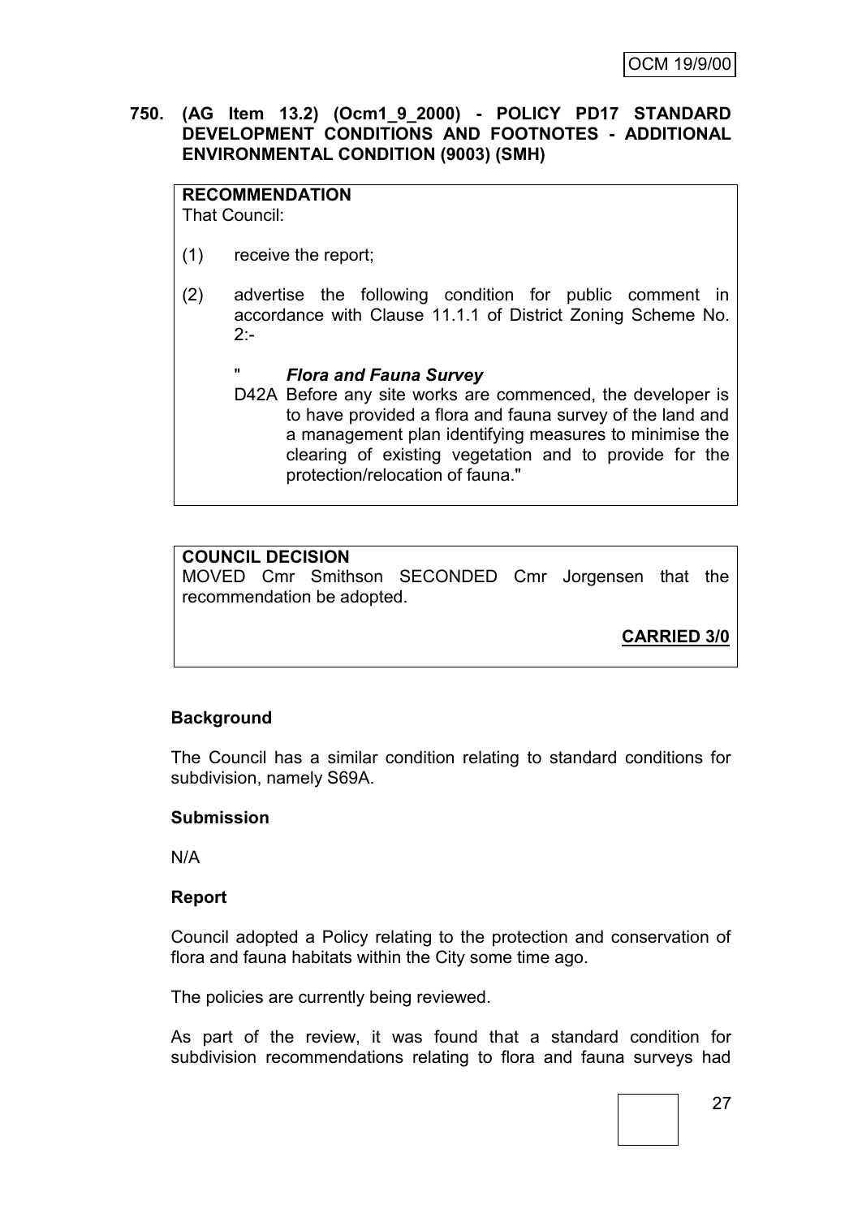**750. (AG Item 13.2) (Ocm1_9_2000) - POLICY PD17 STANDARD DEVELOPMENT CONDITIONS AND FOOTNOTES - ADDITIONAL ENVIRONMENTAL CONDITION (9003) (SMH)**

**RECOMMENDATION**
That Council:

(1) receive the report;

(2) advertise the following condition for public comment in accordance with Clause 11.1.1 of District Zoning Scheme No. 2:-

" ***Flora and Fauna Survey***
D42A Before any site works are commenced, the developer is to have provided a flora and fauna survey of the land and a management plan identifying measures to minimise the clearing of existing vegetation and to provide for the protection/relocation of fauna."

**COUNCIL DECISION**
MOVED Cmr Smithson SECONDED Cmr Jorgensen that the recommendation be adopted.

**CARRIED 3/0**

**Background**

The Council has a similar condition relating to standard conditions for subdivision, namely S69A.

**Submission**

N/A

**Report**

Council adopted a Policy relating to the protection and conservation of flora and fauna habitats within the City some time ago.

The policies are currently being reviewed.

As part of the review, it was found that a standard condition for subdivision recommendations relating to flora and fauna surveys had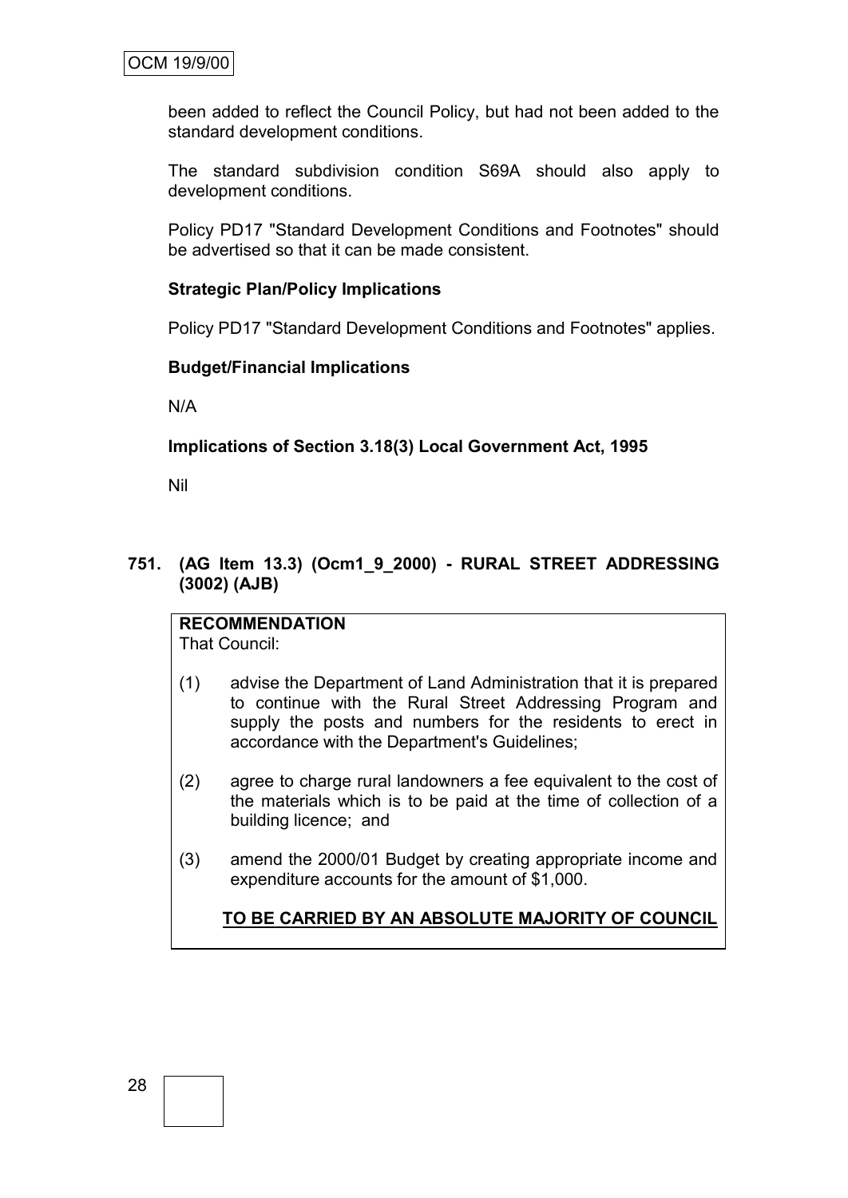been added to reflect the Council Policy, but had not been added to the standard development conditions.

The standard subdivision condition S69A should also apply to development conditions.

Policy PD17 "Standard Development Conditions and Footnotes" should be advertised so that it can be made consistent.

**Strategic Plan/Policy Implications**

Policy PD17 "Standard Development Conditions and Footnotes" applies.

**Budget/Financial Implications**

N/A

**Implications of Section 3.18(3) Local Government Act, 1995**

Nil

## 751. (AG Item 13.3) (Ocm1_9_2000) - RURAL STREET ADDRESSING (3002) (AJB)

**RECOMMENDATION**

That Council:

(1) advise the Department of Land Administration that it is prepared to continue with the Rural Street Addressing Program and supply the posts and numbers for the residents to erect in accordance with the Department's Guidelines;

(2) agree to charge rural landowners a fee equivalent to the cost of the materials which is to be paid at the time of collection of a building licence; and

(3) amend the 2000/01 Budget by creating appropriate income and expenditure accounts for the amount of $1,000.

**TO BE CARRIED BY AN ABSOLUTE MAJORITY OF COUNCIL**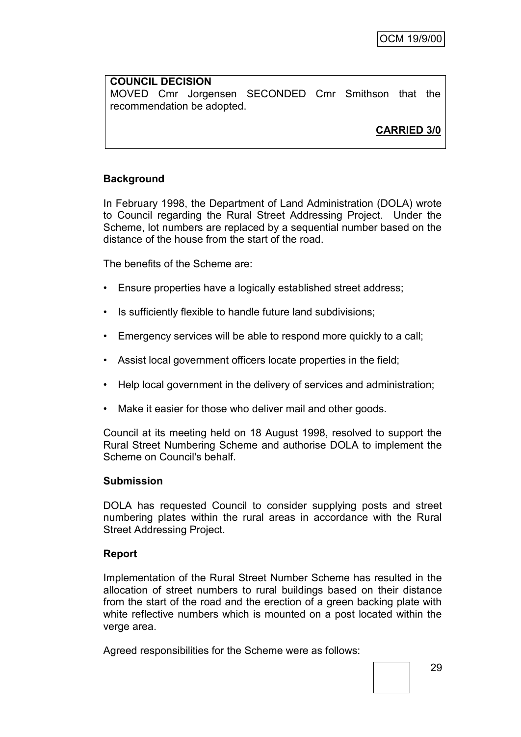**COUNCIL DECISION**

MOVED Cmr Jorgensen SECONDED Cmr Smithson that the recommendation be adopted.

**CARRIED 3/0**

**Background**

In February 1998, the Department of Land Administration (DOLA) wrote to Council regarding the Rural Street Addressing Project. Under the Scheme, lot numbers are replaced by a sequential number based on the distance of the house from the start of the road.

The benefits of the Scheme are:

- Ensure properties have a logically established street address;
- Is sufficiently flexible to handle future land subdivisions;
- Emergency services will be able to respond more quickly to a call;
- Assist local government officers locate properties in the field;
- Help local government in the delivery of services and administration;
- Make it easier for those who deliver mail and other goods.

Council at its meeting held on 18 August 1998, resolved to support the Rural Street Numbering Scheme and authorise DOLA to implement the Scheme on Council's behalf.

**Submission**

DOLA has requested Council to consider supplying posts and street numbering plates within the rural areas in accordance with the Rural Street Addressing Project.

**Report**

Implementation of the Rural Street Number Scheme has resulted in the allocation of street numbers to rural buildings based on their distance from the start of the road and the erection of a green backing plate with white reflective numbers which is mounted on a post located within the verge area.

Agreed responsibilities for the Scheme were as follows: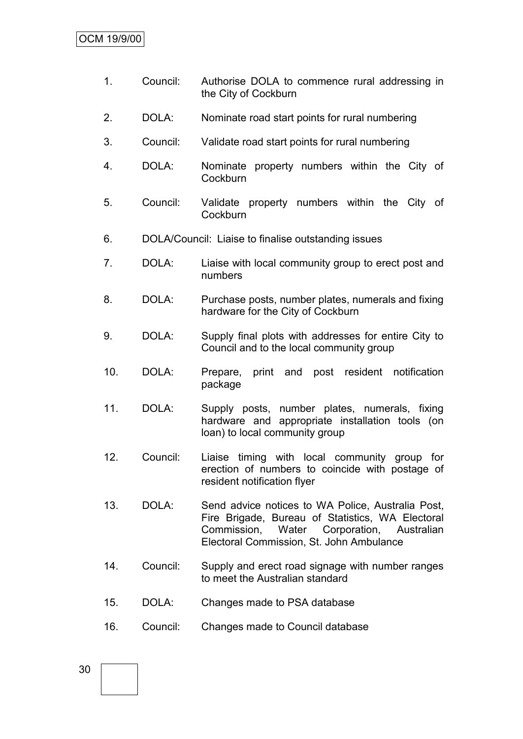1. Council: Authorise DOLA to commence rural addressing in the City of Cockburn

2. DOLA: Nominate road start points for rural numbering

3. Council: Validate road start points for rural numbering

4. DOLA: Nominate property numbers within the City of Cockburn

5. Council: Validate property numbers within the City of Cockburn

6. DOLA/Council: Liaise to finalise outstanding issues

7. DOLA: Liaise with local community group to erect post and numbers

8. DOLA: Purchase posts, number plates, numerals and fixing hardware for the City of Cockburn

9. DOLA: Supply final plots with addresses for entire City to Council and to the local community group

10. DOLA: Prepare, print and post resident notification package

11. DOLA: Supply posts, number plates, numerals, fixing hardware and appropriate installation tools (on loan) to local community group

12. Council: Liaise timing with local community group for erection of numbers to coincide with postage of resident notification flyer

13. DOLA: Send advice notices to WA Police, Australia Post, Fire Brigade, Bureau of Statistics, WA Electoral Commission, Water Corporation, Australian Electoral Commission, St. John Ambulance

14. Council: Supply and erect road signage with number ranges to meet the Australian standard

15. DOLA: Changes made to PSA database

16. Council: Changes made to Council database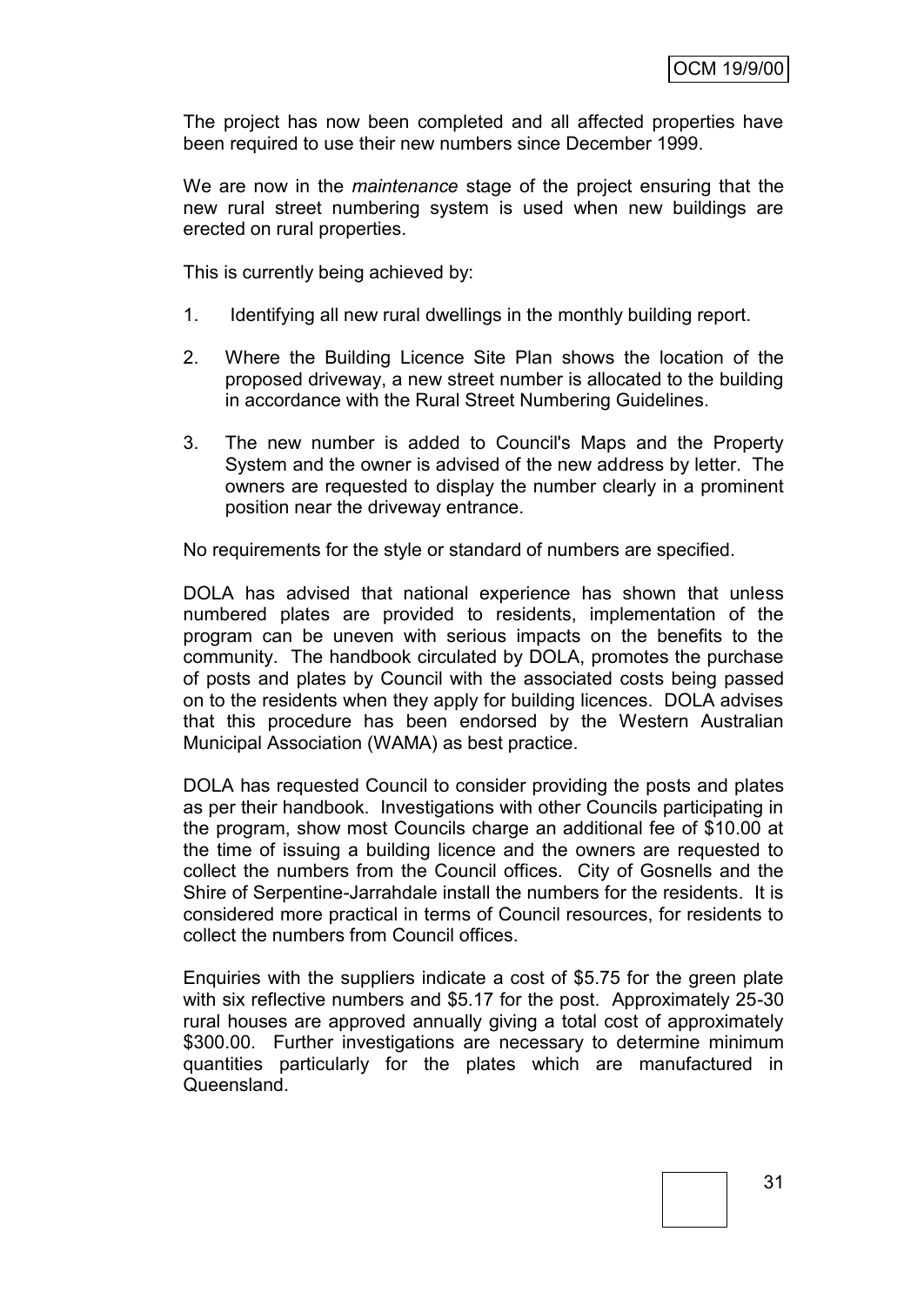The project has now been completed and all affected properties have been required to use their new numbers since December 1999.

We are now in the *maintenance* stage of the project ensuring that the new rural street numbering system is used when new buildings are erected on rural properties.

This is currently being achieved by:

1. Identifying all new rural dwellings in the monthly building report.
2. Where the Building Licence Site Plan shows the location of the proposed driveway, a new street number is allocated to the building in accordance with the Rural Street Numbering Guidelines.
3. The new number is added to Council's Maps and the Property System and the owner is advised of the new address by letter. The owners are requested to display the number clearly in a prominent position near the driveway entrance.

No requirements for the style or standard of numbers are specified.

DOLA has advised that national experience has shown that unless numbered plates are provided to residents, implementation of the program can be uneven with serious impacts on the benefits to the community. The handbook circulated by DOLA, promotes the purchase of posts and plates by Council with the associated costs being passed on to the residents when they apply for building licences. DOLA advises that this procedure has been endorsed by the Western Australian Municipal Association (WAMA) as best practice.

DOLA has requested Council to consider providing the posts and plates as per their handbook. Investigations with other Councils participating in the program, show most Councils charge an additional fee of $10.00 at the time of issuing a building licence and the owners are requested to collect the numbers from the Council offices. City of Gosnells and the Shire of Serpentine-Jarrahdale install the numbers for the residents. It is considered more practical in terms of Council resources, for residents to collect the numbers from Council offices.

Enquiries with the suppliers indicate a cost of $5.75 for the green plate with six reflective numbers and $5.17 for the post. Approximately 25-30 rural houses are approved annually giving a total cost of approximately $300.00. Further investigations are necessary to determine minimum quantities particularly for the plates which are manufactured in Queensland.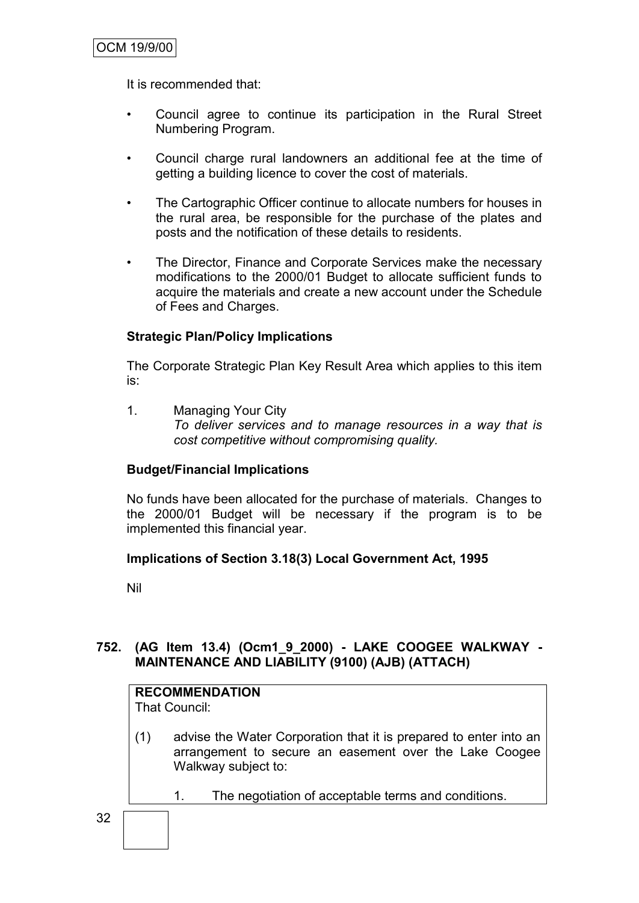It is recommended that:

- Council agree to continue its participation in the Rural Street Numbering Program.
- Council charge rural landowners an additional fee at the time of getting a building licence to cover the cost of materials.
- The Cartographic Officer continue to allocate numbers for houses in the rural area, be responsible for the purchase of the plates and posts and the notification of these details to residents.
- The Director, Finance and Corporate Services make the necessary modifications to the 2000/01 Budget to allocate sufficient funds to acquire the materials and create a new account under the Schedule of Fees and Charges.

**Strategic Plan/Policy Implications**

The Corporate Strategic Plan Key Result Area which applies to this item is:

1. Managing Your City
   *To deliver services and to manage resources in a way that is cost competitive without compromising quality.*

**Budget/Financial Implications**

No funds have been allocated for the purchase of materials. Changes to the 2000/01 Budget will be necessary if the program is to be implemented this financial year.

**Implications of Section 3.18(3) Local Government Act, 1995**

Nil

### 752. (AG Item 13.4) (Ocm1_9_2000) - LAKE COOGEE WALKWAY - MAINTENANCE AND LIABILITY (9100) (AJB) (ATTACH)

**RECOMMENDATION**
That Council:

(1) advise the Water Corporation that it is prepared to enter into an arrangement to secure an easement over the Lake Coogee Walkway subject to:

1. The negotiation of acceptable terms and conditions.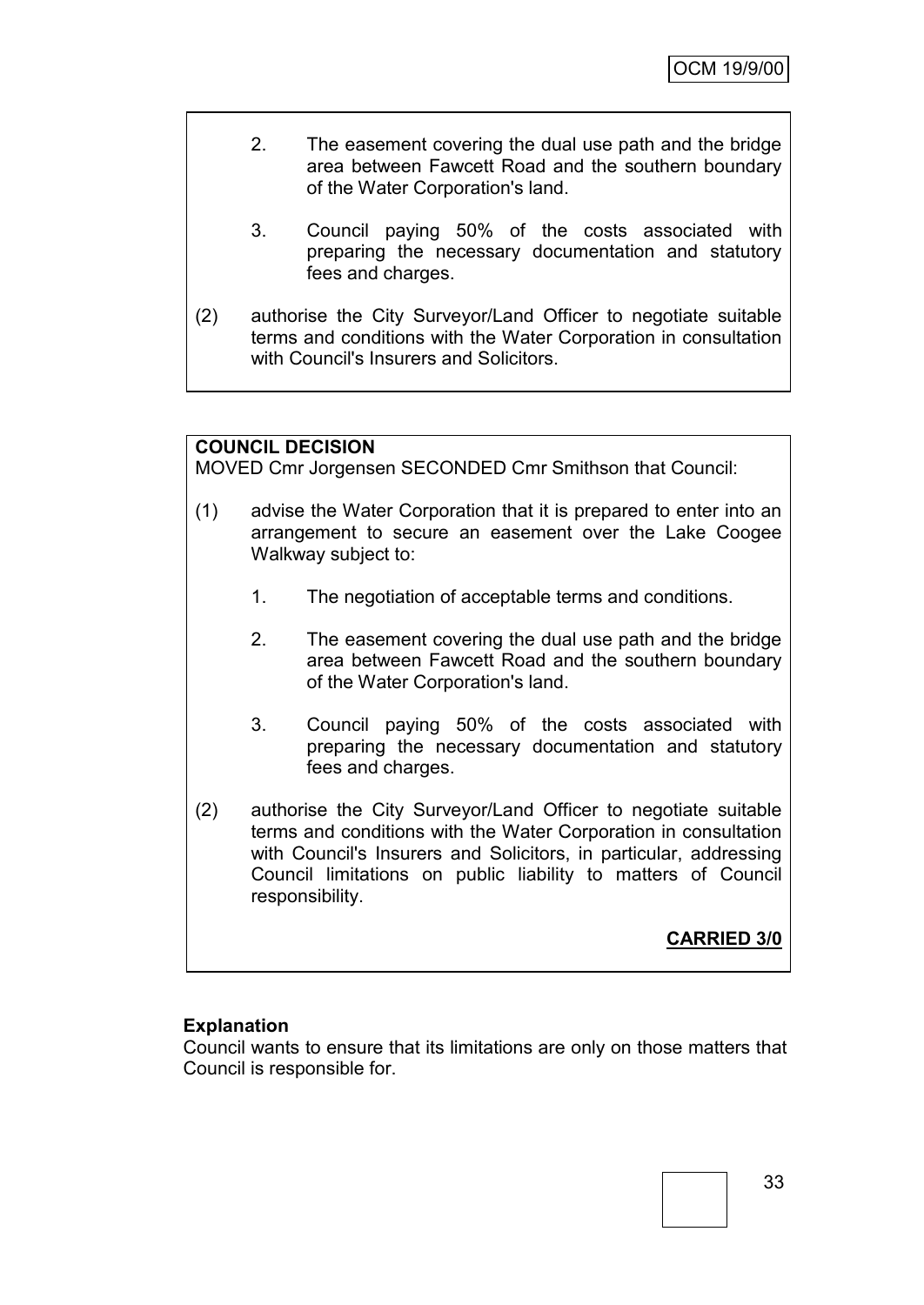2. The easement covering the dual use path and the bridge area between Fawcett Road and the southern boundary of the Water Corporation's land.

3. Council paying 50% of the costs associated with preparing the necessary documentation and statutory fees and charges.

(2) authorise the City Surveyor/Land Officer to negotiate suitable terms and conditions with the Water Corporation in consultation with Council's Insurers and Solicitors.

**COUNCIL DECISION**

MOVED Cmr Jorgensen SECONDED Cmr Smithson that Council:

(1) advise the Water Corporation that it is prepared to enter into an arrangement to secure an easement over the Lake Coogee Walkway subject to:

1. The negotiation of acceptable terms and conditions.

2. The easement covering the dual use path and the bridge area between Fawcett Road and the southern boundary of the Water Corporation's land.

3. Council paying 50% of the costs associated with preparing the necessary documentation and statutory fees and charges.

(2) authorise the City Surveyor/Land Officer to negotiate suitable terms and conditions with the Water Corporation in consultation with Council's Insurers and Solicitors, in particular, addressing Council limitations on public liability to matters of Council responsibility.

**CARRIED 3/0**

**Explanation**

Council wants to ensure that its limitations are only on those matters that Council is responsible for.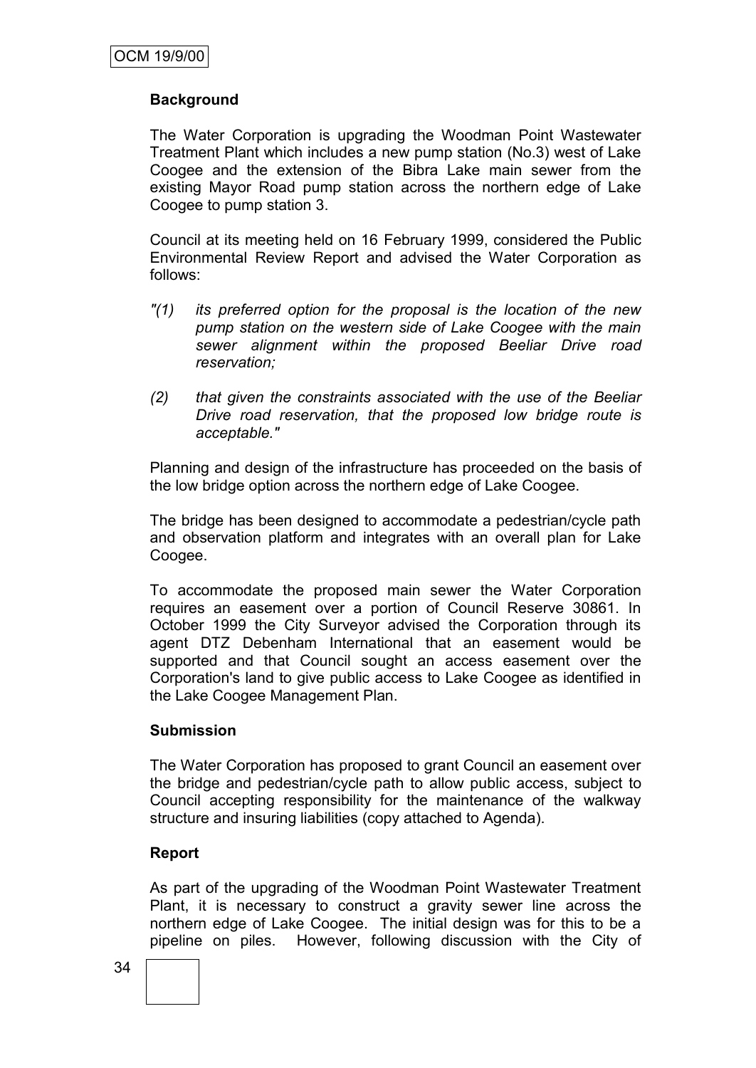### Background

The Water Corporation is upgrading the Woodman Point Wastewater Treatment Plant which includes a new pump station (No.3) west of Lake Coogee and the extension of the Bibra Lake main sewer from the existing Mayor Road pump station across the northern edge of Lake Coogee to pump station 3.

Council at its meeting held on 16 February 1999, considered the Public Environmental Review Report and advised the Water Corporation as follows:

*"(1) its preferred option for the proposal is the location of the new pump station on the western side of Lake Coogee with the main sewer alignment within the proposed Beeliar Drive road reservation;*

*(2) that given the constraints associated with the use of the Beeliar Drive road reservation, that the proposed low bridge route is acceptable."*

Planning and design of the infrastructure has proceeded on the basis of the low bridge option across the northern edge of Lake Coogee.

The bridge has been designed to accommodate a pedestrian/cycle path and observation platform and integrates with an overall plan for Lake Coogee.

To accommodate the proposed main sewer the Water Corporation requires an easement over a portion of Council Reserve 30861. In October 1999 the City Surveyor advised the Corporation through its agent DTZ Debenham International that an easement would be supported and that Council sought an access easement over the Corporation's land to give public access to Lake Coogee as identified in the Lake Coogee Management Plan.

### Submission

The Water Corporation has proposed to grant Council an easement over the bridge and pedestrian/cycle path to allow public access, subject to Council accepting responsibility for the maintenance of the walkway structure and insuring liabilities (copy attached to Agenda).

### Report

As part of the upgrading of the Woodman Point Wastewater Treatment Plant, it is necessary to construct a gravity sewer line across the northern edge of Lake Coogee. The initial design was for this to be a pipeline on piles. However, following discussion with the City of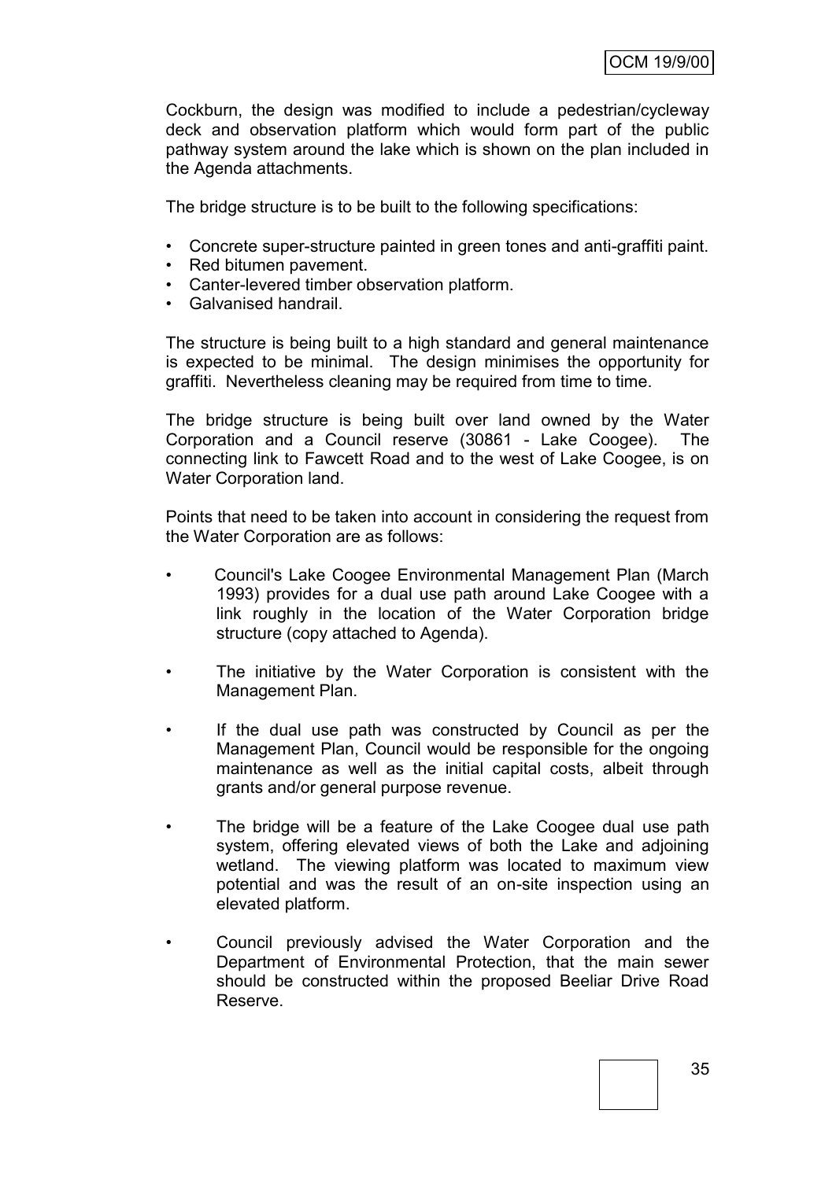Cockburn, the design was modified to include a pedestrian/cycleway deck and observation platform which would form part of the public pathway system around the lake which is shown on the plan included in the Agenda attachments.

The bridge structure is to be built to the following specifications:

- Concrete super-structure painted in green tones and anti-graffiti paint.
- Red bitumen pavement.
- Canter-levered timber observation platform.
- Galvanised handrail.

The structure is being built to a high standard and general maintenance is expected to be minimal. The design minimises the opportunity for graffiti. Nevertheless cleaning may be required from time to time.

The bridge structure is being built over land owned by the Water Corporation and a Council reserve (30861 - Lake Coogee). The connecting link to Fawcett Road and to the west of Lake Coogee, is on Water Corporation land.

Points that need to be taken into account in considering the request from the Water Corporation are as follows:

- Council's Lake Coogee Environmental Management Plan (March 1993) provides for a dual use path around Lake Coogee with a link roughly in the location of the Water Corporation bridge structure (copy attached to Agenda).
- The initiative by the Water Corporation is consistent with the Management Plan.
- If the dual use path was constructed by Council as per the Management Plan, Council would be responsible for the ongoing maintenance as well as the initial capital costs, albeit through grants and/or general purpose revenue.
- The bridge will be a feature of the Lake Coogee dual use path system, offering elevated views of both the Lake and adjoining wetland. The viewing platform was located to maximum view potential and was the result of an on-site inspection using an elevated platform.
- Council previously advised the Water Corporation and the Department of Environmental Protection, that the main sewer should be constructed within the proposed Beeliar Drive Road Reserve.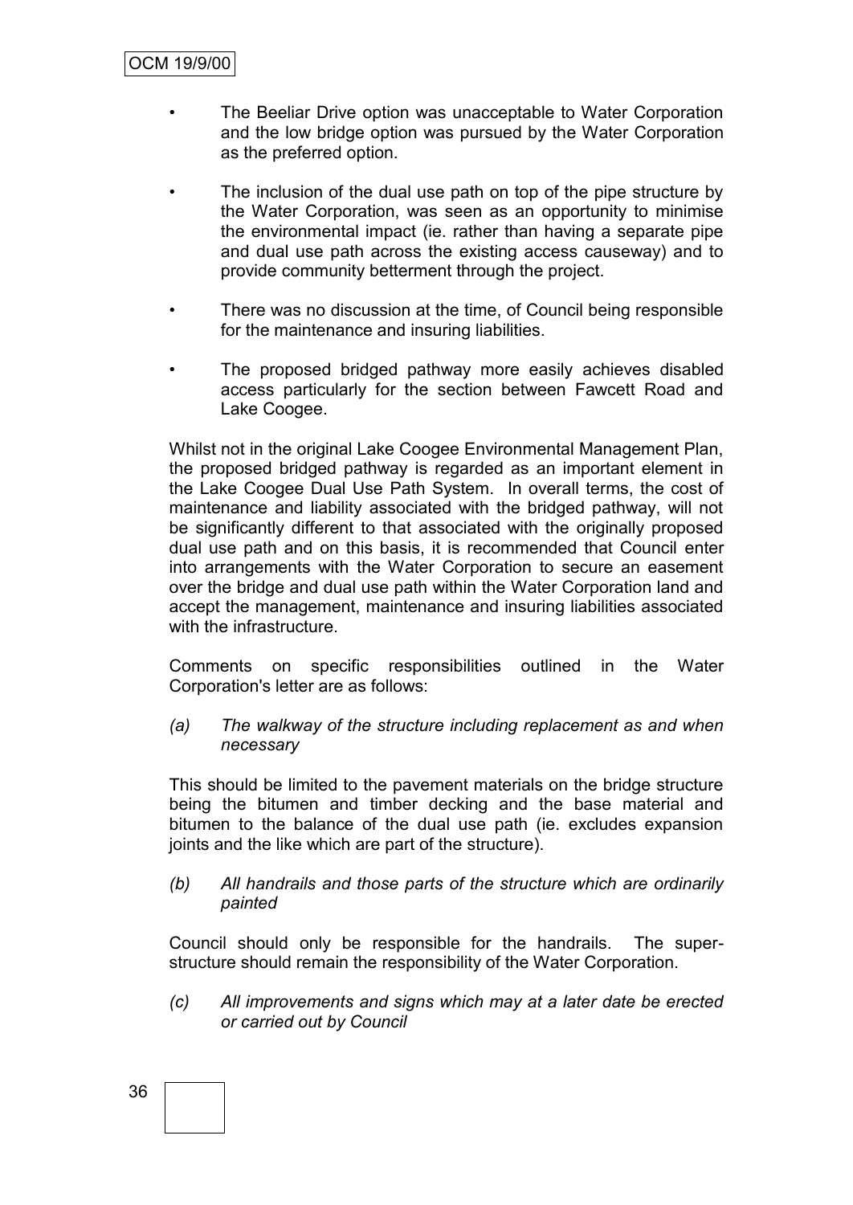- The Beeliar Drive option was unacceptable to Water Corporation and the low bridge option was pursued by the Water Corporation as the preferred option.

- The inclusion of the dual use path on top of the pipe structure by the Water Corporation, was seen as an opportunity to minimise the environmental impact (ie. rather than having a separate pipe and dual use path across the existing access causeway) and to provide community betterment through the project.

- There was no discussion at the time, of Council being responsible for the maintenance and insuring liabilities.

- The proposed bridged pathway more easily achieves disabled access particularly for the section between Fawcett Road and Lake Coogee.

Whilst not in the original Lake Coogee Environmental Management Plan, the proposed bridged pathway is regarded as an important element in the Lake Coogee Dual Use Path System. In overall terms, the cost of maintenance and liability associated with the bridged pathway, will not be significantly different to that associated with the originally proposed dual use path and on this basis, it is recommended that Council enter into arrangements with the Water Corporation to secure an easement over the bridge and dual use path within the Water Corporation land and accept the management, maintenance and insuring liabilities associated with the infrastructure.

Comments on specific responsibilities outlined in the Water Corporation's letter are as follows:

*(a) The walkway of the structure including replacement as and when necessary*

This should be limited to the pavement materials on the bridge structure being the bitumen and timber decking and the base material and bitumen to the balance of the dual use path (ie. excludes expansion joints and the like which are part of the structure).

*(b) All handrails and those parts of the structure which are ordinarily painted*

Council should only be responsible for the handrails. The super-structure should remain the responsibility of the Water Corporation.

*(c) All improvements and signs which may at a later date be erected or carried out by Council*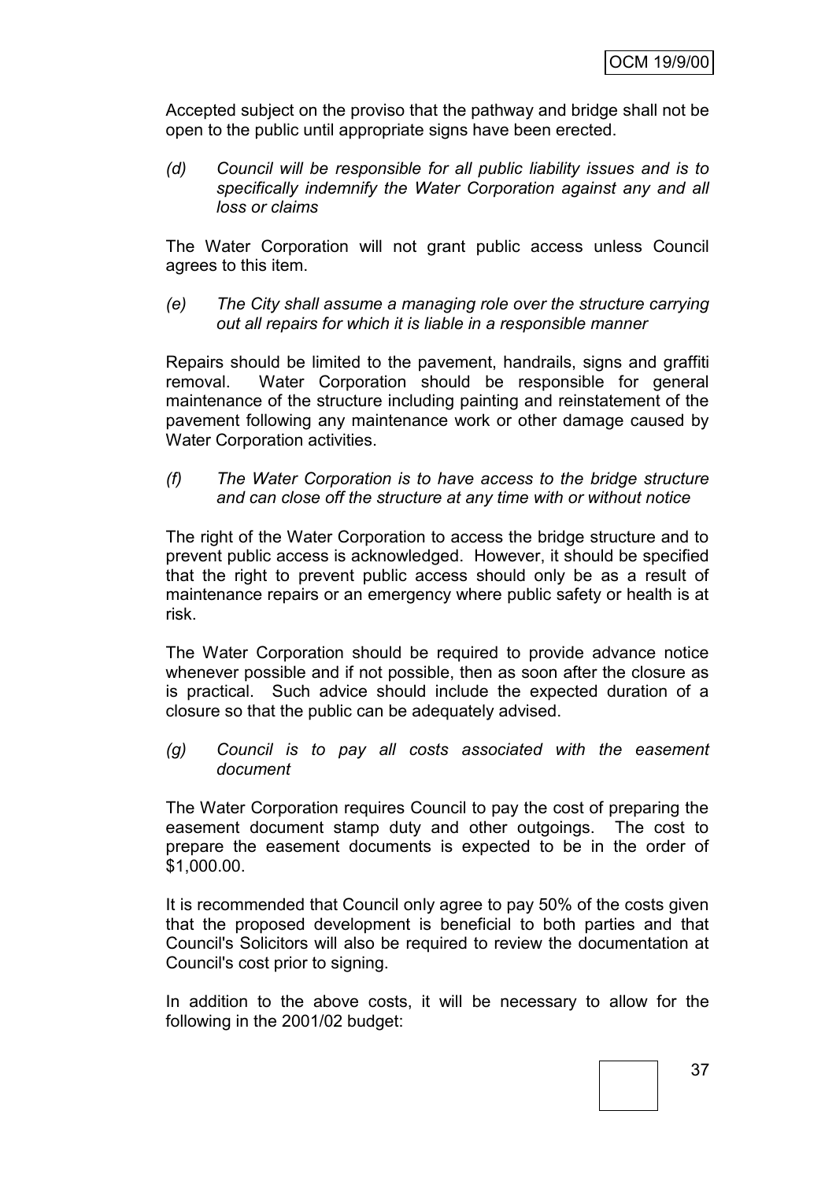Accepted subject on the proviso that the pathway and bridge shall not be open to the public until appropriate signs have been erected.

*(d) Council will be responsible for all public liability issues and is to specifically indemnify the Water Corporation against any and all loss or claims*

The Water Corporation will not grant public access unless Council agrees to this item.

*(e) The City shall assume a managing role over the structure carrying out all repairs for which it is liable in a responsible manner*

Repairs should be limited to the pavement, handrails, signs and graffiti removal. Water Corporation should be responsible for general maintenance of the structure including painting and reinstatement of the pavement following any maintenance work or other damage caused by Water Corporation activities.

*(f) The Water Corporation is to have access to the bridge structure and can close off the structure at any time with or without notice*

The right of the Water Corporation to access the bridge structure and to prevent public access is acknowledged. However, it should be specified that the right to prevent public access should only be as a result of maintenance repairs or an emergency where public safety or health is at risk.

The Water Corporation should be required to provide advance notice whenever possible and if not possible, then as soon after the closure as is practical. Such advice should include the expected duration of a closure so that the public can be adequately advised.

*(g) Council is to pay all costs associated with the easement document*

The Water Corporation requires Council to pay the cost of preparing the easement document stamp duty and other outgoings. The cost to prepare the easement documents is expected to be in the order of $1,000.00.

It is recommended that Council only agree to pay 50% of the costs given that the proposed development is beneficial to both parties and that Council's Solicitors will also be required to review the documentation at Council's cost prior to signing.

In addition to the above costs, it will be necessary to allow for the following in the 2001/02 budget: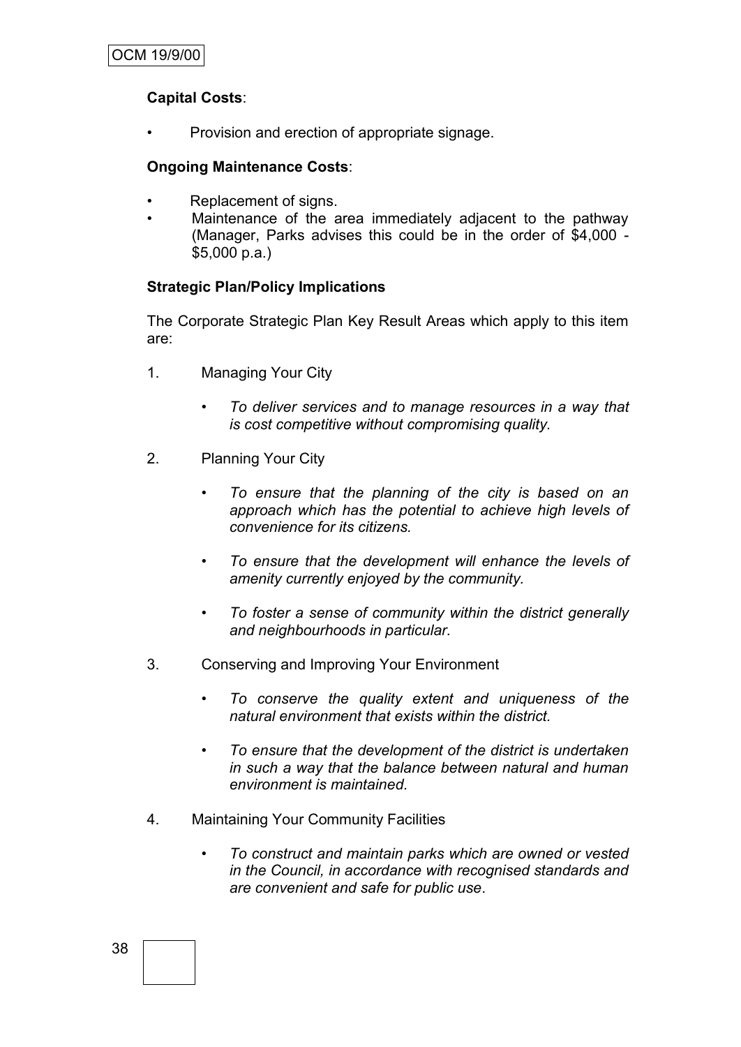**Capital Costs**:

- Provision and erection of appropriate signage.

**Ongoing Maintenance Costs**:

- Replacement of signs.
- Maintenance of the area immediately adjacent to the pathway (Manager, Parks advises this could be in the order of $4,000 - $5,000 p.a.)

**Strategic Plan/Policy Implications**

The Corporate Strategic Plan Key Result Areas which apply to this item are:

1. Managing Your City

   - *To deliver services and to manage resources in a way that is cost competitive without compromising quality.*

2. Planning Your City

   - *To ensure that the planning of the city is based on an approach which has the potential to achieve high levels of convenience for its citizens.*
   - *To ensure that the development will enhance the levels of amenity currently enjoyed by the community.*
   - *To foster a sense of community within the district generally and neighbourhoods in particular.*

3. Conserving and Improving Your Environment

   - *To conserve the quality extent and uniqueness of the natural environment that exists within the district.*
   - *To ensure that the development of the district is undertaken in such a way that the balance between natural and human environment is maintained.*

4. Maintaining Your Community Facilities

   - *To construct and maintain parks which are owned or vested in the Council, in accordance with recognised standards and are convenient and safe for public use*.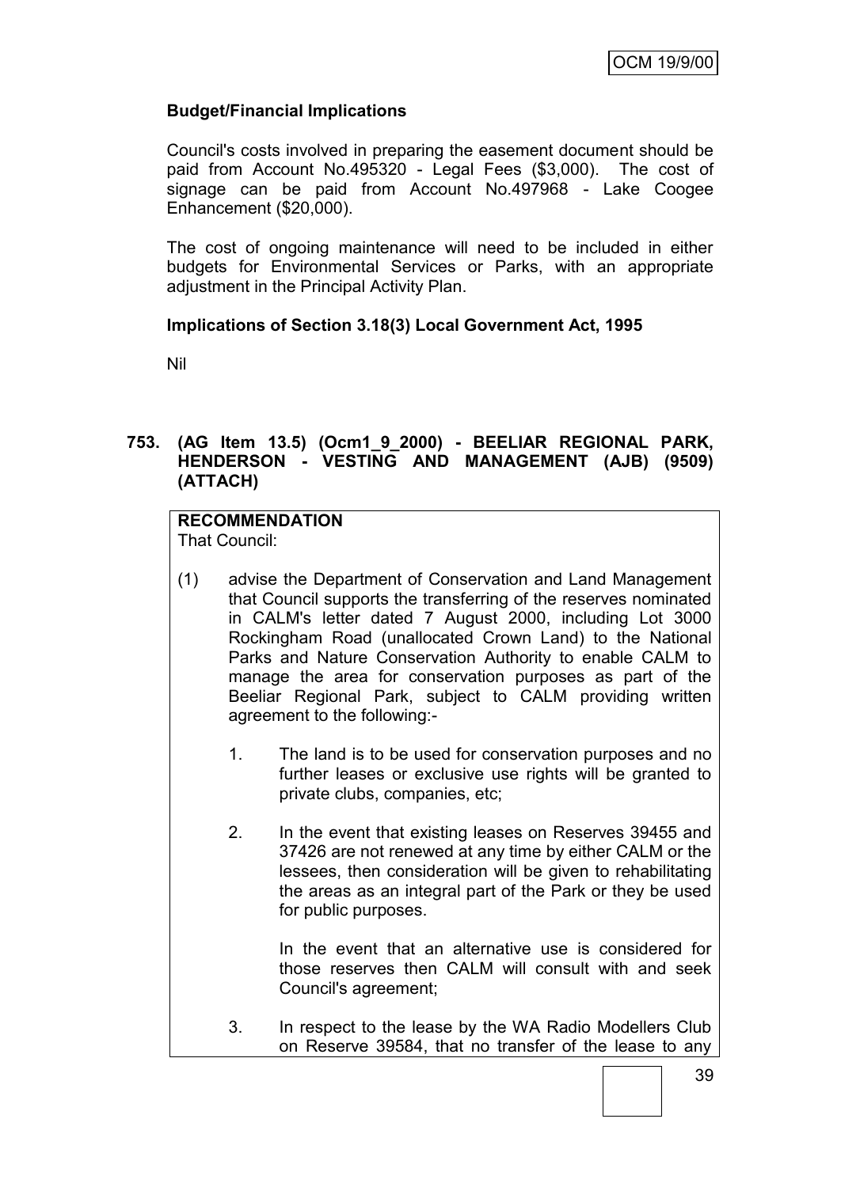**Budget/Financial Implications**

Council's costs involved in preparing the easement document should be paid from Account No.495320 - Legal Fees ($3,000). The cost of signage can be paid from Account No.497968 - Lake Coogee Enhancement ($20,000).

The cost of ongoing maintenance will need to be included in either budgets for Environmental Services or Parks, with an appropriate adjustment in the Principal Activity Plan.

**Implications of Section 3.18(3) Local Government Act, 1995**

Nil

**753. (AG Item 13.5) (Ocm1_9_2000) - BEELIAR REGIONAL PARK, HENDERSON - VESTING AND MANAGEMENT (AJB) (9509) (ATTACH)**

**RECOMMENDATION**

That Council:

(1) advise the Department of Conservation and Land Management that Council supports the transferring of the reserves nominated in CALM's letter dated 7 August 2000, including Lot 3000 Rockingham Road (unallocated Crown Land) to the National Parks and Nature Conservation Authority to enable CALM to manage the area for conservation purposes as part of the Beeliar Regional Park, subject to CALM providing written agreement to the following:-

   1. The land is to be used for conservation purposes and no further leases or exclusive use rights will be granted to private clubs, companies, etc;

   2. In the event that existing leases on Reserves 39455 and 37426 are not renewed at any time by either CALM or the lessees, then consideration will be given to rehabilitating the areas as an integral part of the Park or they be used for public purposes.

      In the event that an alternative use is considered for those reserves then CALM will consult with and seek Council's agreement;

   3. In respect to the lease by the WA Radio Modellers Club on Reserve 39584, that no transfer of the lease to any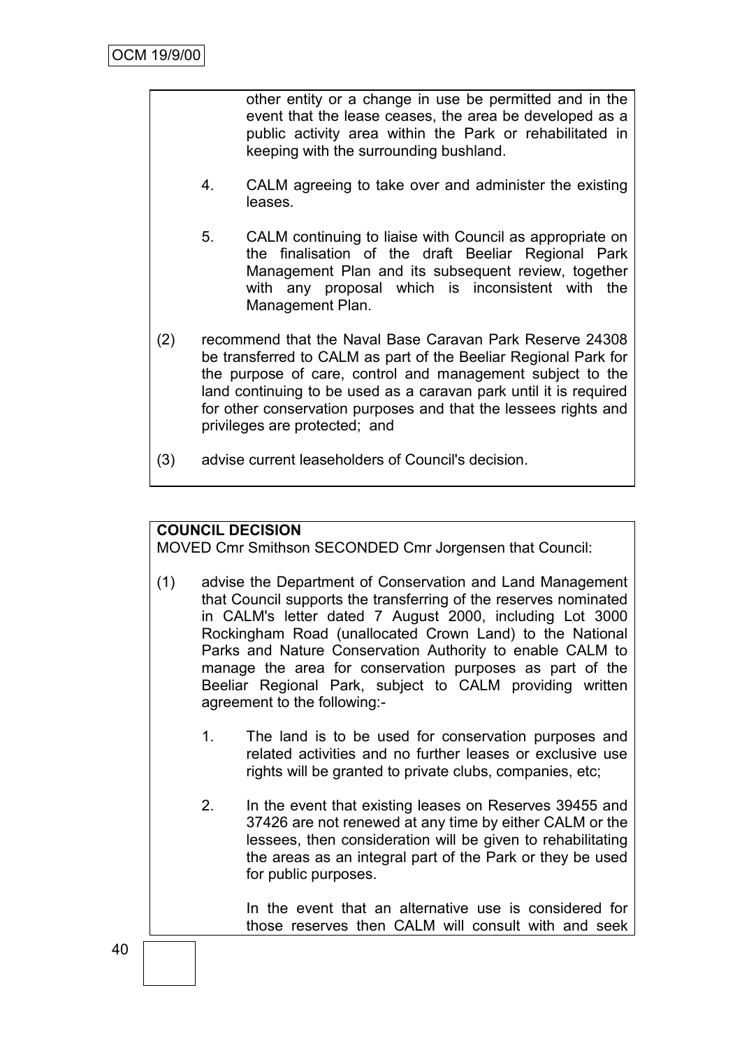other entity or a change in use be permitted and in the event that the lease ceases, the area be developed as a public activity area within the Park or rehabilitated in keeping with the surrounding bushland.

4. CALM agreeing to take over and administer the existing leases.

5. CALM continuing to liaise with Council as appropriate on the finalisation of the draft Beeliar Regional Park Management Plan and its subsequent review, together with any proposal which is inconsistent with the Management Plan.

(2) recommend that the Naval Base Caravan Park Reserve 24308 be transferred to CALM as part of the Beeliar Regional Park for the purpose of care, control and management subject to the land continuing to be used as a caravan park until it is required for other conservation purposes and that the lessees rights and privileges are protected; and

(3) advise current leaseholders of Council's decision.

**COUNCIL DECISION**

MOVED Cmr Smithson SECONDED Cmr Jorgensen that Council:

(1) advise the Department of Conservation and Land Management that Council supports the transferring of the reserves nominated in CALM's letter dated 7 August 2000, including Lot 3000 Rockingham Road (unallocated Crown Land) to the National Parks and Nature Conservation Authority to enable CALM to manage the area for conservation purposes as part of the Beeliar Regional Park, subject to CALM providing written agreement to the following:-

1. The land is to be used for conservation purposes and related activities and no further leases or exclusive use rights will be granted to private clubs, companies, etc;

2. In the event that existing leases on Reserves 39455 and 37426 are not renewed at any time by either CALM or the lessees, then consideration will be given to rehabilitating the areas as an integral part of the Park or they be used for public purposes.

   In the event that an alternative use is considered for those reserves then CALM will consult with and seek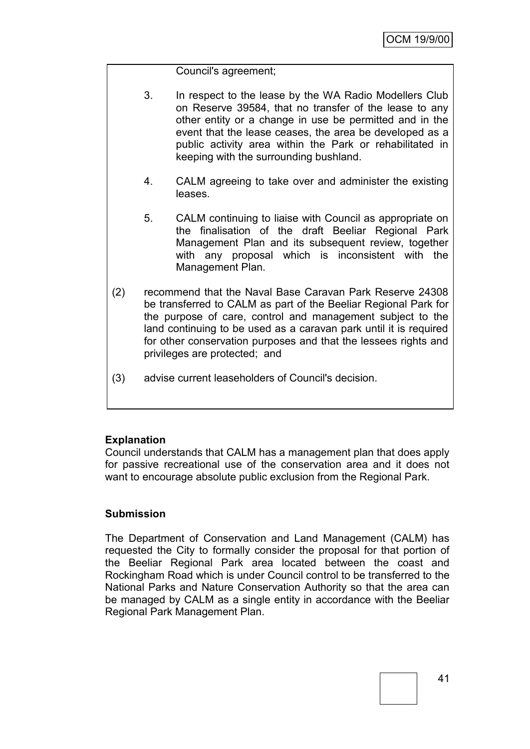Council's agreement;

3. In respect to the lease by the WA Radio Modellers Club on Reserve 39584, that no transfer of the lease to any other entity or a change in use be permitted and in the event that the lease ceases, the area be developed as a public activity area within the Park or rehabilitated in keeping with the surrounding bushland.

4. CALM agreeing to take over and administer the existing leases.

5. CALM continuing to liaise with Council as appropriate on the finalisation of the draft Beeliar Regional Park Management Plan and its subsequent review, together with any proposal which is inconsistent with the Management Plan.

(2) recommend that the Naval Base Caravan Park Reserve 24308 be transferred to CALM as part of the Beeliar Regional Park for the purpose of care, control and management subject to the land continuing to be used as a caravan park until it is required for other conservation purposes and that the lessees rights and privileges are protected; and

(3) advise current leaseholders of Council's decision.

**Explanation**

Council understands that CALM has a management plan that does apply for passive recreational use of the conservation area and it does not want to encourage absolute public exclusion from the Regional Park.

**Submission**

The Department of Conservation and Land Management (CALM) has requested the City to formally consider the proposal for that portion of the Beeliar Regional Park area located between the coast and Rockingham Road which is under Council control to be transferred to the National Parks and Nature Conservation Authority so that the area can be managed by CALM as a single entity in accordance with the Beeliar Regional Park Management Plan.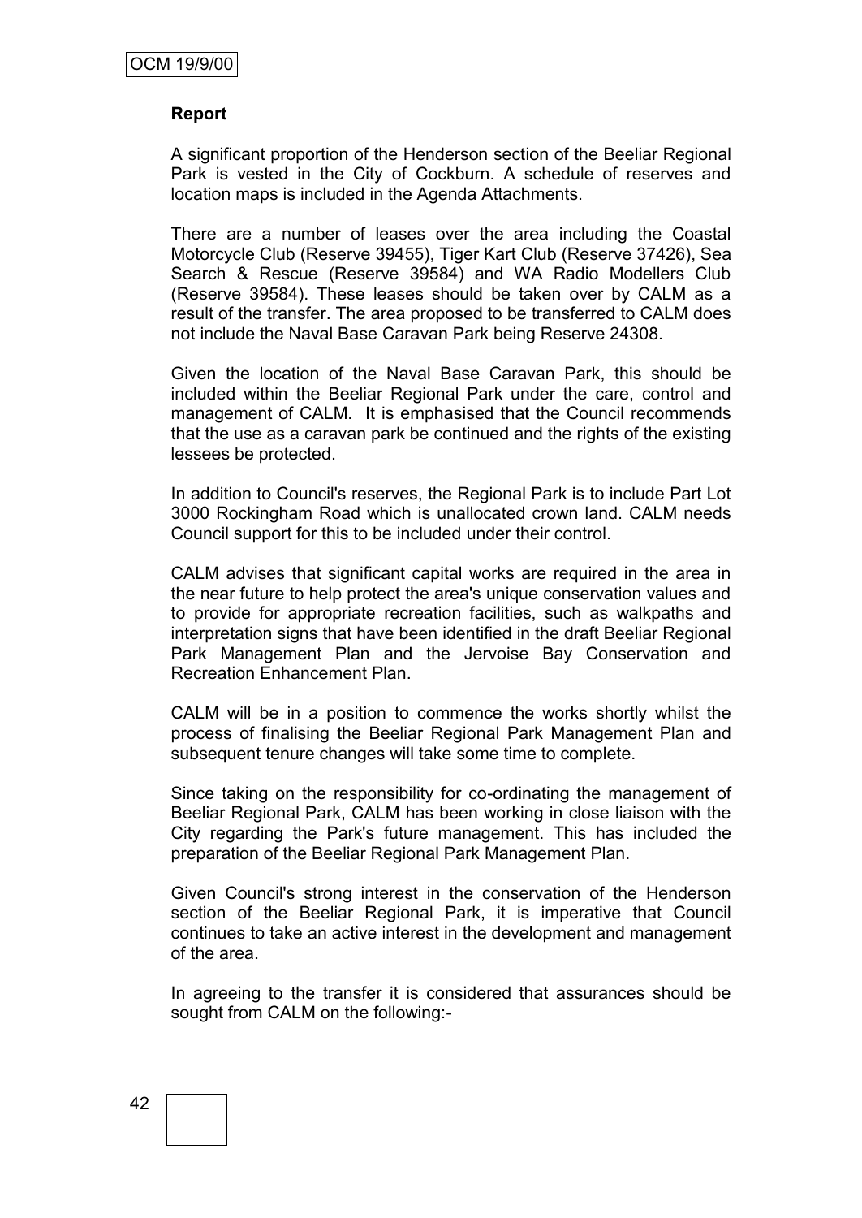**Report**

A significant proportion of the Henderson section of the Beeliar Regional Park is vested in the City of Cockburn. A schedule of reserves and location maps is included in the Agenda Attachments.

There are a number of leases over the area including the Coastal Motorcycle Club (Reserve 39455), Tiger Kart Club (Reserve 37426), Sea Search & Rescue (Reserve 39584) and WA Radio Modellers Club (Reserve 39584). These leases should be taken over by CALM as a result of the transfer. The area proposed to be transferred to CALM does not include the Naval Base Caravan Park being Reserve 24308.

Given the location of the Naval Base Caravan Park, this should be included within the Beeliar Regional Park under the care, control and management of CALM. It is emphasised that the Council recommends that the use as a caravan park be continued and the rights of the existing lessees be protected.

In addition to Council's reserves, the Regional Park is to include Part Lot 3000 Rockingham Road which is unallocated crown land. CALM needs Council support for this to be included under their control.

CALM advises that significant capital works are required in the area in the near future to help protect the area's unique conservation values and to provide for appropriate recreation facilities, such as walkpaths and interpretation signs that have been identified in the draft Beeliar Regional Park Management Plan and the Jervoise Bay Conservation and Recreation Enhancement Plan.

CALM will be in a position to commence the works shortly whilst the process of finalising the Beeliar Regional Park Management Plan and subsequent tenure changes will take some time to complete.

Since taking on the responsibility for co-ordinating the management of Beeliar Regional Park, CALM has been working in close liaison with the City regarding the Park's future management. This has included the preparation of the Beeliar Regional Park Management Plan.

Given Council's strong interest in the conservation of the Henderson section of the Beeliar Regional Park, it is imperative that Council continues to take an active interest in the development and management of the area.

In agreeing to the transfer it is considered that assurances should be sought from CALM on the following:-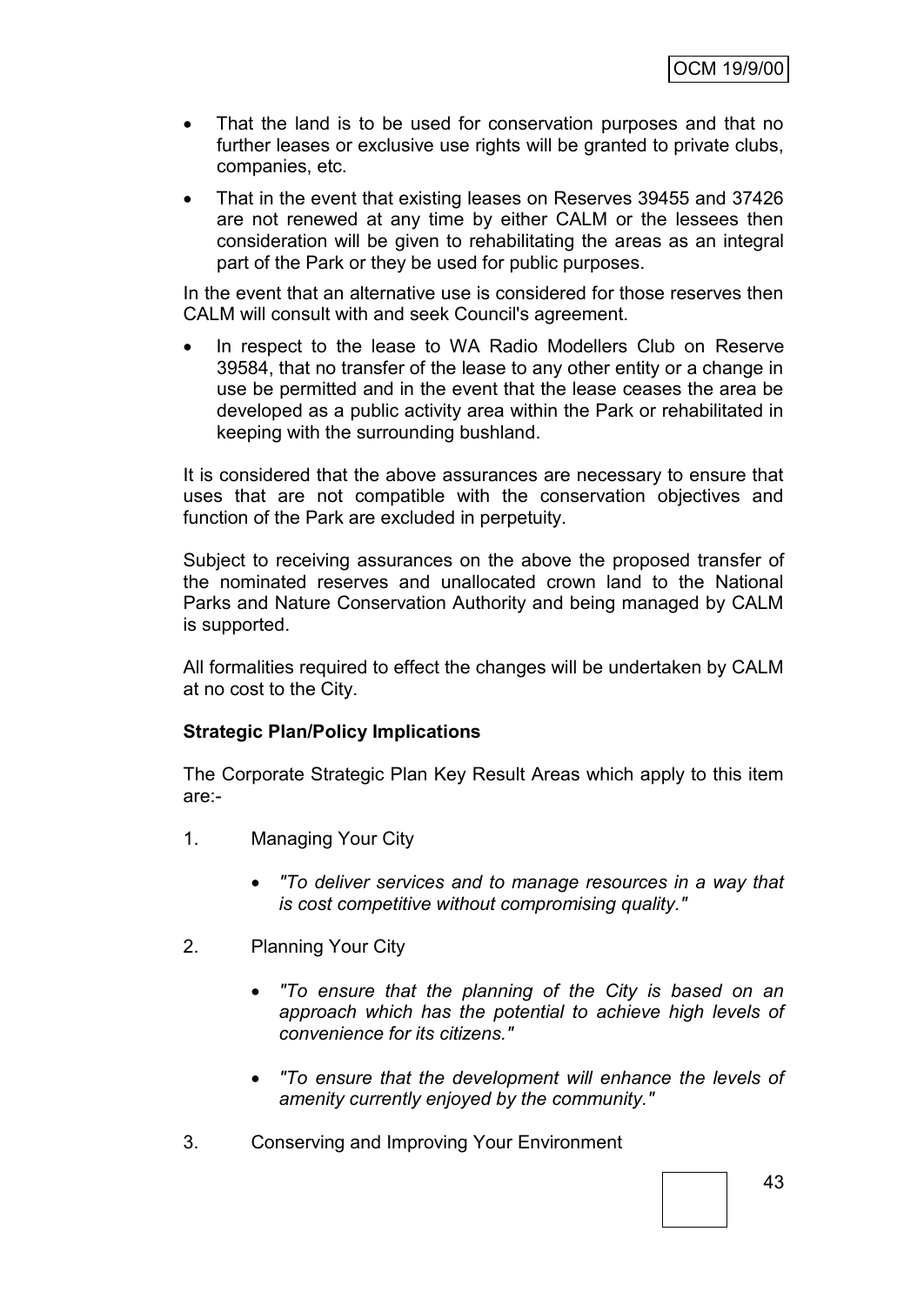- That the land is to be used for conservation purposes and that no further leases or exclusive use rights will be granted to private clubs, companies, etc.
- That in the event that existing leases on Reserves 39455 and 37426 are not renewed at any time by either CALM or the lessees then consideration will be given to rehabilitating the areas as an integral part of the Park or they be used for public purposes.

In the event that an alternative use is considered for those reserves then CALM will consult with and seek Council's agreement.

- In respect to the lease to WA Radio Modellers Club on Reserve 39584, that no transfer of the lease to any other entity or a change in use be permitted and in the event that the lease ceases the area be developed as a public activity area within the Park or rehabilitated in keeping with the surrounding bushland.

It is considered that the above assurances are necessary to ensure that uses that are not compatible with the conservation objectives and function of the Park are excluded in perpetuity.

Subject to receiving assurances on the above the proposed transfer of the nominated reserves and unallocated crown land to the National Parks and Nature Conservation Authority and being managed by CALM is supported.

All formalities required to effect the changes will be undertaken by CALM at no cost to the City.

**Strategic Plan/Policy Implications**

The Corporate Strategic Plan Key Result Areas which apply to this item are:-

1. Managing Your City
   - *"To deliver services and to manage resources in a way that is cost competitive without compromising quality."*
2. Planning Your City
   - *"To ensure that the planning of the City is based on an approach which has the potential to achieve high levels of convenience for its citizens."*
   - *"To ensure that the development will enhance the levels of amenity currently enjoyed by the community."*
3. Conserving and Improving Your Environment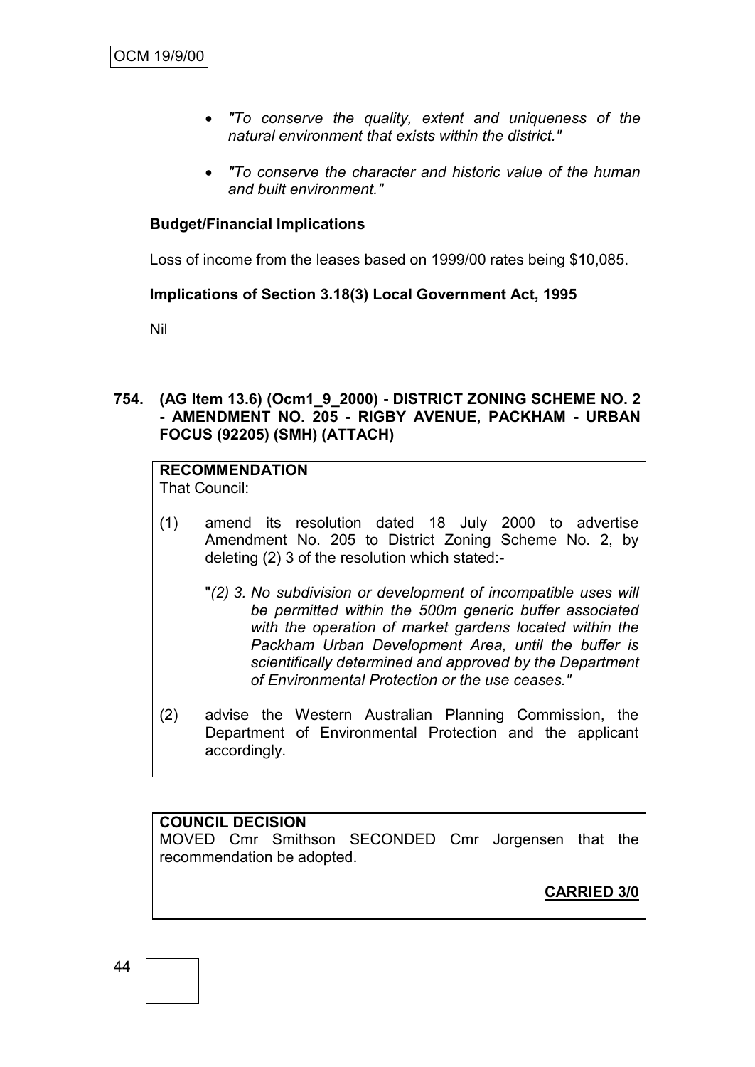- *"To conserve the quality, extent and uniqueness of the natural environment that exists within the district."*

- *"To conserve the character and historic value of the human and built environment."*

**Budget/Financial Implications**

Loss of income from the leases based on 1999/00 rates being $10,085.

**Implications of Section 3.18(3) Local Government Act, 1995**

Nil

**754. (AG Item 13.6) (Ocm1_9_2000) - DISTRICT ZONING SCHEME NO. 2 - AMENDMENT NO. 205 - RIGBY AVENUE, PACKHAM - URBAN FOCUS (92205) (SMH) (ATTACH)**

**RECOMMENDATION**
That Council:

(1) amend its resolution dated 18 July 2000 to advertise Amendment No. 205 to District Zoning Scheme No. 2, by deleting (2) 3 of the resolution which stated:-

"*(2) 3. No subdivision or development of incompatible uses will be permitted within the 500m generic buffer associated with the operation of market gardens located within the Packham Urban Development Area, until the buffer is scientifically determined and approved by the Department of Environmental Protection or the use ceases."*

(2) advise the Western Australian Planning Commission, the Department of Environmental Protection and the applicant accordingly.

**COUNCIL DECISION**
MOVED Cmr Smithson SECONDED Cmr Jorgensen that the recommendation be adopted.

**CARRIED 3/0**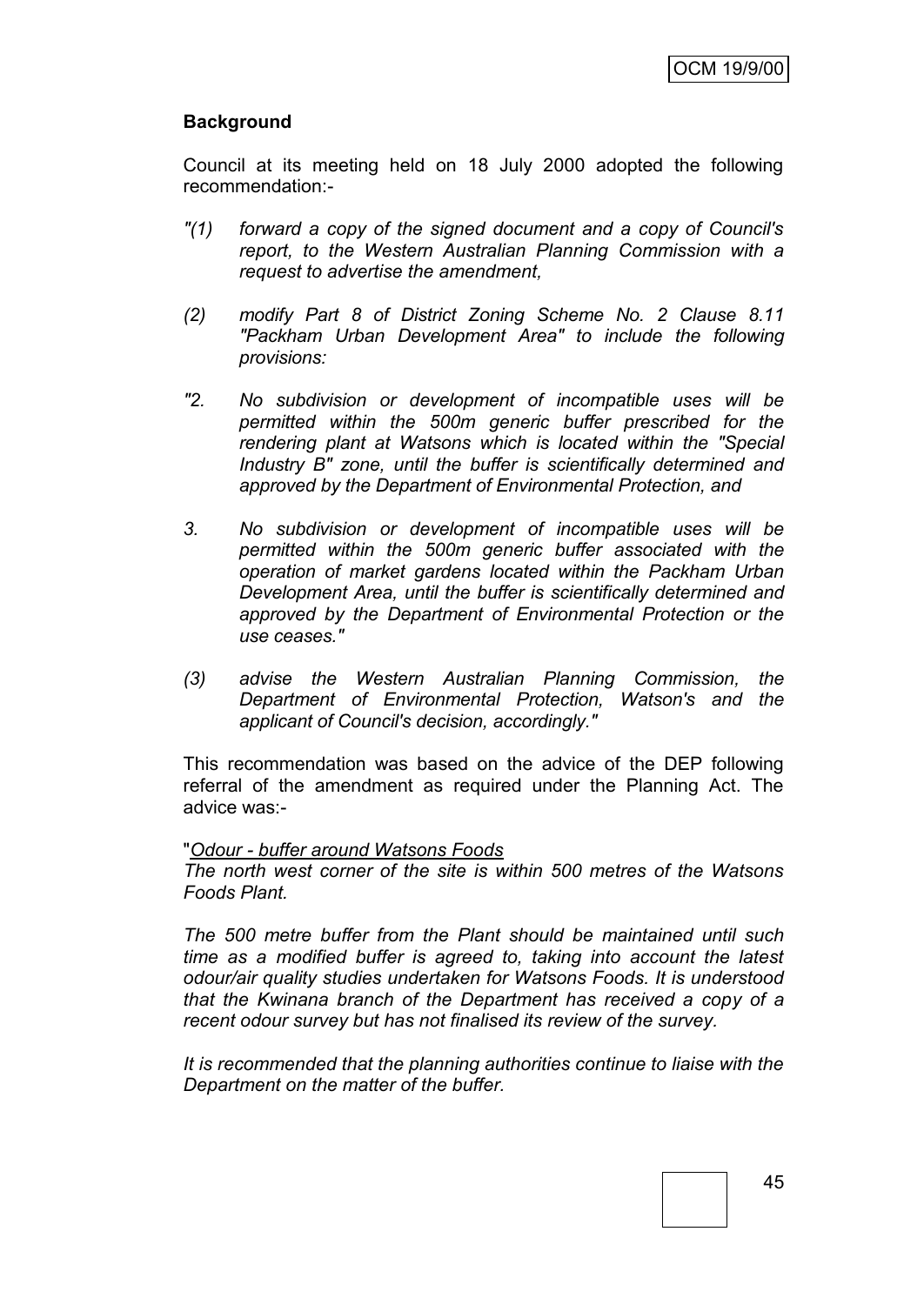## Background

Council at its meeting held on 18 July 2000 adopted the following recommendation:-

*"(1) forward a copy of the signed document and a copy of Council's report, to the Western Australian Planning Commission with a request to advertise the amendment,*

*(2) modify Part 8 of District Zoning Scheme No. 2 Clause 8.11 "Packham Urban Development Area" to include the following provisions:*

*"2. No subdivision or development of incompatible uses will be permitted within the 500m generic buffer prescribed for the rendering plant at Watsons which is located within the "Special Industry B" zone, until the buffer is scientifically determined and approved by the Department of Environmental Protection, and*

*3. No subdivision or development of incompatible uses will be permitted within the 500m generic buffer associated with the operation of market gardens located within the Packham Urban Development Area, until the buffer is scientifically determined and approved by the Department of Environmental Protection or the use ceases."*

*(3) advise the Western Australian Planning Commission, the Department of Environmental Protection, Watson's and the applicant of Council's decision, accordingly."*

This recommendation was based on the advice of the DEP following referral of the amendment as required under the Planning Act. The advice was:-

"*Odour - buffer around Watsons Foods*
*The north west corner of the site is within 500 metres of the Watsons Foods Plant.*

*The 500 metre buffer from the Plant should be maintained until such time as a modified buffer is agreed to, taking into account the latest odour/air quality studies undertaken for Watsons Foods. It is understood that the Kwinana branch of the Department has received a copy of a recent odour survey but has not finalised its review of the survey.*

*It is recommended that the planning authorities continue to liaise with the Department on the matter of the buffer.*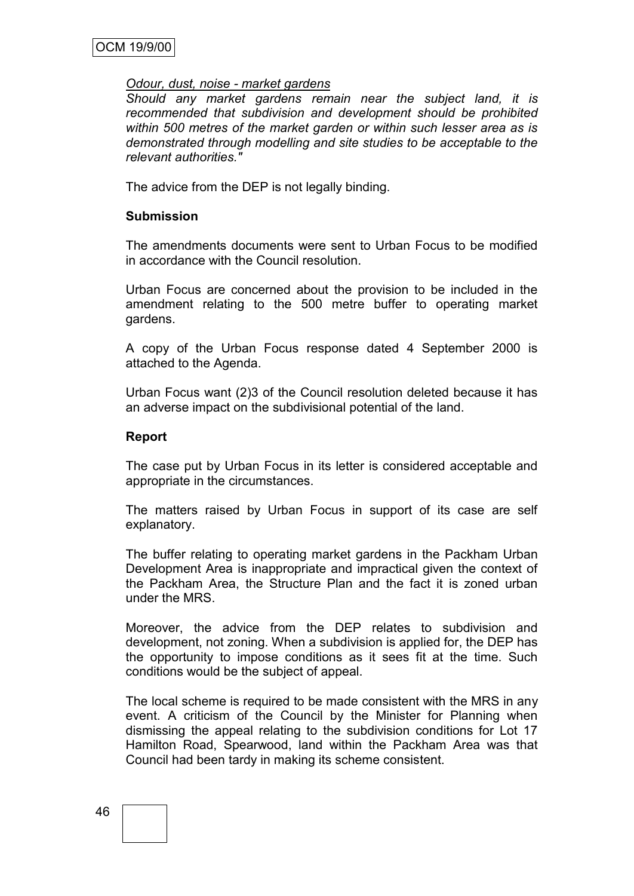*Odour, dust, noise - market gardens*

*Should any market gardens remain near the subject land, it is recommended that subdivision and development should be prohibited within 500 metres of the market garden or within such lesser area as is demonstrated through modelling and site studies to be acceptable to the relevant authorities."*

The advice from the DEP is not legally binding.

**Submission**

The amendments documents were sent to Urban Focus to be modified in accordance with the Council resolution.

Urban Focus are concerned about the provision to be included in the amendment relating to the 500 metre buffer to operating market gardens.

A copy of the Urban Focus response dated 4 September 2000 is attached to the Agenda.

Urban Focus want (2)3 of the Council resolution deleted because it has an adverse impact on the subdivisional potential of the land.

**Report**

The case put by Urban Focus in its letter is considered acceptable and appropriate in the circumstances.

The matters raised by Urban Focus in support of its case are self explanatory.

The buffer relating to operating market gardens in the Packham Urban Development Area is inappropriate and impractical given the context of the Packham Area, the Structure Plan and the fact it is zoned urban under the MRS.

Moreover, the advice from the DEP relates to subdivision and development, not zoning. When a subdivision is applied for, the DEP has the opportunity to impose conditions as it sees fit at the time. Such conditions would be the subject of appeal.

The local scheme is required to be made consistent with the MRS in any event. A criticism of the Council by the Minister for Planning when dismissing the appeal relating to the subdivision conditions for Lot 17 Hamilton Road, Spearwood, land within the Packham Area was that Council had been tardy in making its scheme consistent.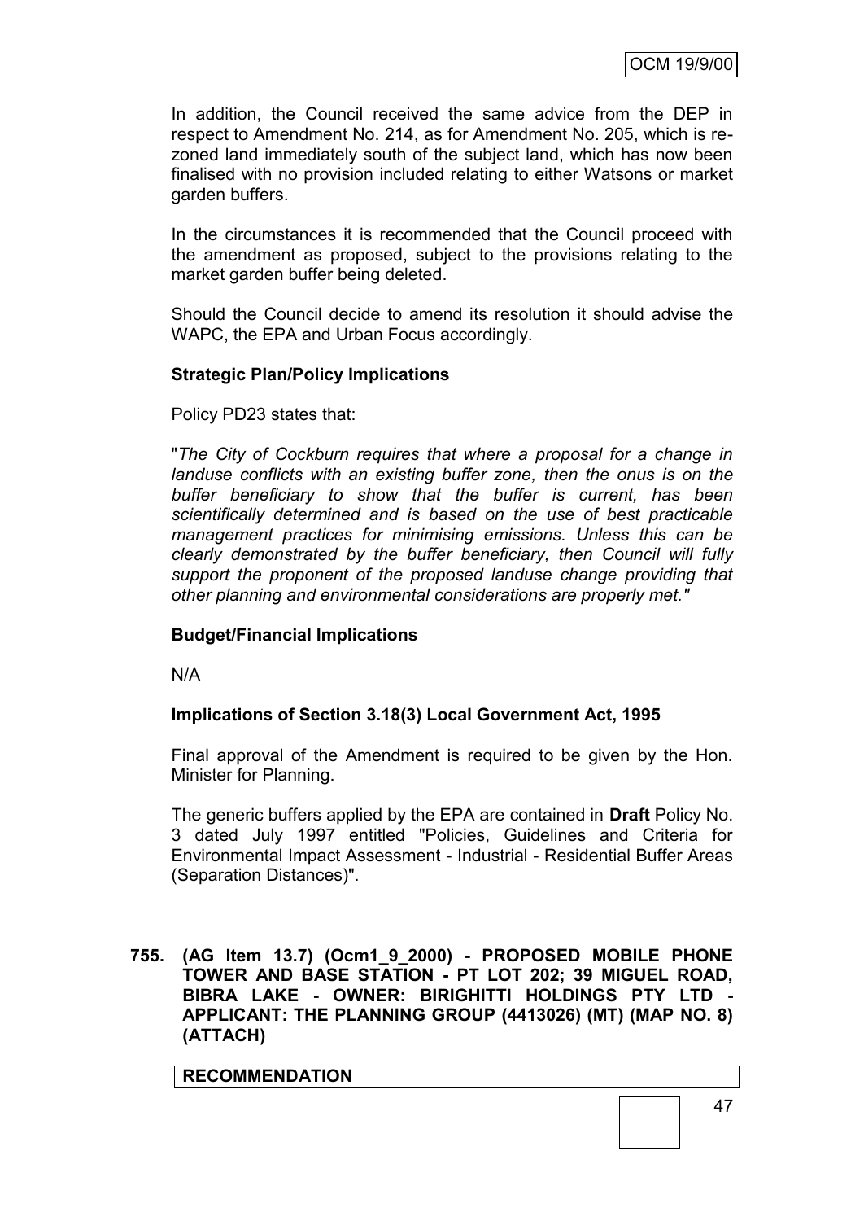In addition, the Council received the same advice from the DEP in respect to Amendment No. 214, as for Amendment No. 205, which is re-zoned land immediately south of the subject land, which has now been finalised with no provision included relating to either Watsons or market garden buffers.

In the circumstances it is recommended that the Council proceed with the amendment as proposed, subject to the provisions relating to the market garden buffer being deleted.

Should the Council decide to amend its resolution it should advise the WAPC, the EPA and Urban Focus accordingly.

**Strategic Plan/Policy Implications**

Policy PD23 states that:

"*The City of Cockburn requires that where a proposal for a change in landuse conflicts with an existing buffer zone, then the onus is on the buffer beneficiary to show that the buffer is current, has been scientifically determined and is based on the use of best practicable management practices for minimising emissions. Unless this can be clearly demonstrated by the buffer beneficiary, then Council will fully support the proponent of the proposed landuse change providing that other planning and environmental considerations are properly met."*

**Budget/Financial Implications**

N/A

**Implications of Section 3.18(3) Local Government Act, 1995**

Final approval of the Amendment is required to be given by the Hon. Minister for Planning.

The generic buffers applied by the EPA are contained in **Draft** Policy No. 3 dated July 1997 entitled "Policies, Guidelines and Criteria for Environmental Impact Assessment - Industrial - Residential Buffer Areas (Separation Distances)".

**755. (AG Item 13.7) (Ocm1_9_2000) - PROPOSED MOBILE PHONE TOWER AND BASE STATION - PT LOT 202; 39 MIGUEL ROAD, BIBRA LAKE - OWNER: BIRIGHITTI HOLDINGS PTY LTD - APPLICANT: THE PLANNING GROUP (4413026) (MT) (MAP NO. 8) (ATTACH)**

**RECOMMENDATION**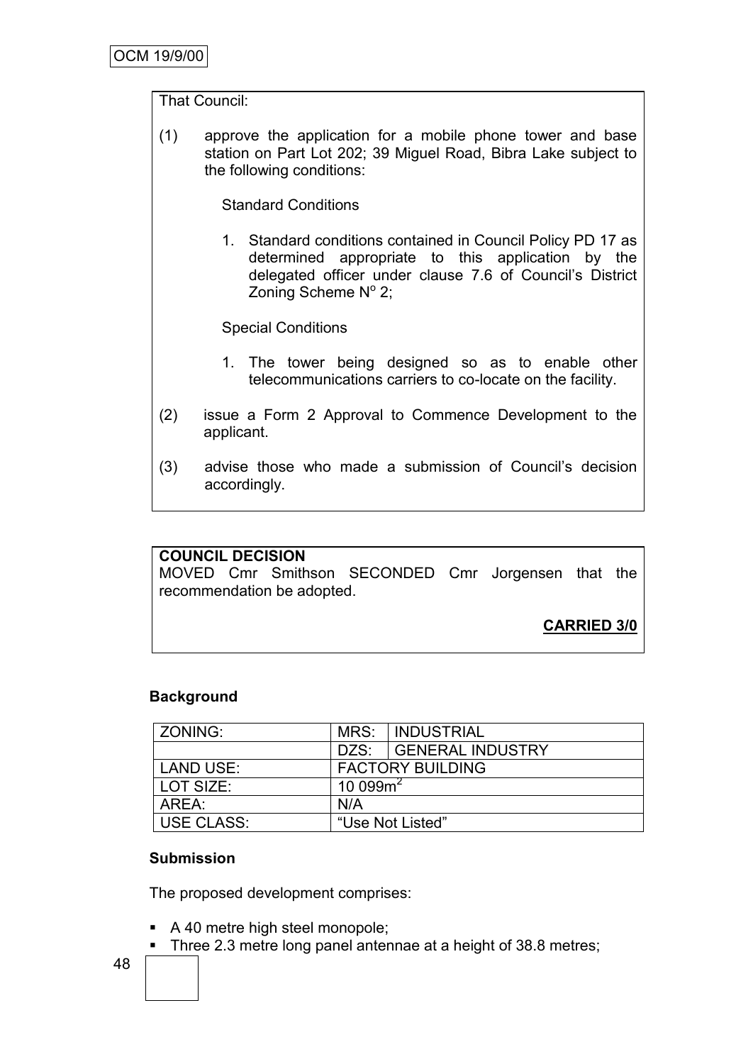That Council:

(1) approve the application for a mobile phone tower and base station on Part Lot 202; 39 Miguel Road, Bibra Lake subject to the following conditions:

Standard Conditions

1. Standard conditions contained in Council Policy PD 17 as determined appropriate to this application by the delegated officer under clause 7.6 of Council's District Zoning Scheme N$^o$ 2;

Special Conditions

1. The tower being designed so as to enable other telecommunications carriers to co-locate on the facility.

(2) issue a Form 2 Approval to Commence Development to the applicant.

(3) advise those who made a submission of Council's decision accordingly.

**COUNCIL DECISION**
MOVED Cmr Smithson SECONDED Cmr Jorgensen that the recommendation be adopted.

**CARRIED 3/0**

**Background**

| ZONING: | MRS: | INDUSTRIAL |
|---|---|---|
| | DZS: | GENERAL INDUSTRY |
| LAND USE: | FACTORY BUILDING | |
| LOT SIZE: | 10 099m$^2$ | |
| AREA: | N/A | |
| USE CLASS: | "Use Not Listed" | |

**Submission**

The proposed development comprises:

- A 40 metre high steel monopole;
- Three 2.3 metre long panel antennae at a height of 38.8 metres;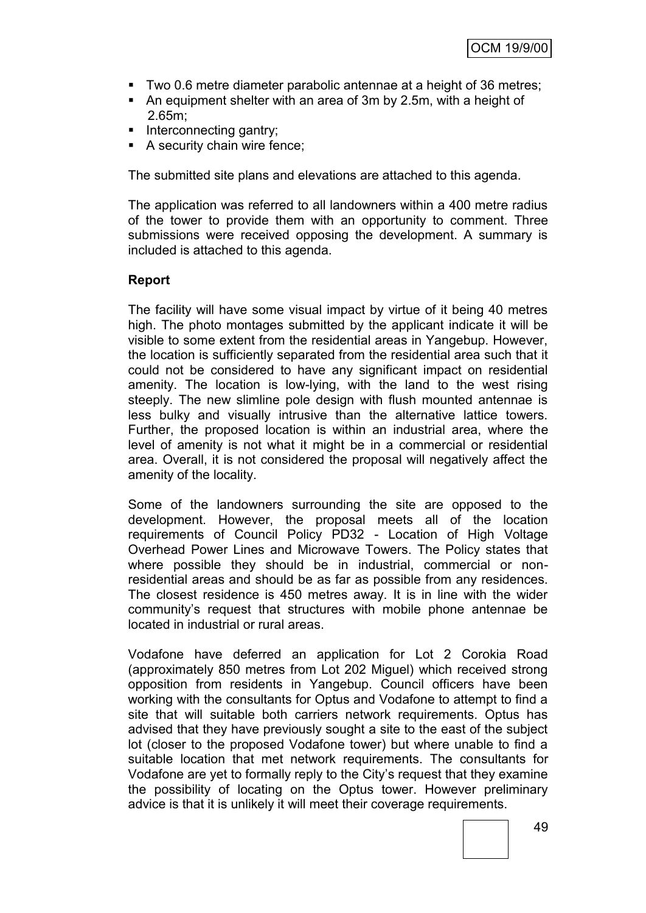- Two 0.6 metre diameter parabolic antennae at a height of 36 metres;
- An equipment shelter with an area of 3m by 2.5m, with a height of 2.65m;
- Interconnecting gantry;
- A security chain wire fence;

The submitted site plans and elevations are attached to this agenda.

The application was referred to all landowners within a 400 metre radius of the tower to provide them with an opportunity to comment. Three submissions were received opposing the development. A summary is included is attached to this agenda.

**Report**

The facility will have some visual impact by virtue of it being 40 metres high. The photo montages submitted by the applicant indicate it will be visible to some extent from the residential areas in Yangebup. However, the location is sufficiently separated from the residential area such that it could not be considered to have any significant impact on residential amenity. The location is low-lying, with the land to the west rising steeply. The new slimline pole design with flush mounted antennae is less bulky and visually intrusive than the alternative lattice towers. Further, the proposed location is within an industrial area, where the level of amenity is not what it might be in a commercial or residential area. Overall, it is not considered the proposal will negatively affect the amenity of the locality.

Some of the landowners surrounding the site are opposed to the development. However, the proposal meets all of the location requirements of Council Policy PD32 - Location of High Voltage Overhead Power Lines and Microwave Towers. The Policy states that where possible they should be in industrial, commercial or non-residential areas and should be as far as possible from any residences. The closest residence is 450 metres away. It is in line with the wider community's request that structures with mobile phone antennae be located in industrial or rural areas.

Vodafone have deferred an application for Lot 2 Corokia Road (approximately 850 metres from Lot 202 Miguel) which received strong opposition from residents in Yangebup. Council officers have been working with the consultants for Optus and Vodafone to attempt to find a site that will suitable both carriers network requirements. Optus has advised that they have previously sought a site to the east of the subject lot (closer to the proposed Vodafone tower) but where unable to find a suitable location that met network requirements. The consultants for Vodafone are yet to formally reply to the City's request that they examine the possibility of locating on the Optus tower. However preliminary advice is that it is unlikely it will meet their coverage requirements.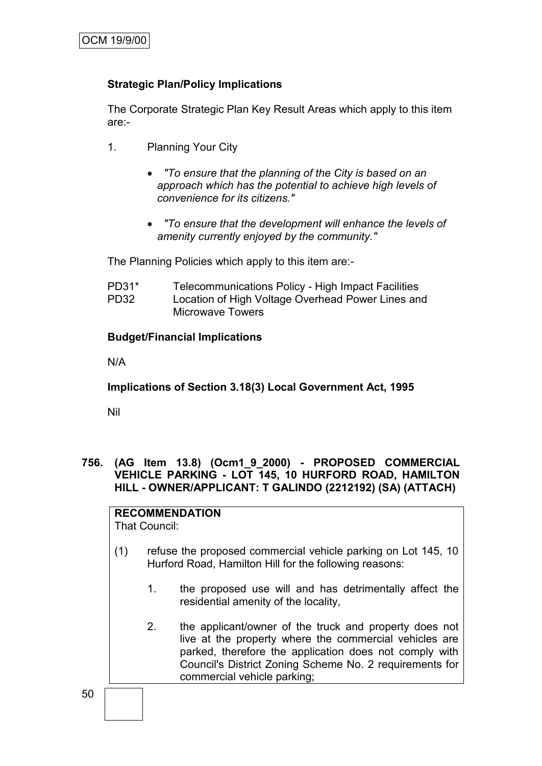**Strategic Plan/Policy Implications**

The Corporate Strategic Plan Key Result Areas which apply to this item are:-

1. Planning Your City

    - *"To ensure that the planning of the City is based on an approach which has the potential to achieve high levels of convenience for its citizens."*

    - *"To ensure that the development will enhance the levels of amenity currently enjoyed by the community."*

The Planning Policies which apply to this item are:-

PD31* Telecommunications Policy - High Impact Facilities
PD32 Location of High Voltage Overhead Power Lines and Microwave Towers

**Budget/Financial Implications**

N/A

**Implications of Section 3.18(3) Local Government Act, 1995**

Nil

**756. (AG Item 13.8) (Ocm1_9_2000) - PROPOSED COMMERCIAL VEHICLE PARKING - LOT 145, 10 HURFORD ROAD, HAMILTON HILL - OWNER/APPLICANT: T GALINDO (2212192) (SA) (ATTACH)**

**RECOMMENDATION**
That Council:

(1) refuse the proposed commercial vehicle parking on Lot 145, 10 Hurford Road, Hamilton Hill for the following reasons:

1. the proposed use will and has detrimentally affect the residential amenity of the locality,

2. the applicant/owner of the truck and property does not live at the property where the commercial vehicles are parked, therefore the application does not comply with Council's District Zoning Scheme No. 2 requirements for commercial vehicle parking;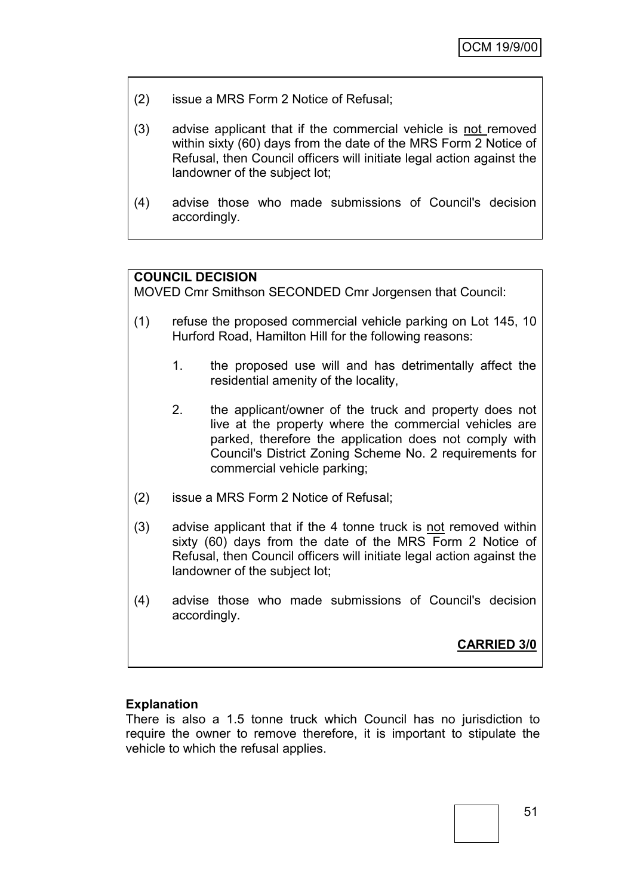(2) issue a MRS Form 2 Notice of Refusal;

(3) advise applicant that if the commercial vehicle is <u>not</u> removed within sixty (60) days from the date of the MRS Form 2 Notice of Refusal, then Council officers will initiate legal action against the landowner of the subject lot;

(4) advise those who made submissions of Council's decision accordingly.

**COUNCIL DECISION**

MOVED Cmr Smithson SECONDED Cmr Jorgensen that Council:

(1) refuse the proposed commercial vehicle parking on Lot 145, 10 Hurford Road, Hamilton Hill for the following reasons:

  1. the proposed use will and has detrimentally affect the residential amenity of the locality,

  2. the applicant/owner of the truck and property does not live at the property where the commercial vehicles are parked, therefore the application does not comply with Council's District Zoning Scheme No. 2 requirements for commercial vehicle parking;

(2) issue a MRS Form 2 Notice of Refusal;

(3) advise applicant that if the 4 tonne truck is <u>not</u> removed within sixty (60) days from the date of the MRS Form 2 Notice of Refusal, then Council officers will initiate legal action against the landowner of the subject lot;

(4) advise those who made submissions of Council's decision accordingly.

**CARRIED 3/0**

**Explanation**

There is also a 1.5 tonne truck which Council has no jurisdiction to require the owner to remove therefore, it is important to stipulate the vehicle to which the refusal applies.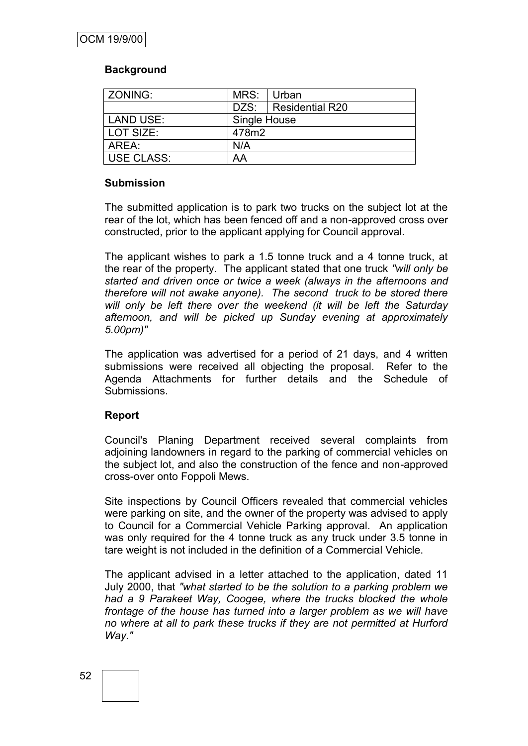### Background

| ZONING: | MRS: | Urban |
|---|---|---|
| | DZS: | Residential R20 |
| LAND USE: | Single House | |
| LOT SIZE: | 478m2 | |
| AREA: | N/A | |
| USE CLASS: | AA | |

### Submission

The submitted application is to park two trucks on the subject lot at the rear of the lot, which has been fenced off and a non-approved cross over constructed, prior to the applicant applying for Council approval.

The applicant wishes to park a 1.5 tonne truck and a 4 tonne truck, at the rear of the property. The applicant stated that one truck *"will only be started and driven once or twice a week (always in the afternoons and therefore will not awake anyone). The second truck to be stored there will only be left there over the weekend (it will be left the Saturday afternoon, and will be picked up Sunday evening at approximately 5.00pm)"*

The application was advertised for a period of 21 days, and 4 written submissions were received all objecting the proposal. Refer to the Agenda Attachments for further details and the Schedule of Submissions.

### Report

Council's Planing Department received several complaints from adjoining landowners in regard to the parking of commercial vehicles on the subject lot, and also the construction of the fence and non-approved cross-over onto Foppoli Mews.

Site inspections by Council Officers revealed that commercial vehicles were parking on site, and the owner of the property was advised to apply to Council for a Commercial Vehicle Parking approval. An application was only required for the 4 tonne truck as any truck under 3.5 tonne in tare weight is not included in the definition of a Commercial Vehicle.

The applicant advised in a letter attached to the application, dated 11 July 2000, that *"what started to be the solution to a parking problem we had a 9 Parakeet Way, Coogee, where the trucks blocked the whole frontage of the house has turned into a larger problem as we will have no where at all to park these trucks if they are not permitted at Hurford Way."*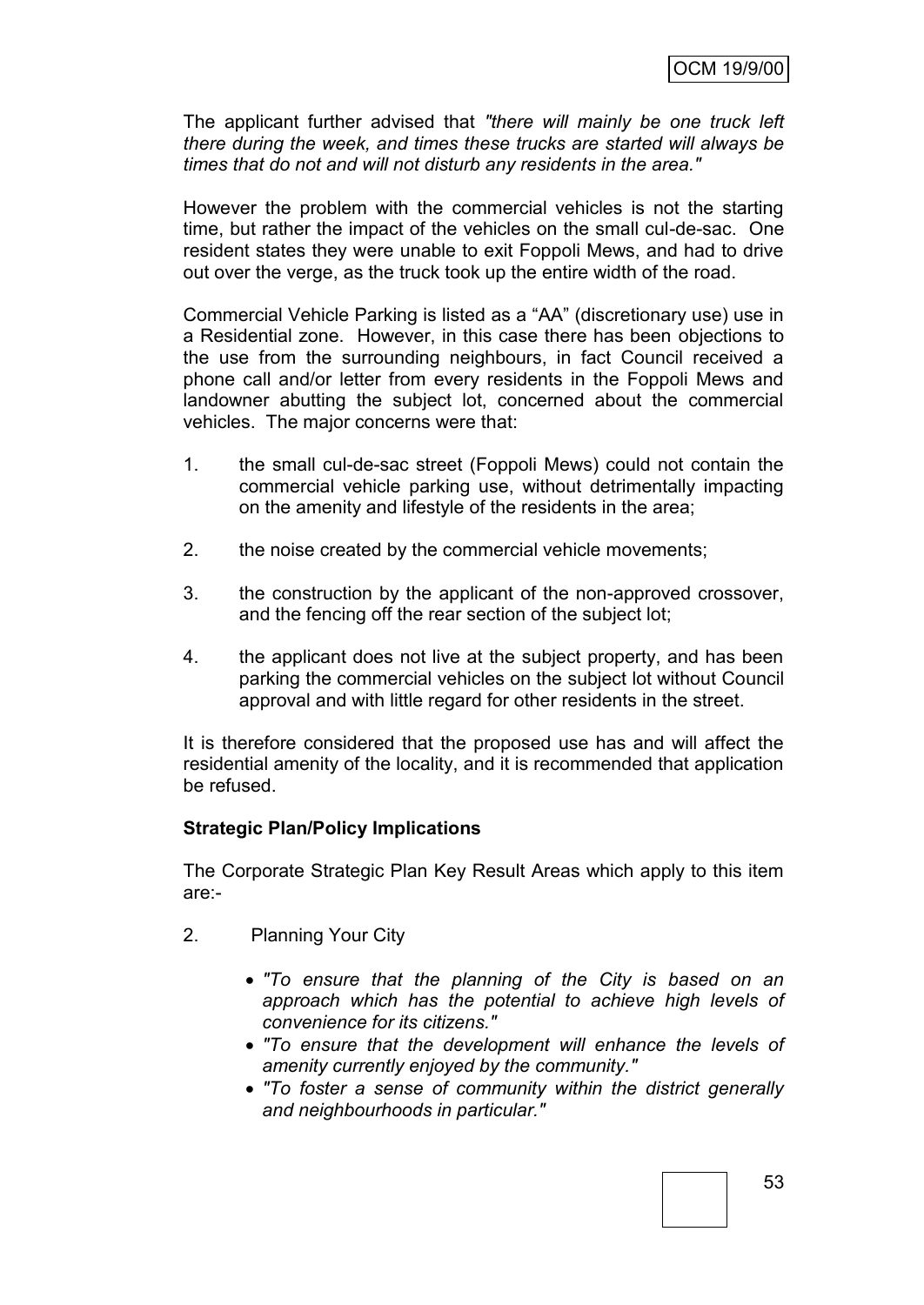The applicant further advised that *"there will mainly be one truck left there during the week, and times these trucks are started will always be times that do not and will not disturb any residents in the area."*

However the problem with the commercial vehicles is not the starting time, but rather the impact of the vehicles on the small cul-de-sac. One resident states they were unable to exit Foppoli Mews, and had to drive out over the verge, as the truck took up the entire width of the road.

Commercial Vehicle Parking is listed as a "AA" (discretionary use) use in a Residential zone. However, in this case there has been objections to the use from the surrounding neighbours, in fact Council received a phone call and/or letter from every residents in the Foppoli Mews and landowner abutting the subject lot, concerned about the commercial vehicles. The major concerns were that:

1. the small cul-de-sac street (Foppoli Mews) could not contain the commercial vehicle parking use, without detrimentally impacting on the amenity and lifestyle of the residents in the area;
2. the noise created by the commercial vehicle movements;
3. the construction by the applicant of the non-approved crossover, and the fencing off the rear section of the subject lot;
4. the applicant does not live at the subject property, and has been parking the commercial vehicles on the subject lot without Council approval and with little regard for other residents in the street.

It is therefore considered that the proposed use has and will affect the residential amenity of the locality, and it is recommended that application be refused.

**Strategic Plan/Policy Implications**

The Corporate Strategic Plan Key Result Areas which apply to this item are:-

2. Planning Your City

   - *"To ensure that the planning of the City is based on an approach which has the potential to achieve high levels of convenience for its citizens."*
   - *"To ensure that the development will enhance the levels of amenity currently enjoyed by the community."*
   - *"To foster a sense of community within the district generally and neighbourhoods in particular."*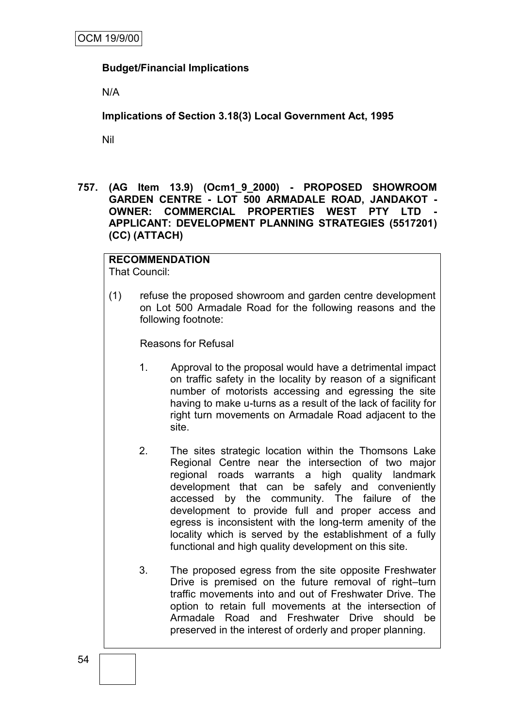**Budget/Financial Implications**

N/A

**Implications of Section 3.18(3) Local Government Act, 1995**

Nil

**757. (AG Item 13.9) (Ocm1_9_2000) - PROPOSED SHOWROOM GARDEN CENTRE - LOT 500 ARMADALE ROAD, JANDAKOT - OWNER: COMMERCIAL PROPERTIES WEST PTY LTD - APPLICANT: DEVELOPMENT PLANNING STRATEGIES (5517201) (CC) (ATTACH)**

**RECOMMENDATION**
That Council:

(1) refuse the proposed showroom and garden centre development on Lot 500 Armadale Road for the following reasons and the following footnote:

Reasons for Refusal

1. Approval to the proposal would have a detrimental impact on traffic safety in the locality by reason of a significant number of motorists accessing and egressing the site having to make u-turns as a result of the lack of facility for right turn movements on Armadale Road adjacent to the site.

2. The sites strategic location within the Thomsons Lake Regional Centre near the intersection of two major regional roads warrants a high quality landmark development that can be safely and conveniently accessed by the community. The failure of the development to provide full and proper access and egress is inconsistent with the long-term amenity of the locality which is served by the establishment of a fully functional and high quality development on this site.

3. The proposed egress from the site opposite Freshwater Drive is premised on the future removal of right–turn traffic movements into and out of Freshwater Drive. The option to retain full movements at the intersection of Armadale Road and Freshwater Drive should be preserved in the interest of orderly and proper planning.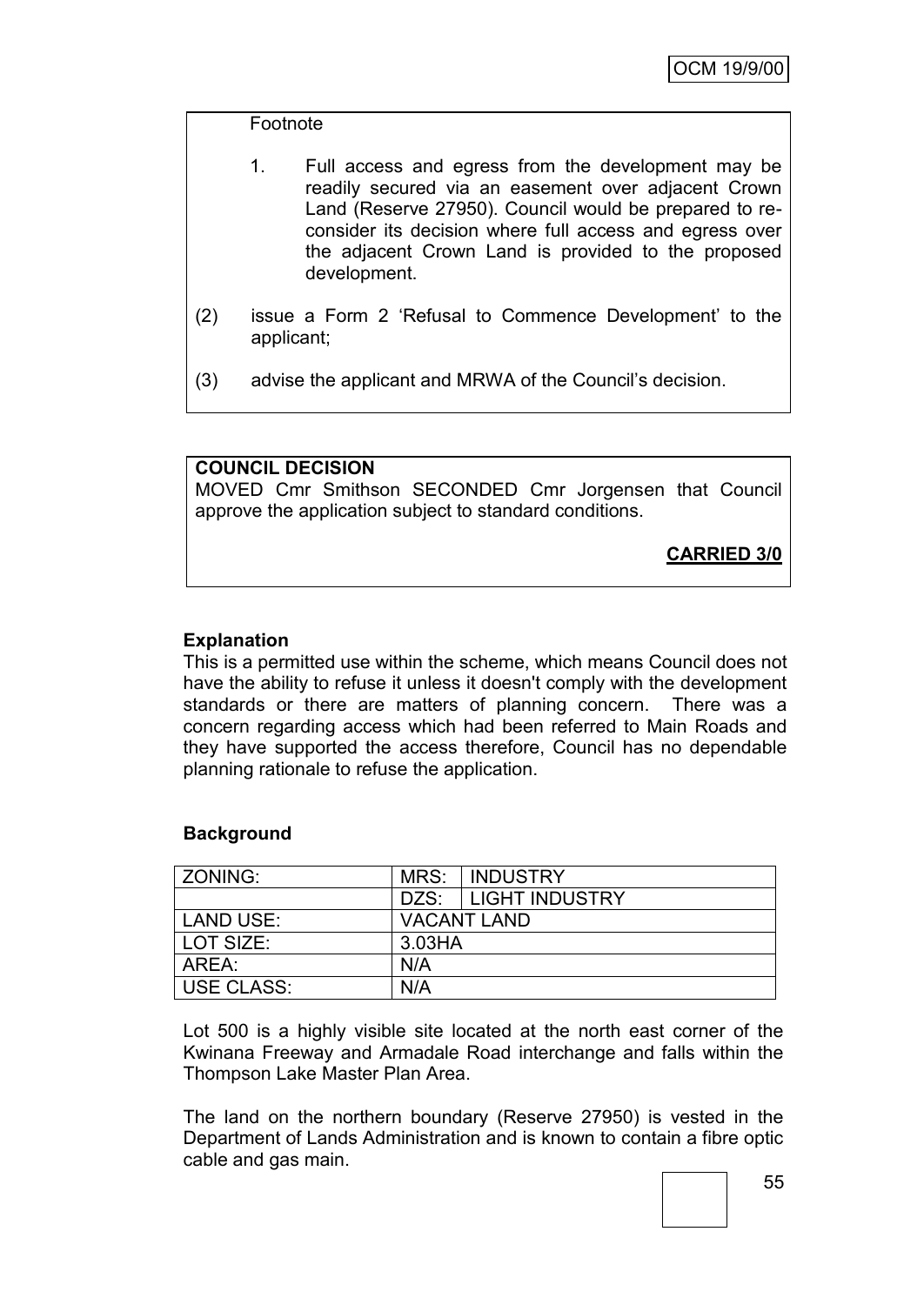Footnote

1. Full access and egress from the development may be readily secured via an easement over adjacent Crown Land (Reserve 27950). Council would be prepared to re-consider its decision where full access and egress over the adjacent Crown Land is provided to the proposed development.

(2) issue a Form 2 'Refusal to Commence Development' to the applicant;

(3) advise the applicant and MRWA of the Council's decision.

**COUNCIL DECISION**

MOVED Cmr Smithson SECONDED Cmr Jorgensen that Council approve the application subject to standard conditions.

**CARRIED 3/0**

**Explanation**

This is a permitted use within the scheme, which means Council does not have the ability to refuse it unless it doesn't comply with the development standards or there are matters of planning concern. There was a concern regarding access which had been referred to Main Roads and they have supported the access therefore, Council has no dependable planning rationale to refuse the application.

**Background**

| ZONING: | MRS: | INDUSTRY |
|---|---|---|
| | DZS: | LIGHT INDUSTRY |
| LAND USE: | VACANT LAND | |
| LOT SIZE: | 3.03HA | |
| AREA: | N/A | |
| USE CLASS: | N/A | |

Lot 500 is a highly visible site located at the north east corner of the Kwinana Freeway and Armadale Road interchange and falls within the Thompson Lake Master Plan Area.

The land on the northern boundary (Reserve 27950) is vested in the Department of Lands Administration and is known to contain a fibre optic cable and gas main.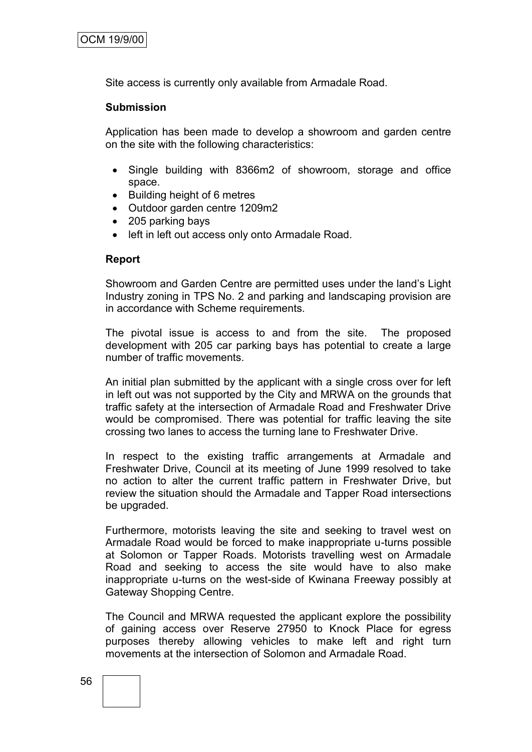Site access is currently only available from Armadale Road.

**Submission**

Application has been made to develop a showroom and garden centre on the site with the following characteristics:

- Single building with 8366m2 of showroom, storage and office space.
- Building height of 6 metres
- Outdoor garden centre 1209m2
- 205 parking bays
- left in left out access only onto Armadale Road.

**Report**

Showroom and Garden Centre are permitted uses under the land's Light Industry zoning in TPS No. 2 and parking and landscaping provision are in accordance with Scheme requirements.

The pivotal issue is access to and from the site. The proposed development with 205 car parking bays has potential to create a large number of traffic movements.

An initial plan submitted by the applicant with a single cross over for left in left out was not supported by the City and MRWA on the grounds that traffic safety at the intersection of Armadale Road and Freshwater Drive would be compromised. There was potential for traffic leaving the site crossing two lanes to access the turning lane to Freshwater Drive.

In respect to the existing traffic arrangements at Armadale and Freshwater Drive, Council at its meeting of June 1999 resolved to take no action to alter the current traffic pattern in Freshwater Drive, but review the situation should the Armadale and Tapper Road intersections be upgraded.

Furthermore, motorists leaving the site and seeking to travel west on Armadale Road would be forced to make inappropriate u-turns possible at Solomon or Tapper Roads. Motorists travelling west on Armadale Road and seeking to access the site would have to also make inappropriate u-turns on the west-side of Kwinana Freeway possibly at Gateway Shopping Centre.

The Council and MRWA requested the applicant explore the possibility of gaining access over Reserve 27950 to Knock Place for egress purposes thereby allowing vehicles to make left and right turn movements at the intersection of Solomon and Armadale Road.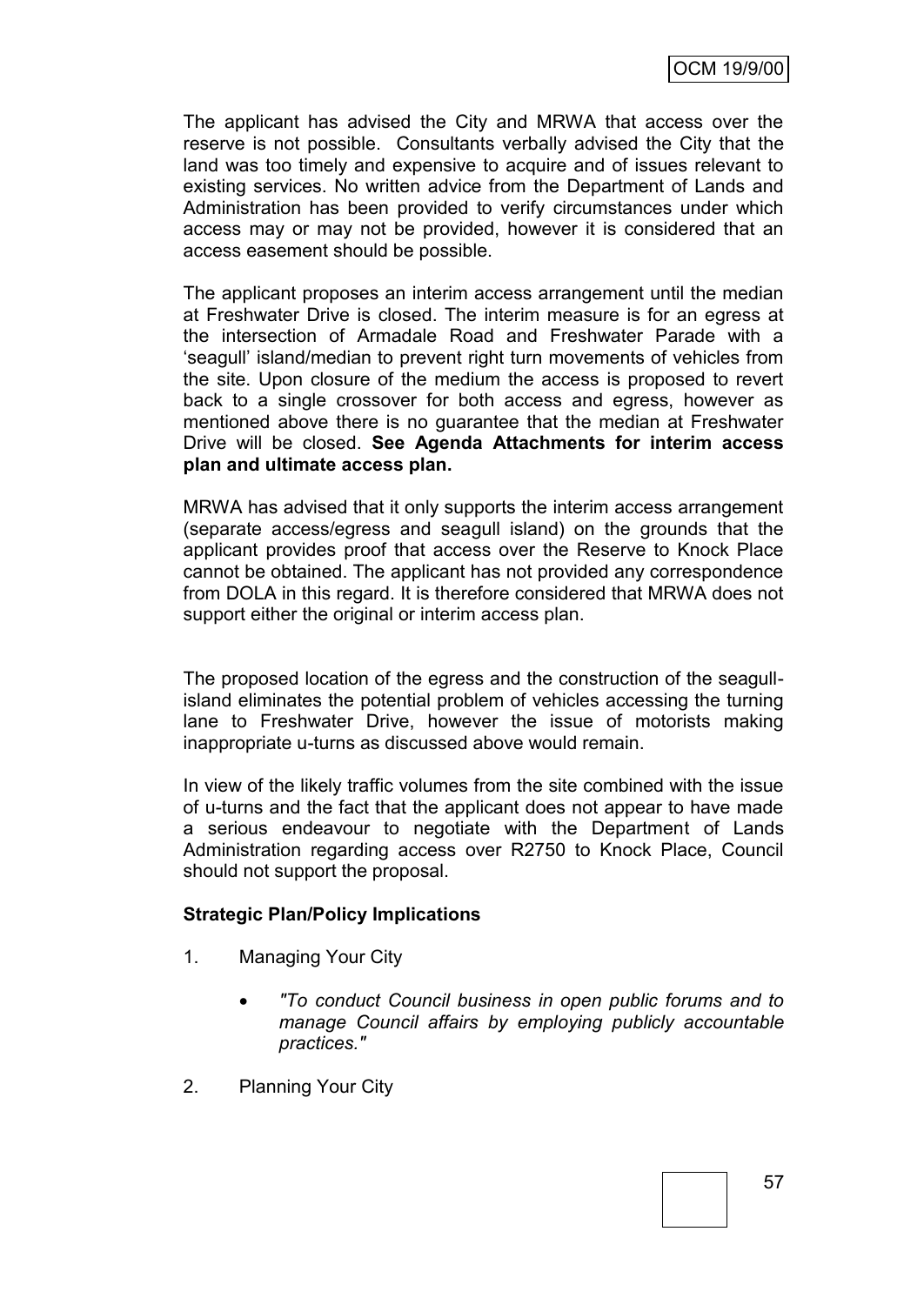The applicant has advised the City and MRWA that access over the reserve is not possible. Consultants verbally advised the City that the land was too timely and expensive to acquire and of issues relevant to existing services. No written advice from the Department of Lands and Administration has been provided to verify circumstances under which access may or may not be provided, however it is considered that an access easement should be possible.

The applicant proposes an interim access arrangement until the median at Freshwater Drive is closed. The interim measure is for an egress at the intersection of Armadale Road and Freshwater Parade with a 'seagull' island/median to prevent right turn movements of vehicles from the site. Upon closure of the medium the access is proposed to revert back to a single crossover for both access and egress, however as mentioned above there is no guarantee that the median at Freshwater Drive will be closed. **See Agenda Attachments for interim access plan and ultimate access plan.**

MRWA has advised that it only supports the interim access arrangement (separate access/egress and seagull island) on the grounds that the applicant provides proof that access over the Reserve to Knock Place cannot be obtained. The applicant has not provided any correspondence from DOLA in this regard. It is therefore considered that MRWA does not support either the original or interim access plan.

The proposed location of the egress and the construction of the seagull-island eliminates the potential problem of vehicles accessing the turning lane to Freshwater Drive, however the issue of motorists making inappropriate u-turns as discussed above would remain.

In view of the likely traffic volumes from the site combined with the issue of u-turns and the fact that the applicant does not appear to have made a serious endeavour to negotiate with the Department of Lands Administration regarding access over R2750 to Knock Place, Council should not support the proposal.

**Strategic Plan/Policy Implications**

1. Managing Your City

   - *"To conduct Council business in open public forums and to manage Council affairs by employing publicly accountable practices."*

2. Planning Your City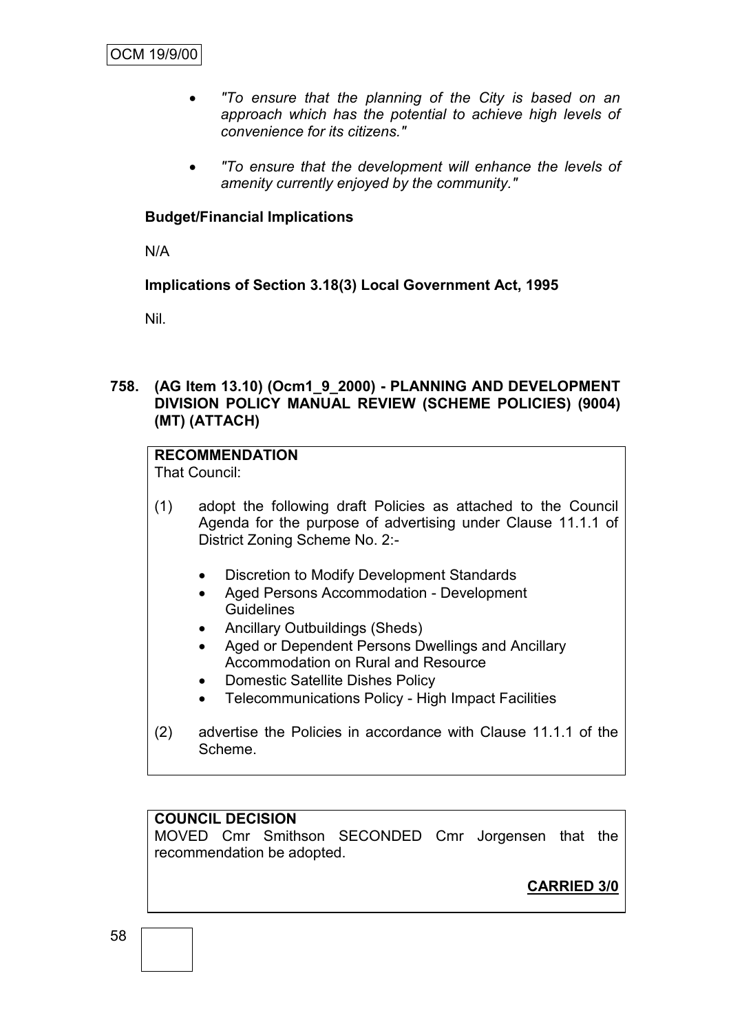- *"To ensure that the planning of the City is based on an approach which has the potential to achieve high levels of convenience for its citizens."*

- *"To ensure that the development will enhance the levels of amenity currently enjoyed by the community."*

**Budget/Financial Implications**

N/A

**Implications of Section 3.18(3) Local Government Act, 1995**

Nil.

**758. (AG Item 13.10) (Ocm1_9_2000) - PLANNING AND DEVELOPMENT DIVISION POLICY MANUAL REVIEW (SCHEME POLICIES) (9004) (MT) (ATTACH)**

**RECOMMENDATION**

That Council:

(1) adopt the following draft Policies as attached to the Council Agenda for the purpose of advertising under Clause 11.1.1 of District Zoning Scheme No. 2:-

- Discretion to Modify Development Standards
- Aged Persons Accommodation - Development Guidelines
- Ancillary Outbuildings (Sheds)
- Aged or Dependent Persons Dwellings and Ancillary Accommodation on Rural and Resource
- Domestic Satellite Dishes Policy
- Telecommunications Policy - High Impact Facilities

(2) advertise the Policies in accordance with Clause 11.1.1 of the Scheme.

**COUNCIL DECISION**

MOVED Cmr Smithson SECONDED Cmr Jorgensen that the recommendation be adopted.

**CARRIED 3/0**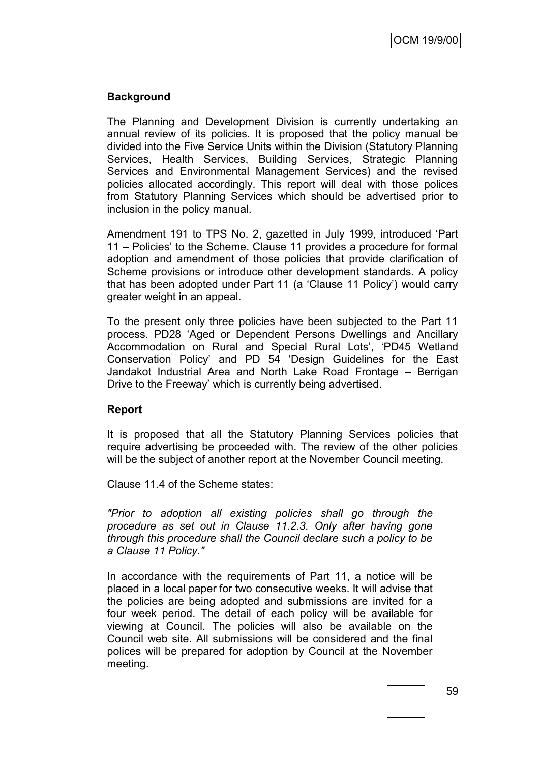**Background**

The Planning and Development Division is currently undertaking an annual review of its policies. It is proposed that the policy manual be divided into the Five Service Units within the Division (Statutory Planning Services, Health Services, Building Services, Strategic Planning Services and Environmental Management Services) and the revised policies allocated accordingly. This report will deal with those polices from Statutory Planning Services which should be advertised prior to inclusion in the policy manual.

Amendment 191 to TPS No. 2, gazetted in July 1999, introduced 'Part 11 – Policies' to the Scheme. Clause 11 provides a procedure for formal adoption and amendment of those policies that provide clarification of Scheme provisions or introduce other development standards. A policy that has been adopted under Part 11 (a 'Clause 11 Policy') would carry greater weight in an appeal.

To the present only three policies have been subjected to the Part 11 process. PD28 'Aged or Dependent Persons Dwellings and Ancillary Accommodation on Rural and Special Rural Lots', 'PD45 Wetland Conservation Policy' and PD 54 'Design Guidelines for the East Jandakot Industrial Area and North Lake Road Frontage – Berrigan Drive to the Freeway' which is currently being advertised.

**Report**

It is proposed that all the Statutory Planning Services policies that require advertising be proceeded with. The review of the other policies will be the subject of another report at the November Council meeting.

Clause 11.4 of the Scheme states:

*"Prior to adoption all existing policies shall go through the procedure as set out in Clause 11.2.3. Only after having gone through this procedure shall the Council declare such a policy to be a Clause 11 Policy."*

In accordance with the requirements of Part 11, a notice will be placed in a local paper for two consecutive weeks. It will advise that the policies are being adopted and submissions are invited for a four week period. The detail of each policy will be available for viewing at Council. The policies will also be available on the Council web site. All submissions will be considered and the final polices will be prepared for adoption by Council at the November meeting.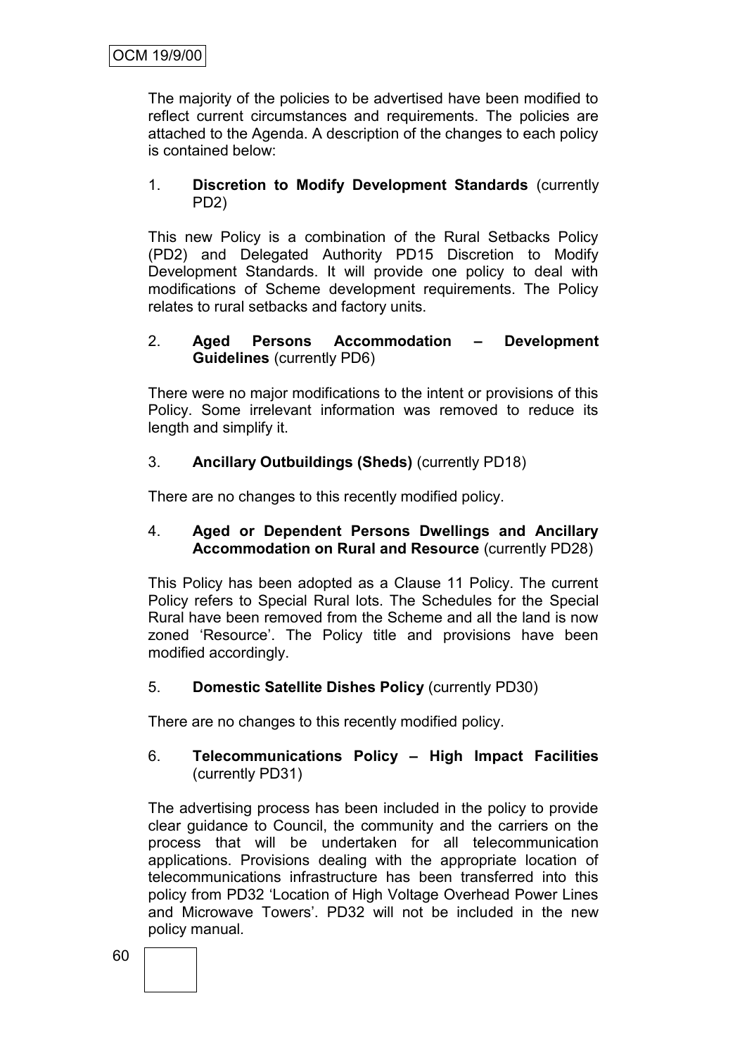The majority of the policies to be advertised have been modified to reflect current circumstances and requirements. The policies are attached to the Agenda. A description of the changes to each policy is contained below:

1. **Discretion to Modify Development Standards** (currently PD2)

This new Policy is a combination of the Rural Setbacks Policy (PD2) and Delegated Authority PD15 Discretion to Modify Development Standards. It will provide one policy to deal with modifications of Scheme development requirements. The Policy relates to rural setbacks and factory units.

2. **Aged Persons Accommodation – Development Guidelines** (currently PD6)

There were no major modifications to the intent or provisions of this Policy. Some irrelevant information was removed to reduce its length and simplify it.

3. **Ancillary Outbuildings (Sheds)** (currently PD18)

There are no changes to this recently modified policy.

4. **Aged or Dependent Persons Dwellings and Ancillary Accommodation on Rural and Resource** (currently PD28)

This Policy has been adopted as a Clause 11 Policy. The current Policy refers to Special Rural lots. The Schedules for the Special Rural have been removed from the Scheme and all the land is now zoned 'Resource'. The Policy title and provisions have been modified accordingly.

5. **Domestic Satellite Dishes Policy** (currently PD30)

There are no changes to this recently modified policy.

6. **Telecommunications Policy – High Impact Facilities** (currently PD31)

The advertising process has been included in the policy to provide clear guidance to Council, the community and the carriers on the process that will be undertaken for all telecommunication applications. Provisions dealing with the appropriate location of telecommunications infrastructure has been transferred into this policy from PD32 'Location of High Voltage Overhead Power Lines and Microwave Towers'. PD32 will not be included in the new policy manual.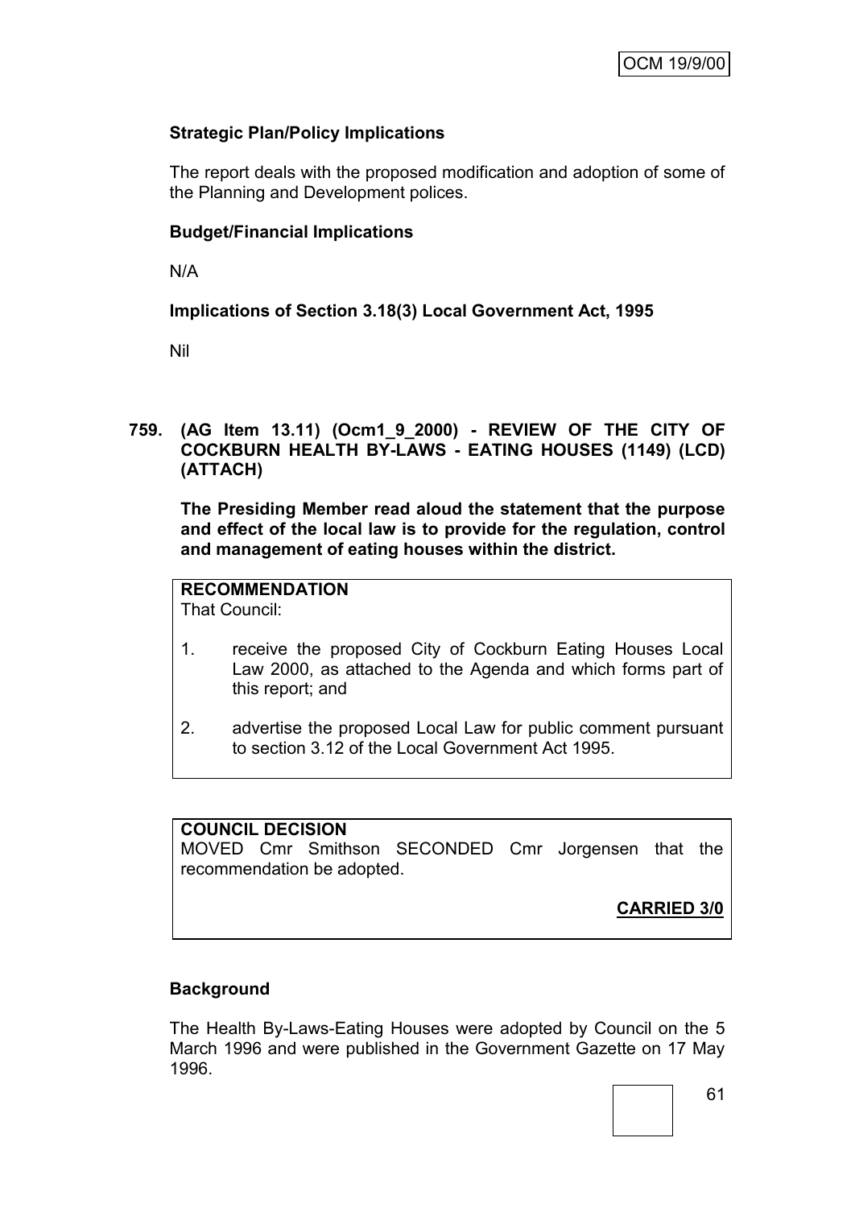**Strategic Plan/Policy Implications**

The report deals with the proposed modification and adoption of some of the Planning and Development polices.

**Budget/Financial Implications**

N/A

**Implications of Section 3.18(3) Local Government Act, 1995**

Nil

**759. (AG Item 13.11) (Ocm1_9_2000) - REVIEW OF THE CITY OF COCKBURN HEALTH BY-LAWS - EATING HOUSES (1149) (LCD) (ATTACH)**

**The Presiding Member read aloud the statement that the purpose and effect of the local law is to provide for the regulation, control and management of eating houses within the district.**

**RECOMMENDATION**
That Council:

1. receive the proposed City of Cockburn Eating Houses Local Law 2000, as attached to the Agenda and which forms part of this report; and

2. advertise the proposed Local Law for public comment pursuant to section 3.12 of the Local Government Act 1995.

**COUNCIL DECISION**
MOVED Cmr Smithson SECONDED Cmr Jorgensen that the recommendation be adopted.

**CARRIED 3/0**

**Background**

The Health By-Laws-Eating Houses were adopted by Council on the 5 March 1996 and were published in the Government Gazette on 17 May 1996.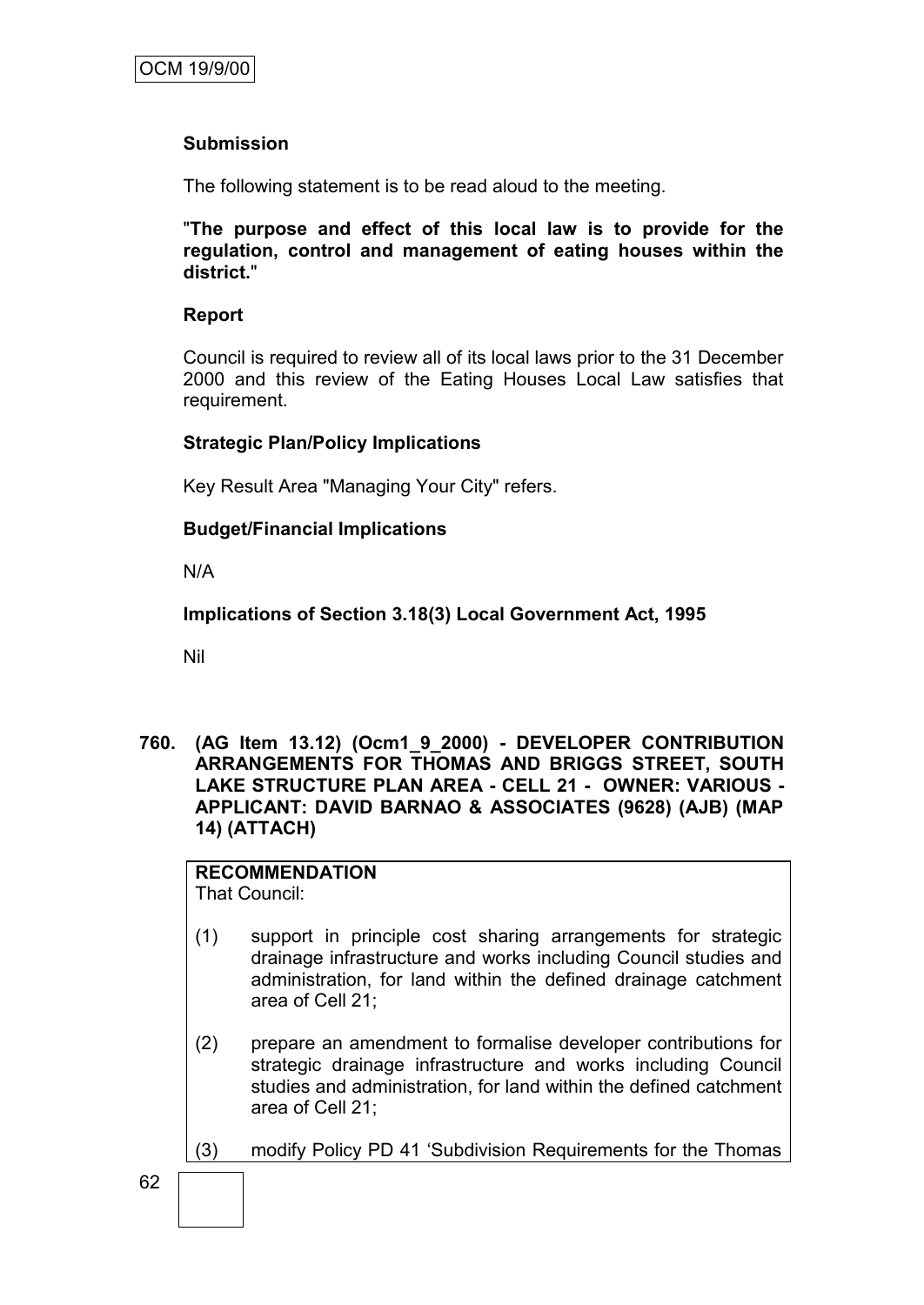**Submission**

The following statement is to be read aloud to the meeting.

"**The purpose and effect of this local law is to provide for the regulation, control and management of eating houses within the district.**"

**Report**

Council is required to review all of its local laws prior to the 31 December 2000 and this review of the Eating Houses Local Law satisfies that requirement.

**Strategic Plan/Policy Implications**

Key Result Area "Managing Your City" refers.

**Budget/Financial Implications**

N/A

**Implications of Section 3.18(3) Local Government Act, 1995**

Nil

**760. (AG Item 13.12) (Ocm1_9_2000) - DEVELOPER CONTRIBUTION ARRANGEMENTS FOR THOMAS AND BRIGGS STREET, SOUTH LAKE STRUCTURE PLAN AREA - CELL 21 - OWNER: VARIOUS - APPLICANT: DAVID BARNAO & ASSOCIATES (9628) (AJB) (MAP 14) (ATTACH)**

**RECOMMENDATION**
That Council:

(1) support in principle cost sharing arrangements for strategic drainage infrastructure and works including Council studies and administration, for land within the defined drainage catchment area of Cell 21;

(2) prepare an amendment to formalise developer contributions for strategic drainage infrastructure and works including Council studies and administration, for land within the defined catchment area of Cell 21;

(3) modify Policy PD 41 'Subdivision Requirements for the Thomas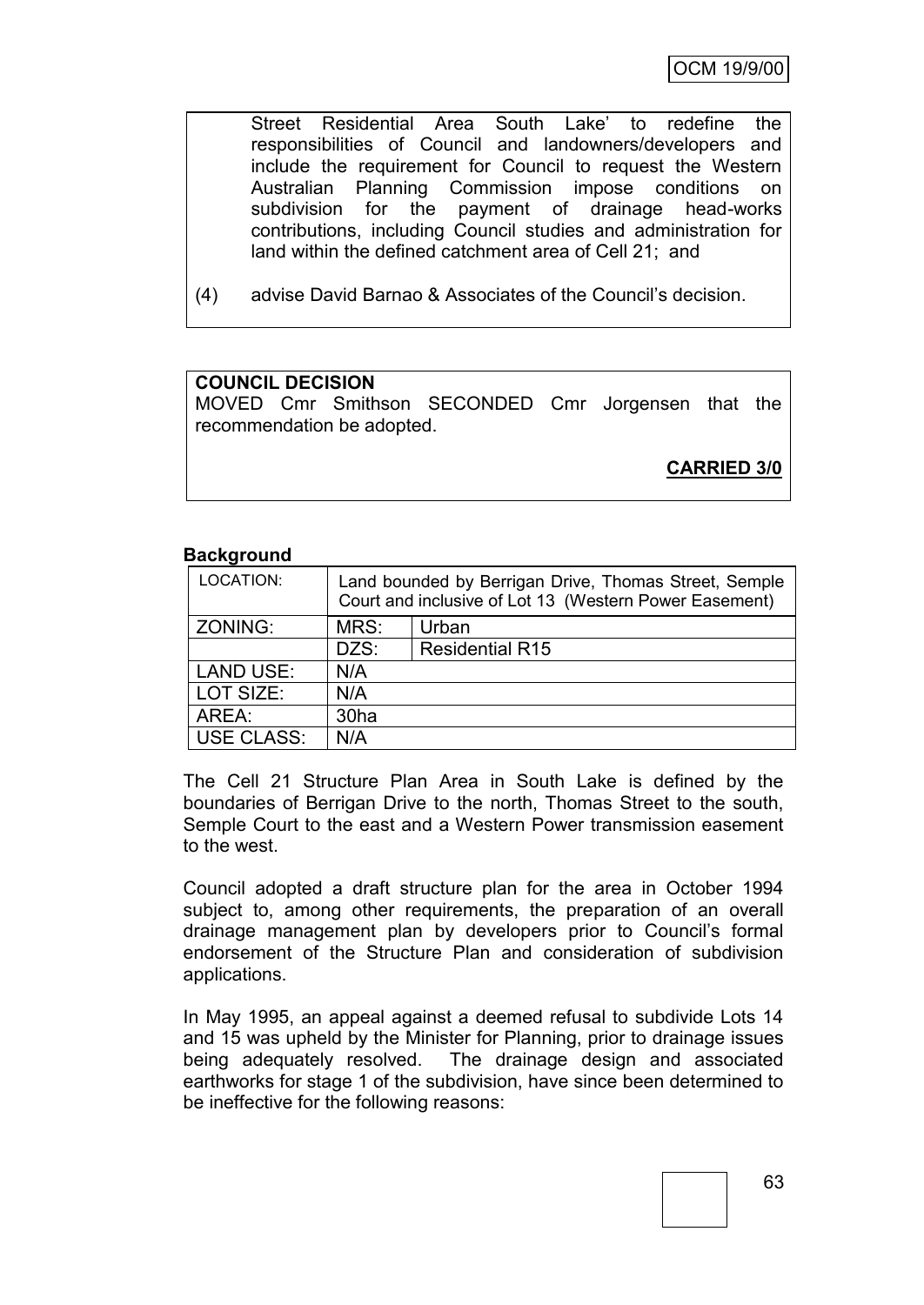Street Residential Area South Lake' to redefine the responsibilities of Council and landowners/developers and include the requirement for Council to request the Western Australian Planning Commission impose conditions on subdivision for the payment of drainage head-works contributions, including Council studies and administration for land within the defined catchment area of Cell 21; and

(4) advise David Barnao & Associates of the Council's decision.

**COUNCIL DECISION**

MOVED Cmr Smithson SECONDED Cmr Jorgensen that the recommendation be adopted.

**CARRIED 3/0**

**Background**

| LOCATION: | Land bounded by Berrigan Drive, Thomas Street, Semple Court and inclusive of Lot 13 (Western Power Easement) | |
|---|---|---|
| ZONING: | MRS: | Urban |
| | DZS: | Residential R15 |
| LAND USE: | N/A | |
| LOT SIZE: | N/A | |
| AREA: | 30ha | |
| USE CLASS: | N/A | |

The Cell 21 Structure Plan Area in South Lake is defined by the boundaries of Berrigan Drive to the north, Thomas Street to the south, Semple Court to the east and a Western Power transmission easement to the west.

Council adopted a draft structure plan for the area in October 1994 subject to, among other requirements, the preparation of an overall drainage management plan by developers prior to Council's formal endorsement of the Structure Plan and consideration of subdivision applications.

In May 1995, an appeal against a deemed refusal to subdivide Lots 14 and 15 was upheld by the Minister for Planning, prior to drainage issues being adequately resolved. The drainage design and associated earthworks for stage 1 of the subdivision, have since been determined to be ineffective for the following reasons: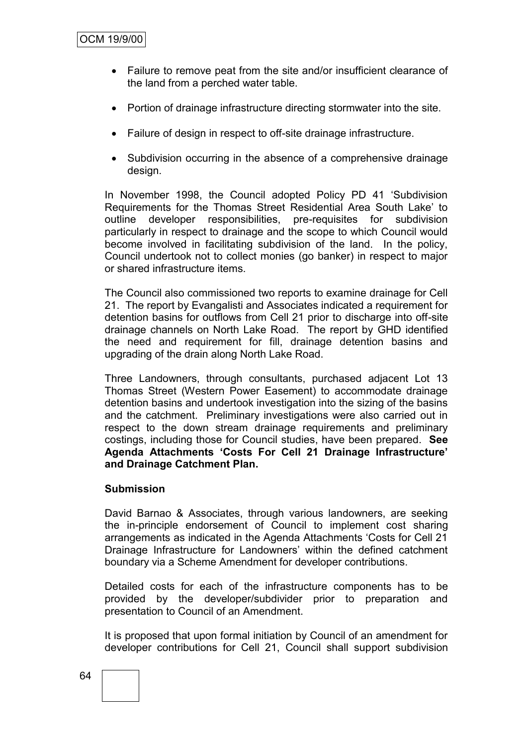- Failure to remove peat from the site and/or insufficient clearance of the land from a perched water table.

- Portion of drainage infrastructure directing stormwater into the site.

- Failure of design in respect to off-site drainage infrastructure.

- Subdivision occurring in the absence of a comprehensive drainage design.

In November 1998, the Council adopted Policy PD 41 'Subdivision Requirements for the Thomas Street Residential Area South Lake' to outline developer responsibilities, pre-requisites for subdivision particularly in respect to drainage and the scope to which Council would become involved in facilitating subdivision of the land. In the policy, Council undertook not to collect monies (go banker) in respect to major or shared infrastructure items.

The Council also commissioned two reports to examine drainage for Cell 21. The report by Evangalisti and Associates indicated a requirement for detention basins for outflows from Cell 21 prior to discharge into off-site drainage channels on North Lake Road. The report by GHD identified the need and requirement for fill, drainage detention basins and upgrading of the drain along North Lake Road.

Three Landowners, through consultants, purchased adjacent Lot 13 Thomas Street (Western Power Easement) to accommodate drainage detention basins and undertook investigation into the sizing of the basins and the catchment. Preliminary investigations were also carried out in respect to the down stream drainage requirements and preliminary costings, including those for Council studies, have been prepared. **See Agenda Attachments 'Costs For Cell 21 Drainage Infrastructure' and Drainage Catchment Plan.**

**Submission**

David Barnao & Associates, through various landowners, are seeking the in-principle endorsement of Council to implement cost sharing arrangements as indicated in the Agenda Attachments 'Costs for Cell 21 Drainage Infrastructure for Landowners' within the defined catchment boundary via a Scheme Amendment for developer contributions.

Detailed costs for each of the infrastructure components has to be provided by the developer/subdivider prior to preparation and presentation to Council of an Amendment.

It is proposed that upon formal initiation by Council of an amendment for developer contributions for Cell 21, Council shall support subdivision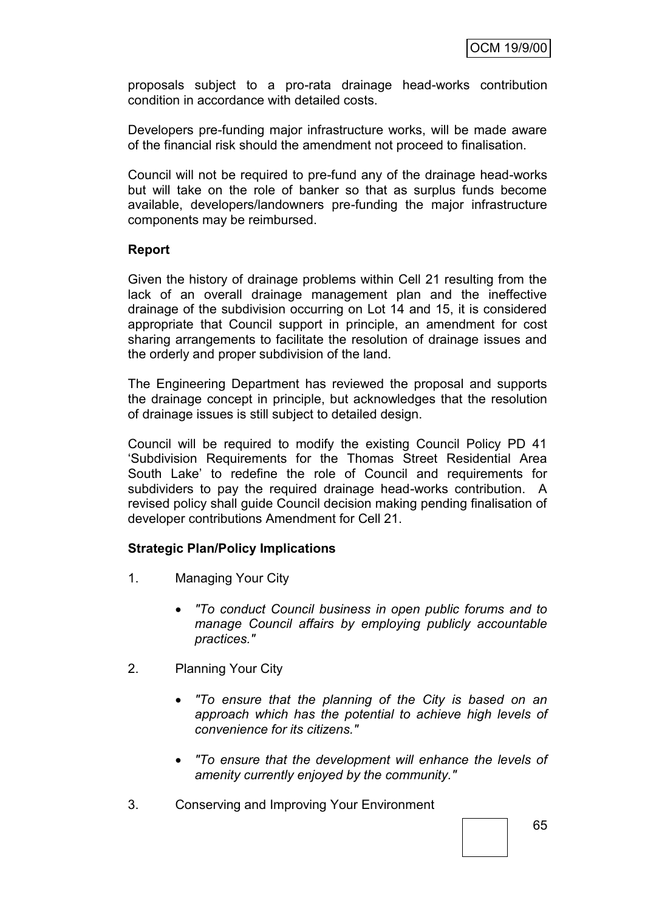proposals subject to a pro-rata drainage head-works contribution condition in accordance with detailed costs.

Developers pre-funding major infrastructure works, will be made aware of the financial risk should the amendment not proceed to finalisation.

Council will not be required to pre-fund any of the drainage head-works but will take on the role of banker so that as surplus funds become available, developers/landowners pre-funding the major infrastructure components may be reimbursed.

**Report**

Given the history of drainage problems within Cell 21 resulting from the lack of an overall drainage management plan and the ineffective drainage of the subdivision occurring on Lot 14 and 15, it is considered appropriate that Council support in principle, an amendment for cost sharing arrangements to facilitate the resolution of drainage issues and the orderly and proper subdivision of the land.

The Engineering Department has reviewed the proposal and supports the drainage concept in principle, but acknowledges that the resolution of drainage issues is still subject to detailed design.

Council will be required to modify the existing Council Policy PD 41 'Subdivision Requirements for the Thomas Street Residential Area South Lake' to redefine the role of Council and requirements for subdividers to pay the required drainage head-works contribution. A revised policy shall guide Council decision making pending finalisation of developer contributions Amendment for Cell 21.

**Strategic Plan/Policy Implications**

1. Managing Your City

   - *"To conduct Council business in open public forums and to manage Council affairs by employing publicly accountable practices."*

2. Planning Your City

   - *"To ensure that the planning of the City is based on an approach which has the potential to achieve high levels of convenience for its citizens."*
   - *"To ensure that the development will enhance the levels of amenity currently enjoyed by the community."*

3. Conserving and Improving Your Environment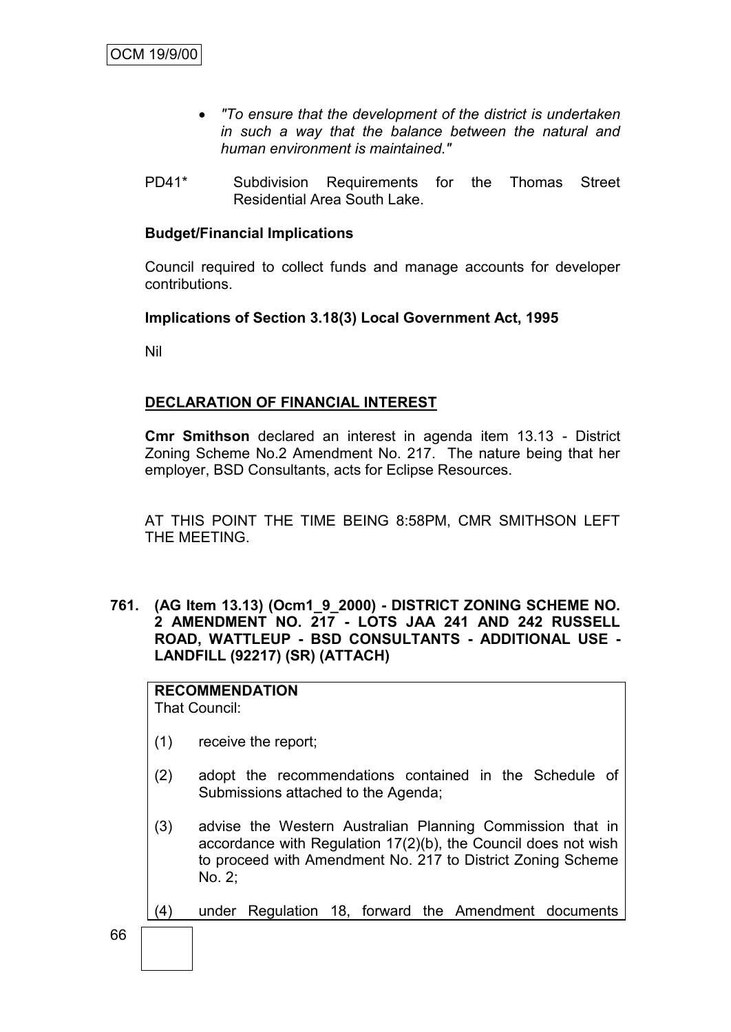- *"To ensure that the development of the district is undertaken in such a way that the balance between the natural and human environment is maintained."*

PD41* Subdivision Requirements for the Thomas Street Residential Area South Lake.

**Budget/Financial Implications**

Council required to collect funds and manage accounts for developer contributions.

**Implications of Section 3.18(3) Local Government Act, 1995**

Nil

**DECLARATION OF FINANCIAL INTEREST**

**Cmr Smithson** declared an interest in agenda item 13.13 - District Zoning Scheme No.2 Amendment No. 217. The nature being that her employer, BSD Consultants, acts for Eclipse Resources.

AT THIS POINT THE TIME BEING 8:58PM, CMR SMITHSON LEFT THE MEETING.

**761. (AG Item 13.13) (Ocm1_9_2000) - DISTRICT ZONING SCHEME NO. 2 AMENDMENT NO. 217 - LOTS JAA 241 AND 242 RUSSELL ROAD, WATTLEUP - BSD CONSULTANTS - ADDITIONAL USE - LANDFILL (92217) (SR) (ATTACH)**

**RECOMMENDATION**
That Council:

(1) receive the report;

(2) adopt the recommendations contained in the Schedule of Submissions attached to the Agenda;

(3) advise the Western Australian Planning Commission that in accordance with Regulation 17(2)(b), the Council does not wish to proceed with Amendment No. 217 to District Zoning Scheme No. 2;

(4) under Regulation 18, forward the Amendment documents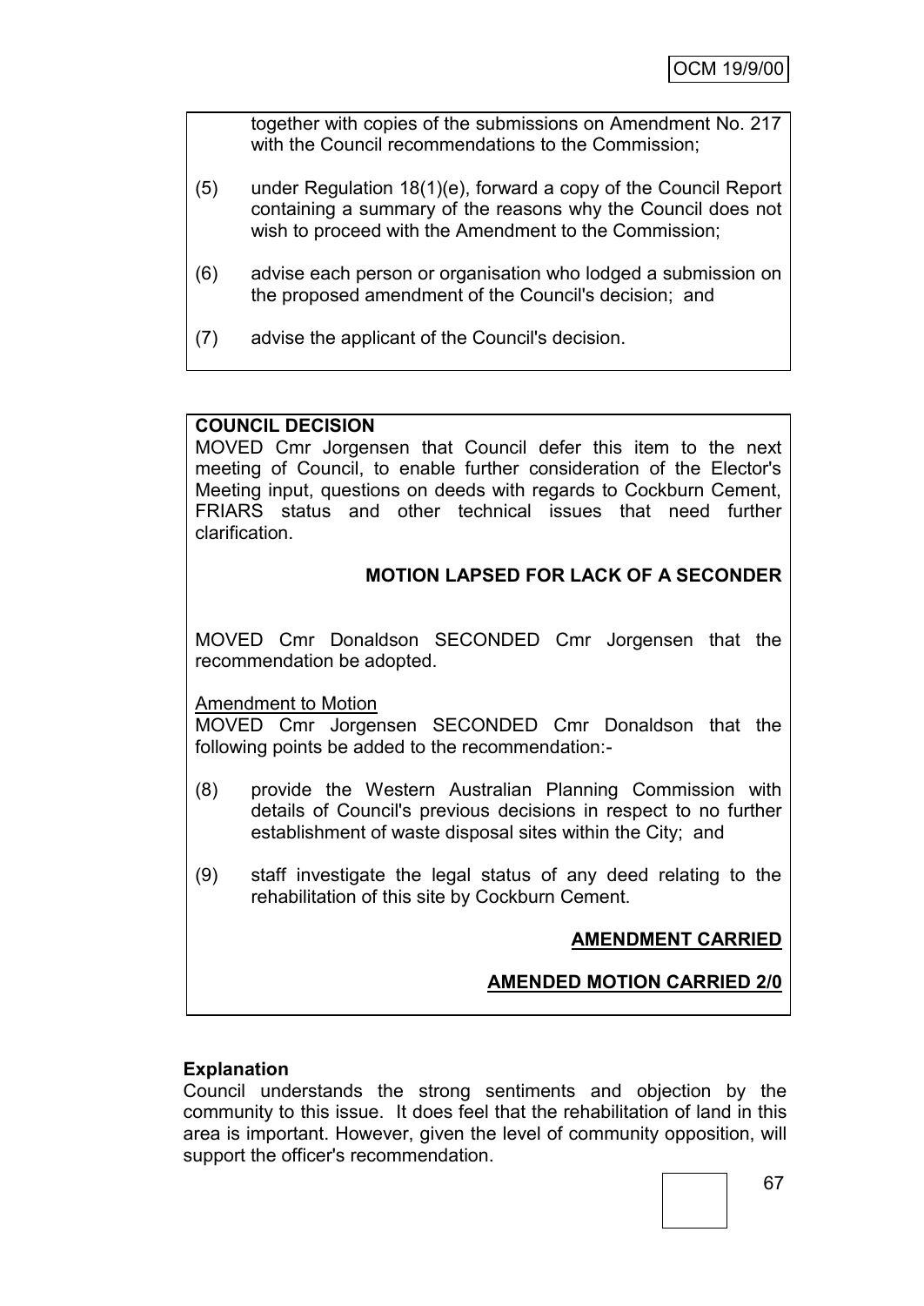together with copies of the submissions on Amendment No. 217 with the Council recommendations to the Commission;

(5) under Regulation 18(1)(e), forward a copy of the Council Report containing a summary of the reasons why the Council does not wish to proceed with the Amendment to the Commission;

(6) advise each person or organisation who lodged a submission on the proposed amendment of the Council's decision; and

(7) advise the applicant of the Council's decision.

**COUNCIL DECISION**

MOVED Cmr Jorgensen that Council defer this item to the next meeting of Council, to enable further consideration of the Elector's Meeting input, questions on deeds with regards to Cockburn Cement, FRIARS status and other technical issues that need further clarification.

**MOTION LAPSED FOR LACK OF A SECONDER**

MOVED Cmr Donaldson SECONDED Cmr Jorgensen that the recommendation be adopted.

Amendment to Motion

MOVED Cmr Jorgensen SECONDED Cmr Donaldson that the following points be added to the recommendation:-

(8) provide the Western Australian Planning Commission with details of Council's previous decisions in respect to no further establishment of waste disposal sites within the City; and

(9) staff investigate the legal status of any deed relating to the rehabilitation of this site by Cockburn Cement.

**AMENDMENT CARRIED**

**AMENDED MOTION CARRIED 2/0**

**Explanation**

Council understands the strong sentiments and objection by the community to this issue. It does feel that the rehabilitation of land in this area is important. However, given the level of community opposition, will support the officer's recommendation.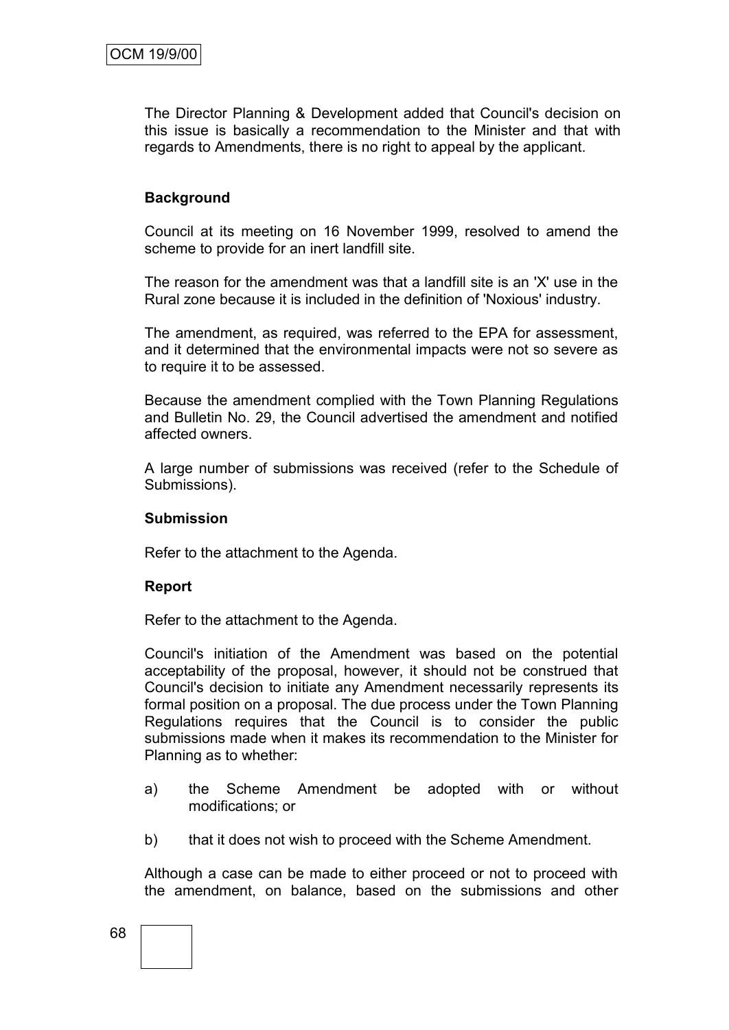The Director Planning & Development added that Council's decision on this issue is basically a recommendation to the Minister and that with regards to Amendments, there is no right to appeal by the applicant.

**Background**

Council at its meeting on 16 November 1999, resolved to amend the scheme to provide for an inert landfill site.

The reason for the amendment was that a landfill site is an 'X' use in the Rural zone because it is included in the definition of 'Noxious' industry.

The amendment, as required, was referred to the EPA for assessment, and it determined that the environmental impacts were not so severe as to require it to be assessed.

Because the amendment complied with the Town Planning Regulations and Bulletin No. 29, the Council advertised the amendment and notified affected owners.

A large number of submissions was received (refer to the Schedule of Submissions).

**Submission**

Refer to the attachment to the Agenda.

**Report**

Refer to the attachment to the Agenda.

Council's initiation of the Amendment was based on the potential acceptability of the proposal, however, it should not be construed that Council's decision to initiate any Amendment necessarily represents its formal position on a proposal. The due process under the Town Planning Regulations requires that the Council is to consider the public submissions made when it makes its recommendation to the Minister for Planning as to whether:

a) the Scheme Amendment be adopted with or without modifications; or

b) that it does not wish to proceed with the Scheme Amendment.

Although a case can be made to either proceed or not to proceed with the amendment, on balance, based on the submissions and other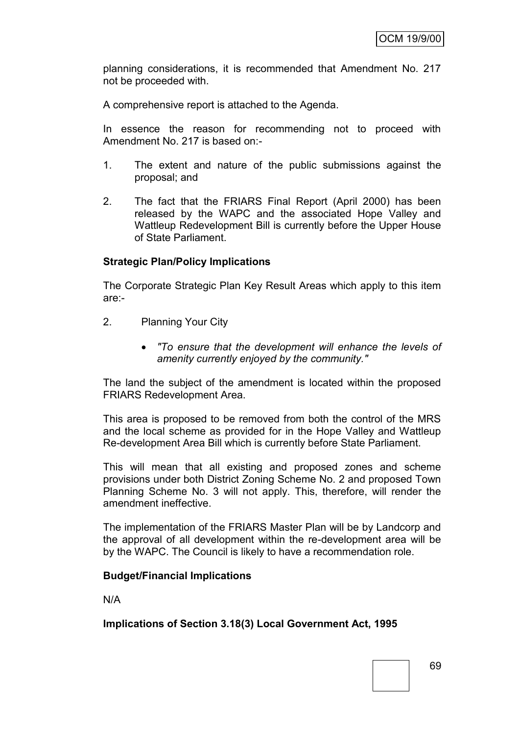planning considerations, it is recommended that Amendment No. 217 not be proceeded with.

A comprehensive report is attached to the Agenda.

In essence the reason for recommending not to proceed with Amendment No. 217 is based on:-

1. The extent and nature of the public submissions against the proposal; and

2. The fact that the FRIARS Final Report (April 2000) has been released by the WAPC and the associated Hope Valley and Wattleup Redevelopment Bill is currently before the Upper House of State Parliament.

**Strategic Plan/Policy Implications**

The Corporate Strategic Plan Key Result Areas which apply to this item are:-

2. Planning Your City

   - *"To ensure that the development will enhance the levels of amenity currently enjoyed by the community."*

The land the subject of the amendment is located within the proposed FRIARS Redevelopment Area.

This area is proposed to be removed from both the control of the MRS and the local scheme as provided for in the Hope Valley and Wattleup Re-development Area Bill which is currently before State Parliament.

This will mean that all existing and proposed zones and scheme provisions under both District Zoning Scheme No. 2 and proposed Town Planning Scheme No. 3 will not apply. This, therefore, will render the amendment ineffective.

The implementation of the FRIARS Master Plan will be by Landcorp and the approval of all development within the re-development area will be by the WAPC. The Council is likely to have a recommendation role.

**Budget/Financial Implications**

N/A

**Implications of Section 3.18(3) Local Government Act, 1995**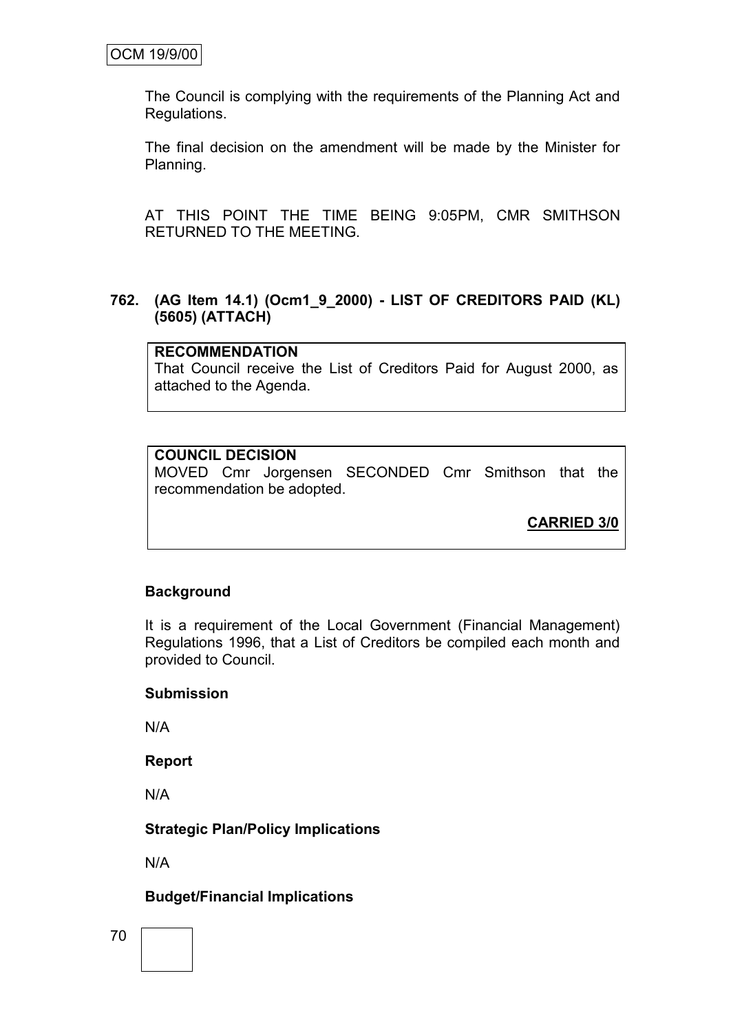The Council is complying with the requirements of the Planning Act and Regulations.

The final decision on the amendment will be made by the Minister for Planning.

AT THIS POINT THE TIME BEING 9:05PM, CMR SMITHSON RETURNED TO THE MEETING.

### 762. (AG Item 14.1) (Ocm1_9_2000) - LIST OF CREDITORS PAID (KL) (5605) (ATTACH)

**RECOMMENDATION**
That Council receive the List of Creditors Paid for August 2000, as attached to the Agenda.

**COUNCIL DECISION**
MOVED Cmr Jorgensen SECONDED Cmr Smithson that the recommendation be adopted.

**CARRIED 3/0**

**Background**

It is a requirement of the Local Government (Financial Management) Regulations 1996, that a List of Creditors be compiled each month and provided to Council.

**Submission**

N/A

**Report**

N/A

**Strategic Plan/Policy Implications**

N/A

**Budget/Financial Implications**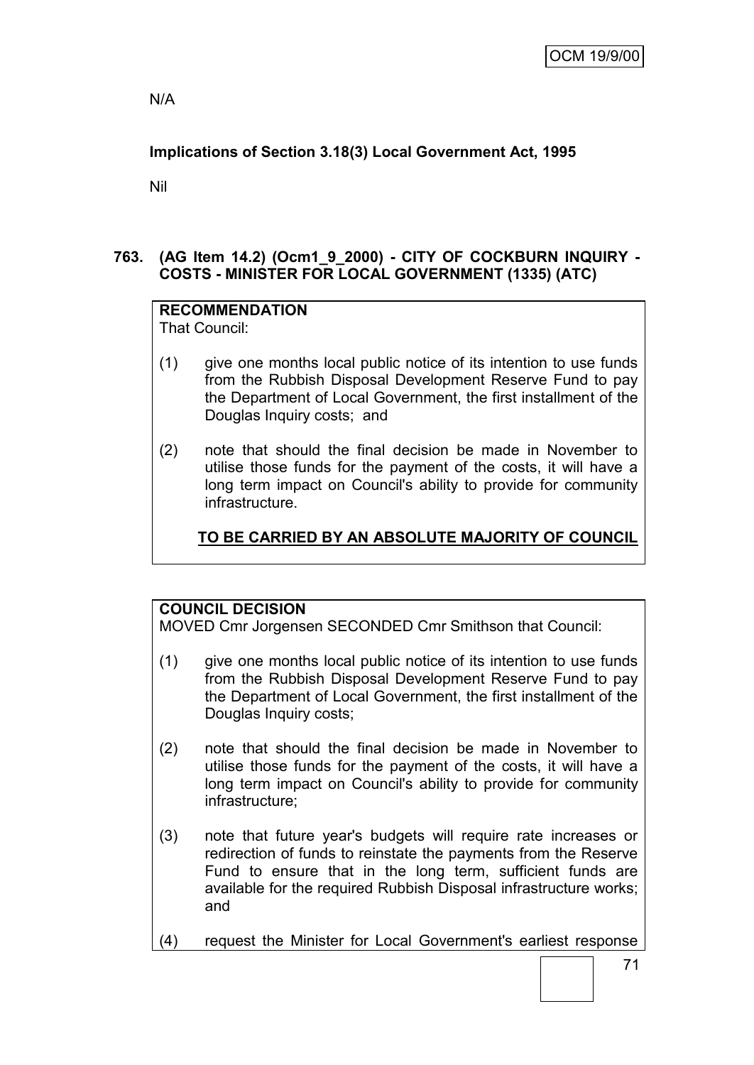N/A

**Implications of Section 3.18(3) Local Government Act, 1995**

Nil

### 763. (AG Item 14.2) (Ocm1_9_2000) - CITY OF COCKBURN INQUIRY - COSTS - MINISTER FOR LOCAL GOVERNMENT (1335) (ATC)

**RECOMMENDATION**
That Council:

(1) give one months local public notice of its intention to use funds from the Rubbish Disposal Development Reserve Fund to pay the Department of Local Government, the first installment of the Douglas Inquiry costs; and

(2) note that should the final decision be made in November to utilise those funds for the payment of the costs, it will have a long term impact on Council's ability to provide for community infrastructure.

**TO BE CARRIED BY AN ABSOLUTE MAJORITY OF COUNCIL**

**COUNCIL DECISION**
MOVED Cmr Jorgensen SECONDED Cmr Smithson that Council:

(1) give one months local public notice of its intention to use funds from the Rubbish Disposal Development Reserve Fund to pay the Department of Local Government, the first installment of the Douglas Inquiry costs;

(2) note that should the final decision be made in November to utilise those funds for the payment of the costs, it will have a long term impact on Council's ability to provide for community infrastructure;

(3) note that future year's budgets will require rate increases or redirection of funds to reinstate the payments from the Reserve Fund to ensure that in the long term, sufficient funds are available for the required Rubbish Disposal infrastructure works; and

(4) request the Minister for Local Government's earliest response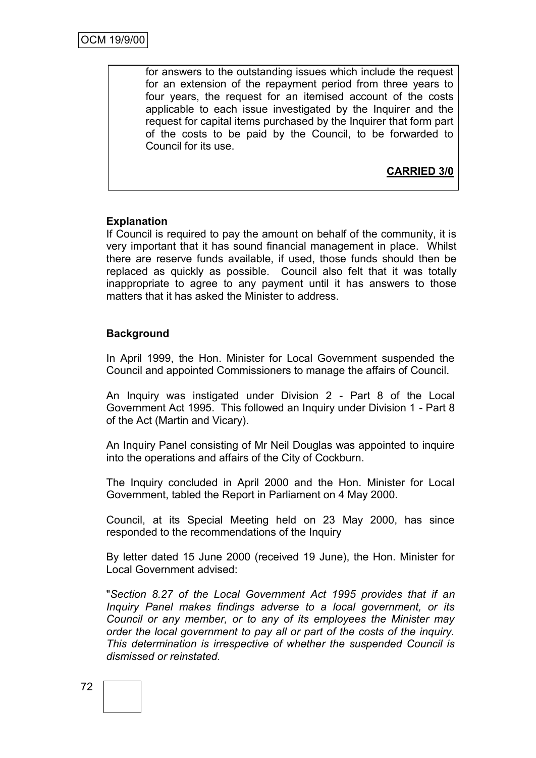for answers to the outstanding issues which include the request for an extension of the repayment period from three years to four years, the request for an itemised account of the costs applicable to each issue investigated by the Inquirer and the request for capital items purchased by the Inquirer that form part of the costs to be paid by the Council, to be forwarded to Council for its use.

**CARRIED 3/0**

**Explanation**

If Council is required to pay the amount on behalf of the community, it is very important that it has sound financial management in place. Whilst there are reserve funds available, if used, those funds should then be replaced as quickly as possible. Council also felt that it was totally inappropriate to agree to any payment until it has answers to those matters that it has asked the Minister to address.

**Background**

In April 1999, the Hon. Minister for Local Government suspended the Council and appointed Commissioners to manage the affairs of Council.

An Inquiry was instigated under Division 2 - Part 8 of the Local Government Act 1995. This followed an Inquiry under Division 1 - Part 8 of the Act (Martin and Vicary).

An Inquiry Panel consisting of Mr Neil Douglas was appointed to inquire into the operations and affairs of the City of Cockburn.

The Inquiry concluded in April 2000 and the Hon. Minister for Local Government, tabled the Report in Parliament on 4 May 2000.

Council, at its Special Meeting held on 23 May 2000, has since responded to the recommendations of the Inquiry

By letter dated 15 June 2000 (received 19 June), the Hon. Minister for Local Government advised:

"*Section 8.27 of the Local Government Act 1995 provides that if an Inquiry Panel makes findings adverse to a local government, or its Council or any member, or to any of its employees the Minister may order the local government to pay all or part of the costs of the inquiry. This determination is irrespective of whether the suspended Council is dismissed or reinstated.*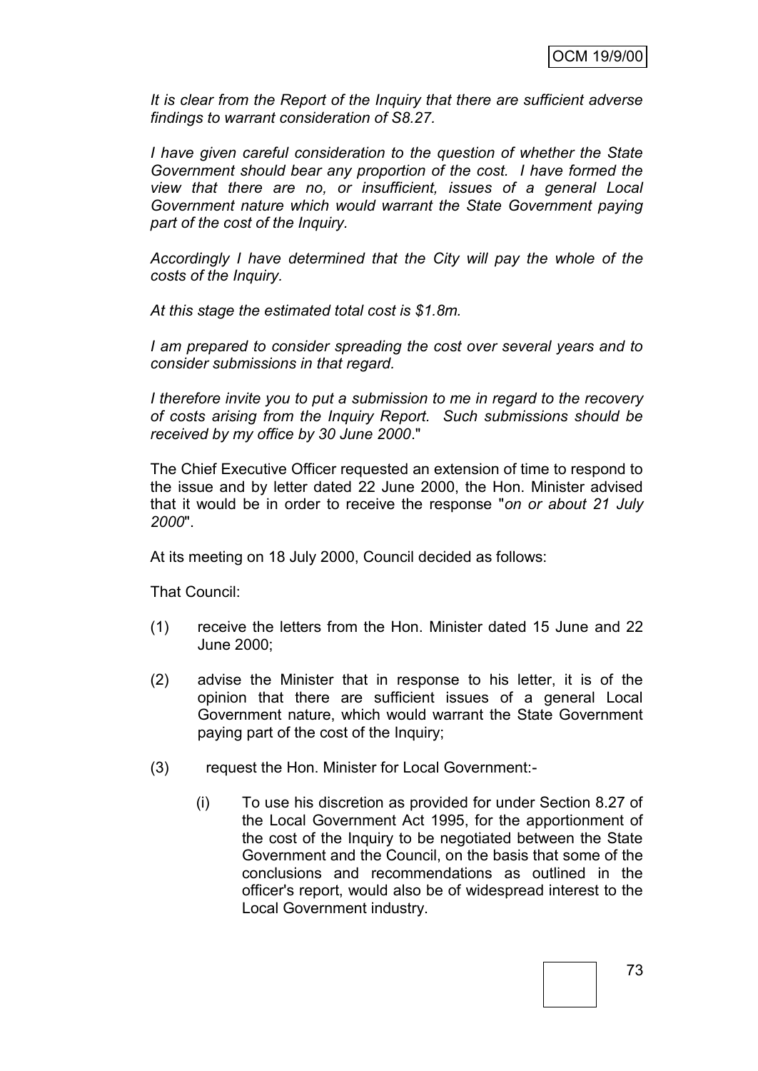*It is clear from the Report of the Inquiry that there are sufficient adverse findings to warrant consideration of S8.27.*

*I have given careful consideration to the question of whether the State Government should bear any proportion of the cost. I have formed the view that there are no, or insufficient, issues of a general Local Government nature which would warrant the State Government paying part of the cost of the Inquiry.*

*Accordingly I have determined that the City will pay the whole of the costs of the Inquiry.*

*At this stage the estimated total cost is $1.8m.*

*I am prepared to consider spreading the cost over several years and to consider submissions in that regard.*

*I therefore invite you to put a submission to me in regard to the recovery of costs arising from the Inquiry Report. Such submissions should be received by my office by 30 June 2000*."

The Chief Executive Officer requested an extension of time to respond to the issue and by letter dated 22 June 2000, the Hon. Minister advised that it would be in order to receive the response "*on or about 21 July 2000*".

At its meeting on 18 July 2000, Council decided as follows:

That Council:

(1) receive the letters from the Hon. Minister dated 15 June and 22 June 2000;

(2) advise the Minister that in response to his letter, it is of the opinion that there are sufficient issues of a general Local Government nature, which would warrant the State Government paying part of the cost of the Inquiry;

(3) request the Hon. Minister for Local Government:-

    (i) To use his discretion as provided for under Section 8.27 of the Local Government Act 1995, for the apportionment of the cost of the Inquiry to be negotiated between the State Government and the Council, on the basis that some of the conclusions and recommendations as outlined in the officer's report, would also be of widespread interest to the Local Government industry.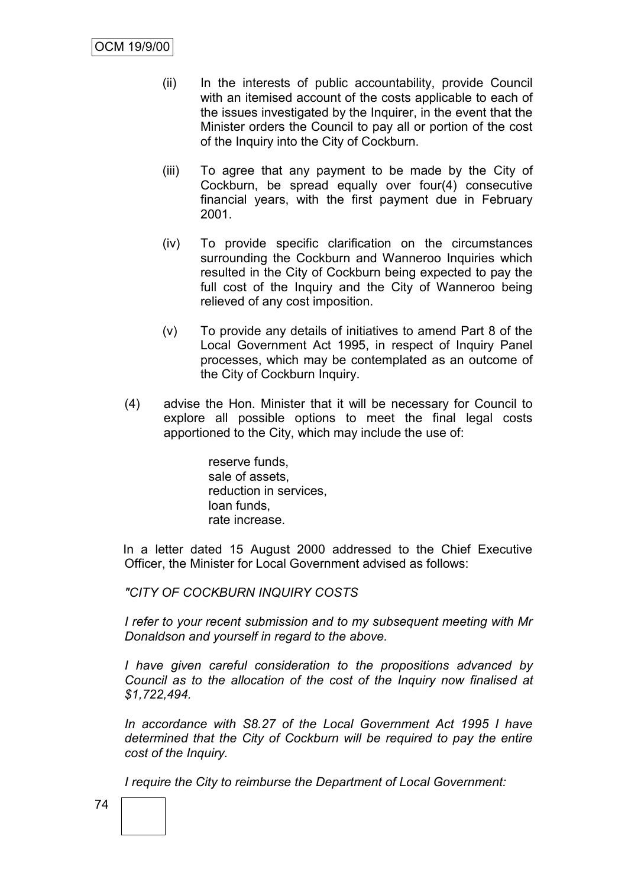(ii) In the interests of public accountability, provide Council with an itemised account of the costs applicable to each of the issues investigated by the Inquirer, in the event that the Minister orders the Council to pay all or portion of the cost of the Inquiry into the City of Cockburn.

(iii) To agree that any payment to be made by the City of Cockburn, be spread equally over four(4) consecutive financial years, with the first payment due in February 2001.

(iv) To provide specific clarification on the circumstances surrounding the Cockburn and Wanneroo Inquiries which resulted in the City of Cockburn being expected to pay the full cost of the Inquiry and the City of Wanneroo being relieved of any cost imposition.

(v) To provide any details of initiatives to amend Part 8 of the Local Government Act 1995, in respect of Inquiry Panel processes, which may be contemplated as an outcome of the City of Cockburn Inquiry.

(4) advise the Hon. Minister that it will be necessary for Council to explore all possible options to meet the final legal costs apportioned to the City, which may include the use of:

reserve funds,
sale of assets,
reduction in services,
loan funds,
rate increase.

In a letter dated 15 August 2000 addressed to the Chief Executive Officer, the Minister for Local Government advised as follows:

*"CITY OF COCKBURN INQUIRY COSTS*

*I refer to your recent submission and to my subsequent meeting with Mr Donaldson and yourself in regard to the above.*

*I have given careful consideration to the propositions advanced by Council as to the allocation of the cost of the Inquiry now finalised at $1,722,494.*

*In accordance with S8.27 of the Local Government Act 1995 I have determined that the City of Cockburn will be required to pay the entire cost of the Inquiry.*

*I require the City to reimburse the Department of Local Government:*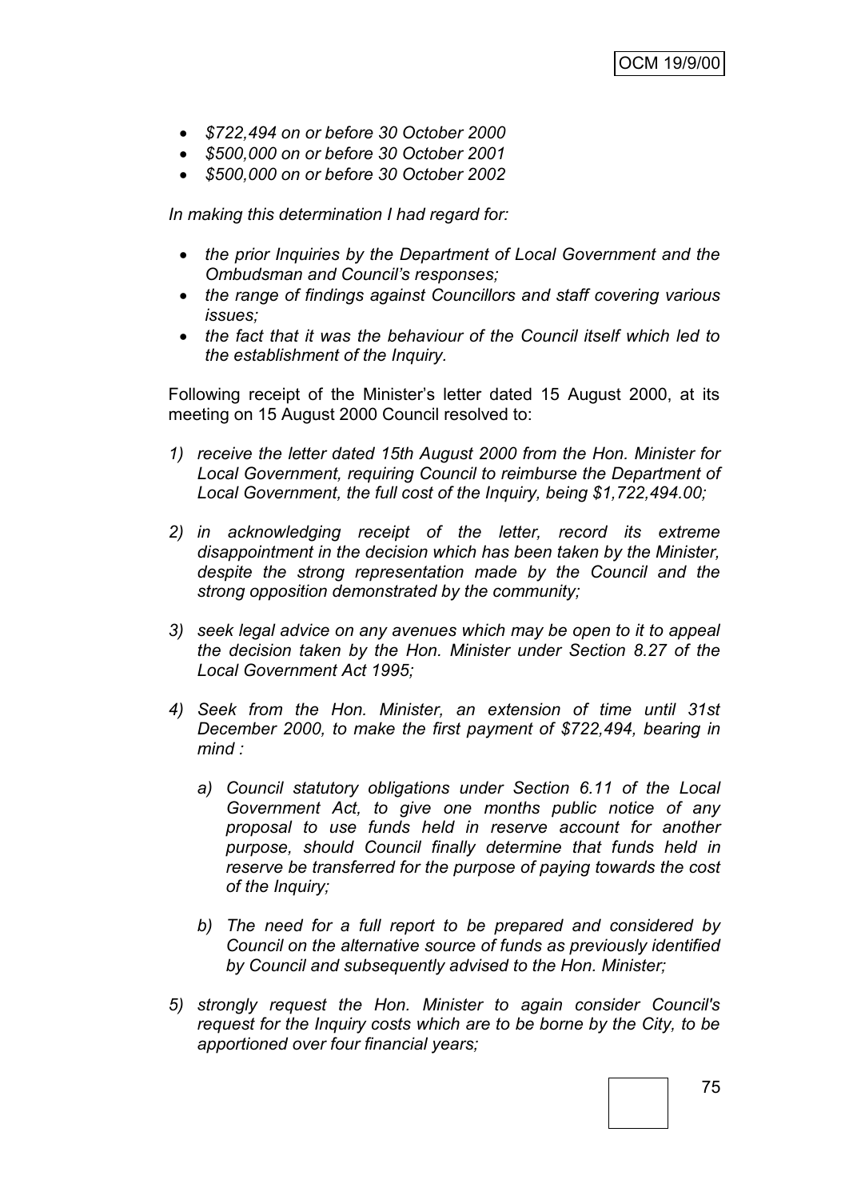- *$722,494 on or before 30 October 2000*
- *$500,000 on or before 30 October 2001*
- *$500,000 on or before 30 October 2002*

*In making this determination I had regard for:*

- *the prior Inquiries by the Department of Local Government and the Ombudsman and Council's responses;*
- *the range of findings against Councillors and staff covering various issues;*
- *the fact that it was the behaviour of the Council itself which led to the establishment of the Inquiry.*

Following receipt of the Minister's letter dated 15 August 2000, at its meeting on 15 August 2000 Council resolved to:

1) *receive the letter dated 15th August 2000 from the Hon. Minister for Local Government, requiring Council to reimburse the Department of Local Government, the full cost of the Inquiry, being $1,722,494.00;*

2) *in acknowledging receipt of the letter, record its extreme disappointment in the decision which has been taken by the Minister, despite the strong representation made by the Council and the strong opposition demonstrated by the community;*

3) *seek legal advice on any avenues which may be open to it to appeal the decision taken by the Hon. Minister under Section 8.27 of the Local Government Act 1995;*

4) *Seek from the Hon. Minister, an extension of time until 31st December 2000, to make the first payment of $722,494, bearing in mind :*

    a) *Council statutory obligations under Section 6.11 of the Local Government Act, to give one months public notice of any proposal to use funds held in reserve account for another purpose, should Council finally determine that funds held in reserve be transferred for the purpose of paying towards the cost of the Inquiry;*

    b) *The need for a full report to be prepared and considered by Council on the alternative source of funds as previously identified by Council and subsequently advised to the Hon. Minister;*

5) *strongly request the Hon. Minister to again consider Council's request for the Inquiry costs which are to be borne by the City, to be apportioned over four financial years;*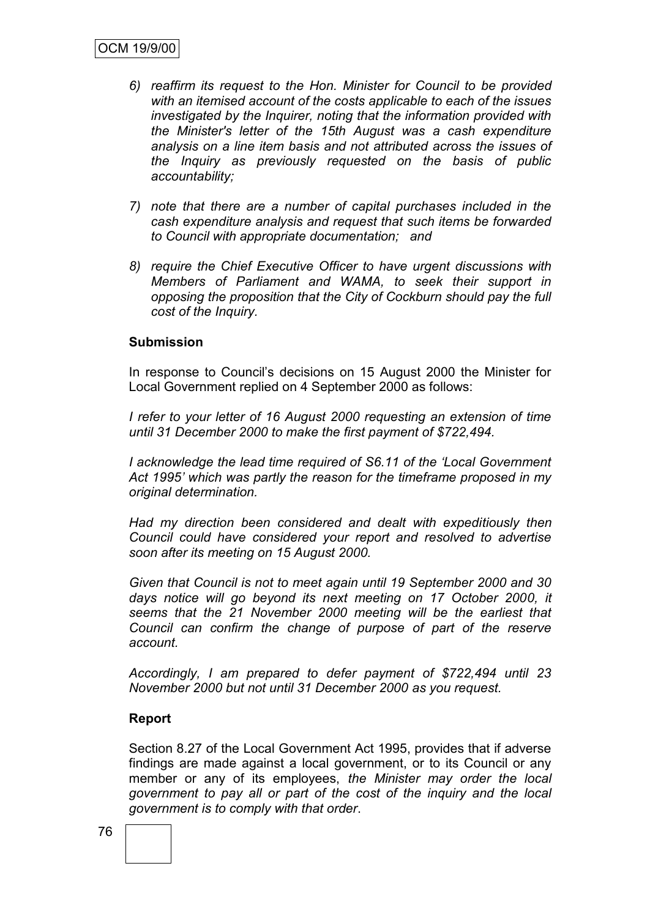6) *reaffirm its request to the Hon. Minister for Council to be provided with an itemised account of the costs applicable to each of the issues investigated by the Inquirer, noting that the information provided with the Minister's letter of the 15th August was a cash expenditure analysis on a line item basis and not attributed across the issues of the Inquiry as previously requested on the basis of public accountability;*

7) *note that there are a number of capital purchases included in the cash expenditure analysis and request that such items be forwarded to Council with appropriate documentation; and*

8) *require the Chief Executive Officer to have urgent discussions with Members of Parliament and WAMA, to seek their support in opposing the proposition that the City of Cockburn should pay the full cost of the Inquiry.*

**Submission**

In response to Council's decisions on 15 August 2000 the Minister for Local Government replied on 4 September 2000 as follows:

*I refer to your letter of 16 August 2000 requesting an extension of time until 31 December 2000 to make the first payment of $722,494.*

*I acknowledge the lead time required of S6.11 of the 'Local Government Act 1995' which was partly the reason for the timeframe proposed in my original determination.*

*Had my direction been considered and dealt with expeditiously then Council could have considered your report and resolved to advertise soon after its meeting on 15 August 2000.*

*Given that Council is not to meet again until 19 September 2000 and 30 days notice will go beyond its next meeting on 17 October 2000, it seems that the 21 November 2000 meeting will be the earliest that Council can confirm the change of purpose of part of the reserve account.*

*Accordingly, I am prepared to defer payment of $722,494 until 23 November 2000 but not until 31 December 2000 as you request.*

**Report**

Section 8.27 of the Local Government Act 1995, provides that if adverse findings are made against a local government, or to its Council or any member or any of its employees, *the Minister may order the local government to pay all or part of the cost of the inquiry and the local government is to comply with that order*.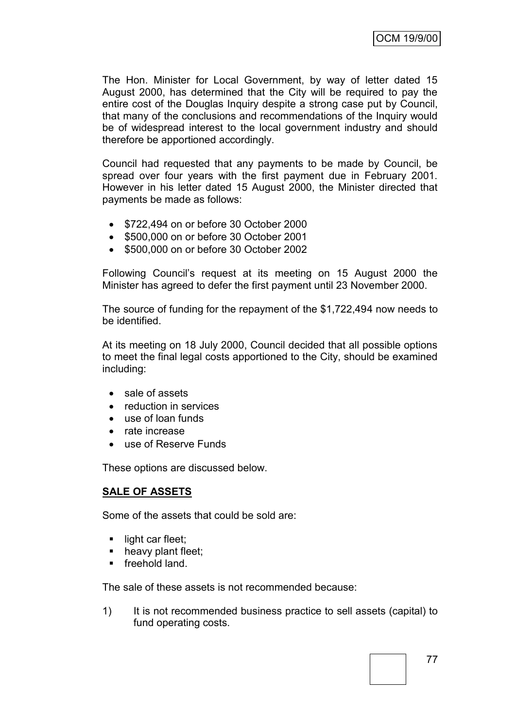The Hon. Minister for Local Government, by way of letter dated 15 August 2000, has determined that the City will be required to pay the entire cost of the Douglas Inquiry despite a strong case put by Council, that many of the conclusions and recommendations of the Inquiry would be of widespread interest to the local government industry and should therefore be apportioned accordingly.

Council had requested that any payments to be made by Council, be spread over four years with the first payment due in February 2001. However in his letter dated 15 August 2000, the Minister directed that payments be made as follows:

- $722,494 on or before 30 October 2000
- $500,000 on or before 30 October 2001
- $500,000 on or before 30 October 2002

Following Council's request at its meeting on 15 August 2000 the Minister has agreed to defer the first payment until 23 November 2000.

The source of funding for the repayment of the $1,722,494 now needs to be identified.

At its meeting on 18 July 2000, Council decided that all possible options to meet the final legal costs apportioned to the City, should be examined including:

- sale of assets
- reduction in services
- use of loan funds
- rate increase
- use of Reserve Funds

These options are discussed below.

**SALE OF ASSETS**

Some of the assets that could be sold are:

- light car fleet;
- heavy plant fleet;
- freehold land.

The sale of these assets is not recommended because:

1) It is not recommended business practice to sell assets (capital) to fund operating costs.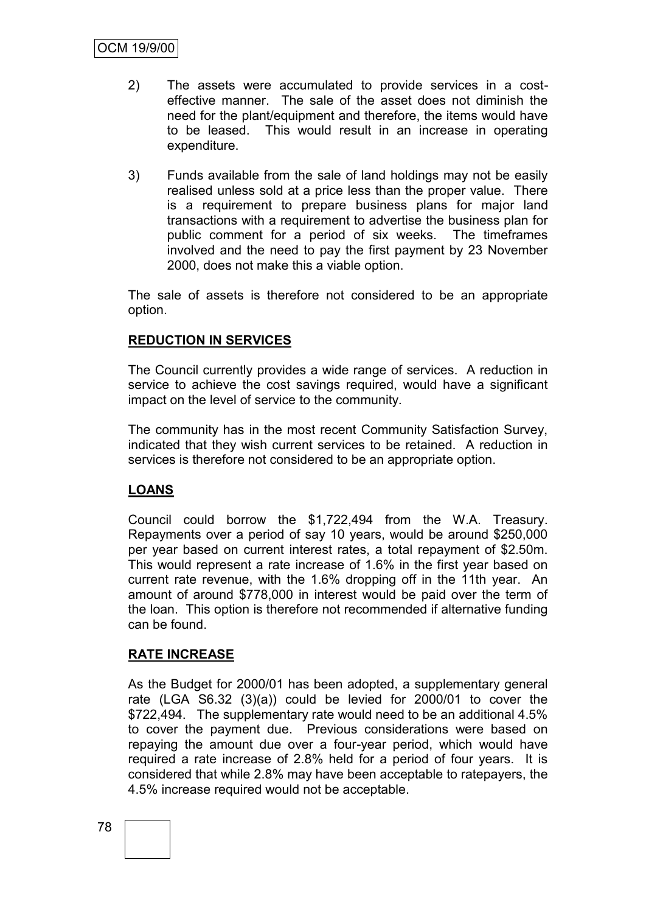2) The assets were accumulated to provide services in a cost-effective manner. The sale of the asset does not diminish the need for the plant/equipment and therefore, the items would have to be leased. This would result in an increase in operating expenditure.

3) Funds available from the sale of land holdings may not be easily realised unless sold at a price less than the proper value. There is a requirement to prepare business plans for major land transactions with a requirement to advertise the business plan for public comment for a period of six weeks. The timeframes involved and the need to pay the first payment by 23 November 2000, does not make this a viable option.

The sale of assets is therefore not considered to be an appropriate option.

**REDUCTION IN SERVICES**

The Council currently provides a wide range of services. A reduction in service to achieve the cost savings required, would have a significant impact on the level of service to the community.

The community has in the most recent Community Satisfaction Survey, indicated that they wish current services to be retained. A reduction in services is therefore not considered to be an appropriate option.

**LOANS**

Council could borrow the $1,722,494 from the W.A. Treasury. Repayments over a period of say 10 years, would be around $250,000 per year based on current interest rates, a total repayment of $2.50m. This would represent a rate increase of 1.6% in the first year based on current rate revenue, with the 1.6% dropping off in the 11th year. An amount of around $778,000 in interest would be paid over the term of the loan. This option is therefore not recommended if alternative funding can be found.

**RATE INCREASE**

As the Budget for 2000/01 has been adopted, a supplementary general rate (LGA S6.32 (3)(a)) could be levied for 2000/01 to cover the $722,494. The supplementary rate would need to be an additional 4.5% to cover the payment due. Previous considerations were based on repaying the amount due over a four-year period, which would have required a rate increase of 2.8% held for a period of four years. It is considered that while 2.8% may have been acceptable to ratepayers, the 4.5% increase required would not be acceptable.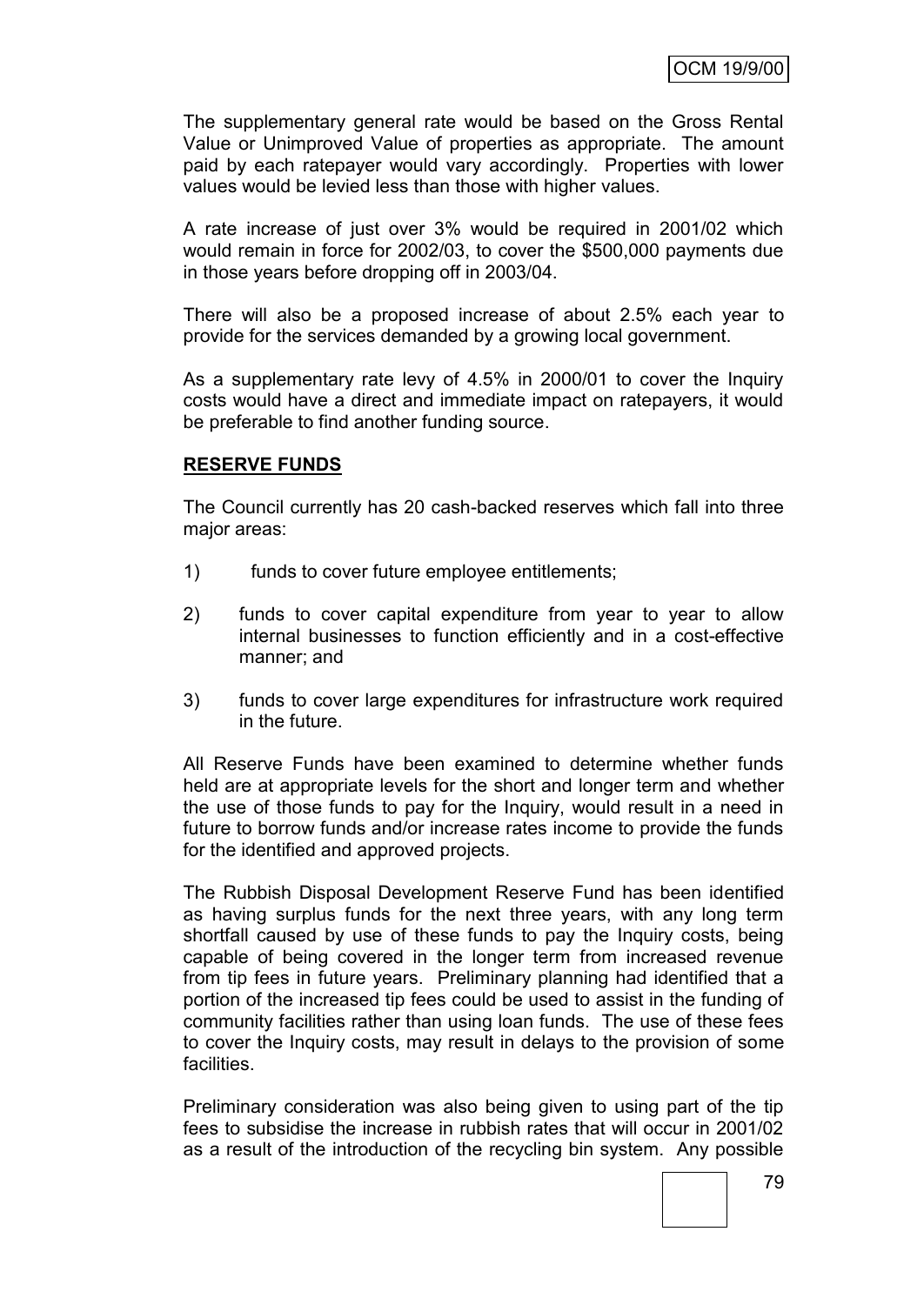The supplementary general rate would be based on the Gross Rental Value or Unimproved Value of properties as appropriate. The amount paid by each ratepayer would vary accordingly. Properties with lower values would be levied less than those with higher values.

A rate increase of just over 3% would be required in 2001/02 which would remain in force for 2002/03, to cover the $500,000 payments due in those years before dropping off in 2003/04.

There will also be a proposed increase of about 2.5% each year to provide for the services demanded by a growing local government.

As a supplementary rate levy of 4.5% in 2000/01 to cover the Inquiry costs would have a direct and immediate impact on ratepayers, it would be preferable to find another funding source.

**RESERVE FUNDS**

The Council currently has 20 cash-backed reserves which fall into three major areas:

1) funds to cover future employee entitlements;

2) funds to cover capital expenditure from year to year to allow internal businesses to function efficiently and in a cost-effective manner; and

3) funds to cover large expenditures for infrastructure work required in the future.

All Reserve Funds have been examined to determine whether funds held are at appropriate levels for the short and longer term and whether the use of those funds to pay for the Inquiry, would result in a need in future to borrow funds and/or increase rates income to provide the funds for the identified and approved projects.

The Rubbish Disposal Development Reserve Fund has been identified as having surplus funds for the next three years, with any long term shortfall caused by use of these funds to pay the Inquiry costs, being capable of being covered in the longer term from increased revenue from tip fees in future years. Preliminary planning had identified that a portion of the increased tip fees could be used to assist in the funding of community facilities rather than using loan funds. The use of these fees to cover the Inquiry costs, may result in delays to the provision of some facilities.

Preliminary consideration was also being given to using part of the tip fees to subsidise the increase in rubbish rates that will occur in 2001/02 as a result of the introduction of the recycling bin system. Any possible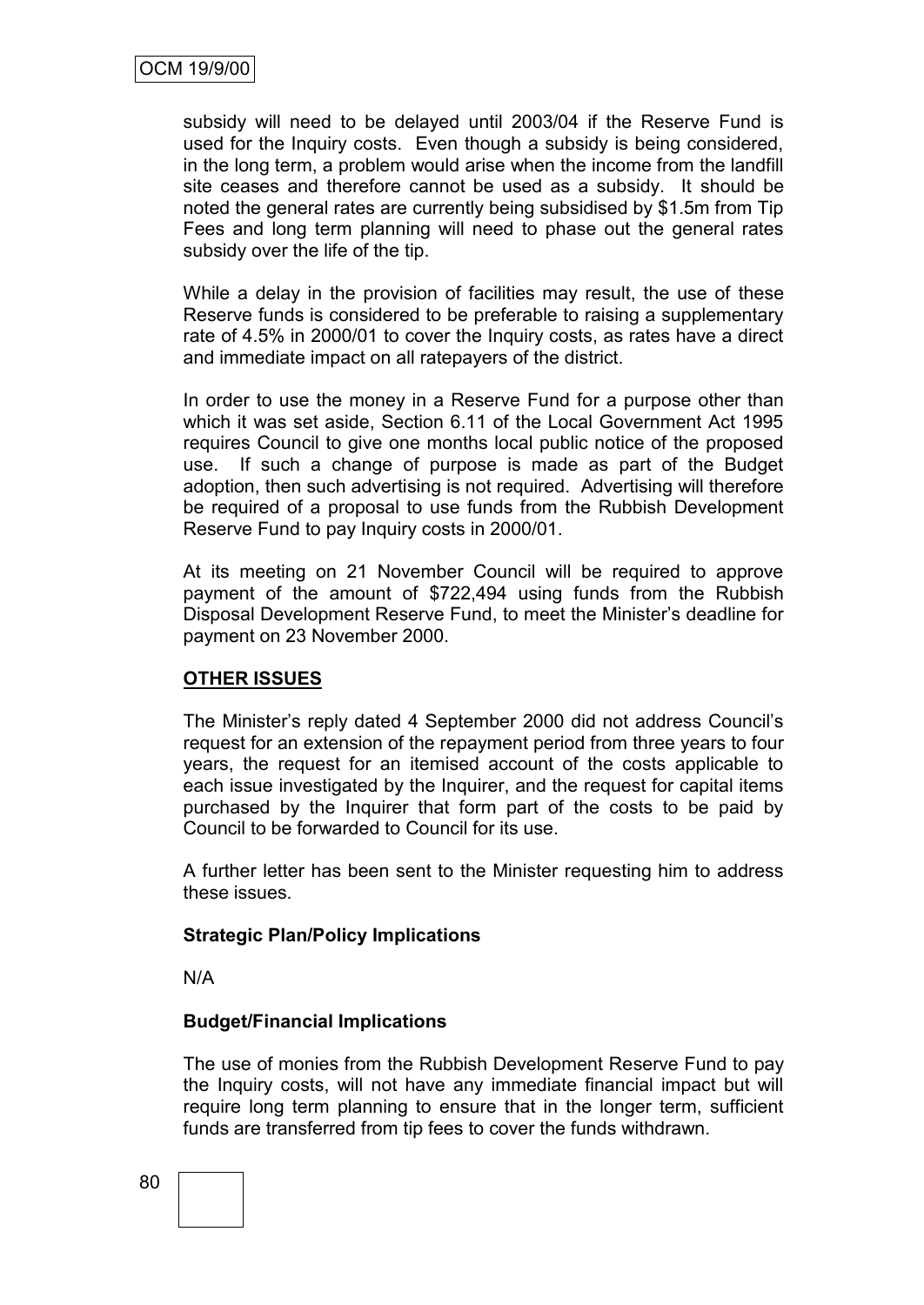subsidy will need to be delayed until 2003/04 if the Reserve Fund is used for the Inquiry costs. Even though a subsidy is being considered, in the long term, a problem would arise when the income from the landfill site ceases and therefore cannot be used as a subsidy. It should be noted the general rates are currently being subsidised by $1.5m from Tip Fees and long term planning will need to phase out the general rates subsidy over the life of the tip.

While a delay in the provision of facilities may result, the use of these Reserve funds is considered to be preferable to raising a supplementary rate of 4.5% in 2000/01 to cover the Inquiry costs, as rates have a direct and immediate impact on all ratepayers of the district.

In order to use the money in a Reserve Fund for a purpose other than which it was set aside, Section 6.11 of the Local Government Act 1995 requires Council to give one months local public notice of the proposed use. If such a change of purpose is made as part of the Budget adoption, then such advertising is not required. Advertising will therefore be required of a proposal to use funds from the Rubbish Development Reserve Fund to pay Inquiry costs in 2000/01.

At its meeting on 21 November Council will be required to approve payment of the amount of $722,494 using funds from the Rubbish Disposal Development Reserve Fund, to meet the Minister's deadline for payment on 23 November 2000.

**OTHER ISSUES**

The Minister's reply dated 4 September 2000 did not address Council's request for an extension of the repayment period from three years to four years, the request for an itemised account of the costs applicable to each issue investigated by the Inquirer, and the request for capital items purchased by the Inquirer that form part of the costs to be paid by Council to be forwarded to Council for its use.

A further letter has been sent to the Minister requesting him to address these issues.

**Strategic Plan/Policy Implications**

N/A

**Budget/Financial Implications**

The use of monies from the Rubbish Development Reserve Fund to pay the Inquiry costs, will not have any immediate financial impact but will require long term planning to ensure that in the longer term, sufficient funds are transferred from tip fees to cover the funds withdrawn.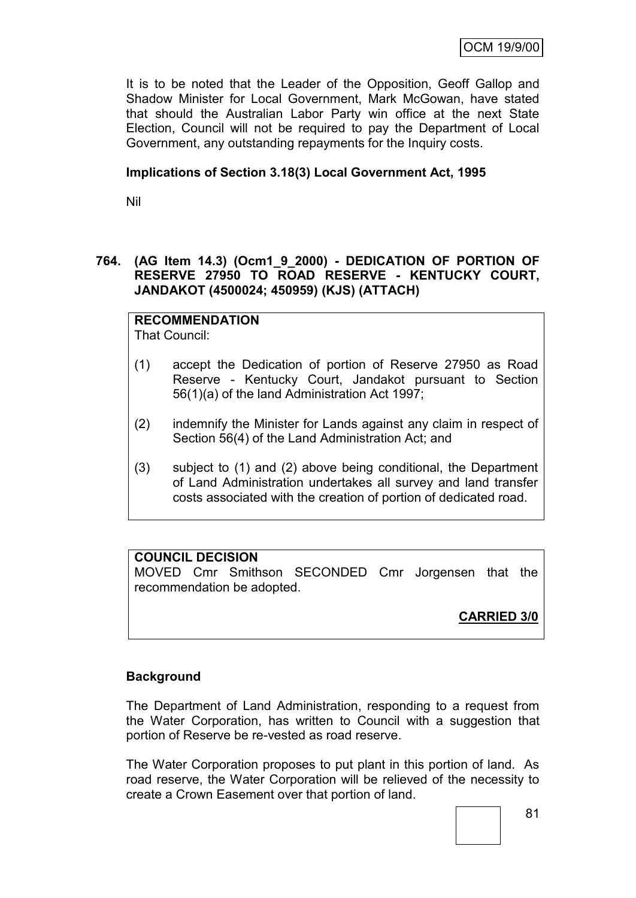It is to be noted that the Leader of the Opposition, Geoff Gallop and Shadow Minister for Local Government, Mark McGowan, have stated that should the Australian Labor Party win office at the next State Election, Council will not be required to pay the Department of Local Government, any outstanding repayments for the Inquiry costs.

**Implications of Section 3.18(3) Local Government Act, 1995**

Nil

**764. (AG Item 14.3) (Ocm1_9_2000) - DEDICATION OF PORTION OF RESERVE 27950 TO ROAD RESERVE - KENTUCKY COURT, JANDAKOT (4500024; 450959) (KJS) (ATTACH)**

**RECOMMENDATION**
That Council:

(1) accept the Dedication of portion of Reserve 27950 as Road Reserve - Kentucky Court, Jandakot pursuant to Section 56(1)(a) of the land Administration Act 1997;

(2) indemnify the Minister for Lands against any claim in respect of Section 56(4) of the Land Administration Act; and

(3) subject to (1) and (2) above being conditional, the Department of Land Administration undertakes all survey and land transfer costs associated with the creation of portion of dedicated road.

**COUNCIL DECISION**
MOVED Cmr Smithson SECONDED Cmr Jorgensen that the recommendation be adopted.

**CARRIED 3/0**

**Background**

The Department of Land Administration, responding to a request from the Water Corporation, has written to Council with a suggestion that portion of Reserve be re-vested as road reserve.

The Water Corporation proposes to put plant in this portion of land. As road reserve, the Water Corporation will be relieved of the necessity to create a Crown Easement over that portion of land.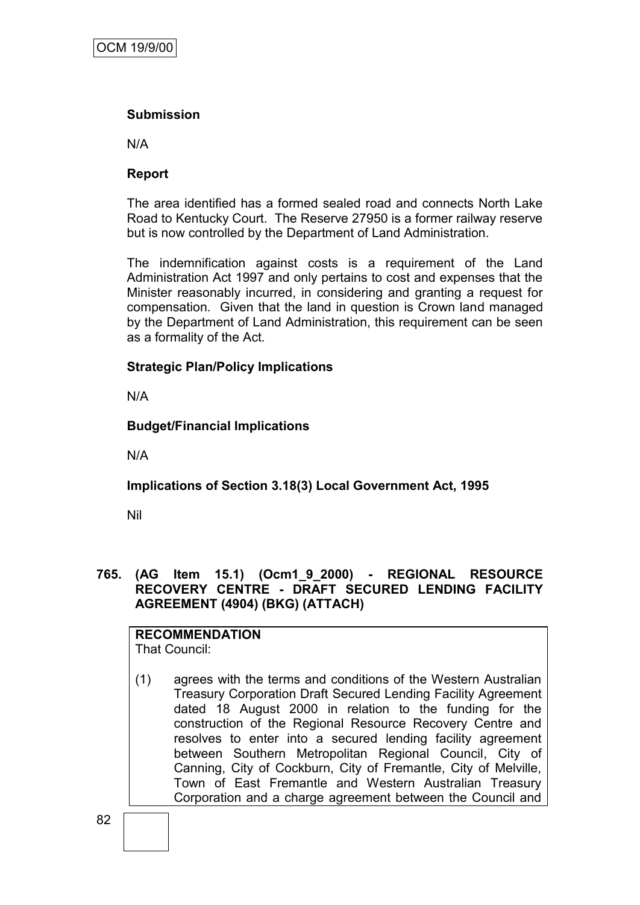**Submission**

N/A

**Report**

The area identified has a formed sealed road and connects North Lake Road to Kentucky Court. The Reserve 27950 is a former railway reserve but is now controlled by the Department of Land Administration.

The indemnification against costs is a requirement of the Land Administration Act 1997 and only pertains to cost and expenses that the Minister reasonably incurred, in considering and granting a request for compensation. Given that the land in question is Crown land managed by the Department of Land Administration, this requirement can be seen as a formality of the Act.

**Strategic Plan/Policy Implications**

N/A

**Budget/Financial Implications**

N/A

**Implications of Section 3.18(3) Local Government Act, 1995**

Nil

**765. (AG Item 15.1) (Ocm1_9_2000) - REGIONAL RESOURCE RECOVERY CENTRE - DRAFT SECURED LENDING FACILITY AGREEMENT (4904) (BKG) (ATTACH)**

**RECOMMENDATION**
That Council:

(1) agrees with the terms and conditions of the Western Australian Treasury Corporation Draft Secured Lending Facility Agreement dated 18 August 2000 in relation to the funding for the construction of the Regional Resource Recovery Centre and resolves to enter into a secured lending facility agreement between Southern Metropolitan Regional Council, City of Canning, City of Cockburn, City of Fremantle, City of Melville, Town of East Fremantle and Western Australian Treasury Corporation and a charge agreement between the Council and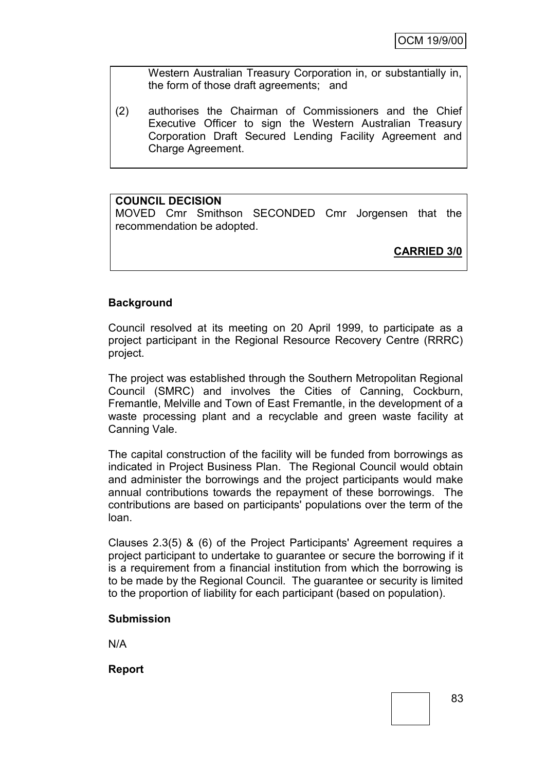Western Australian Treasury Corporation in, or substantially in, the form of those draft agreements; and

(2) authorises the Chairman of Commissioners and the Chief Executive Officer to sign the Western Australian Treasury Corporation Draft Secured Lending Facility Agreement and Charge Agreement.

**COUNCIL DECISION**

MOVED Cmr Smithson SECONDED Cmr Jorgensen that the recommendation be adopted.

**CARRIED 3/0**

**Background**

Council resolved at its meeting on 20 April 1999, to participate as a project participant in the Regional Resource Recovery Centre (RRRC) project.

The project was established through the Southern Metropolitan Regional Council (SMRC) and involves the Cities of Canning, Cockburn, Fremantle, Melville and Town of East Fremantle, in the development of a waste processing plant and a recyclable and green waste facility at Canning Vale.

The capital construction of the facility will be funded from borrowings as indicated in Project Business Plan. The Regional Council would obtain and administer the borrowings and the project participants would make annual contributions towards the repayment of these borrowings. The contributions are based on participants' populations over the term of the loan.

Clauses 2.3(5) & (6) of the Project Participants' Agreement requires a project participant to undertake to guarantee or secure the borrowing if it is a requirement from a financial institution from which the borrowing is to be made by the Regional Council. The guarantee or security is limited to the proportion of liability for each participant (based on population).

**Submission**

N/A

**Report**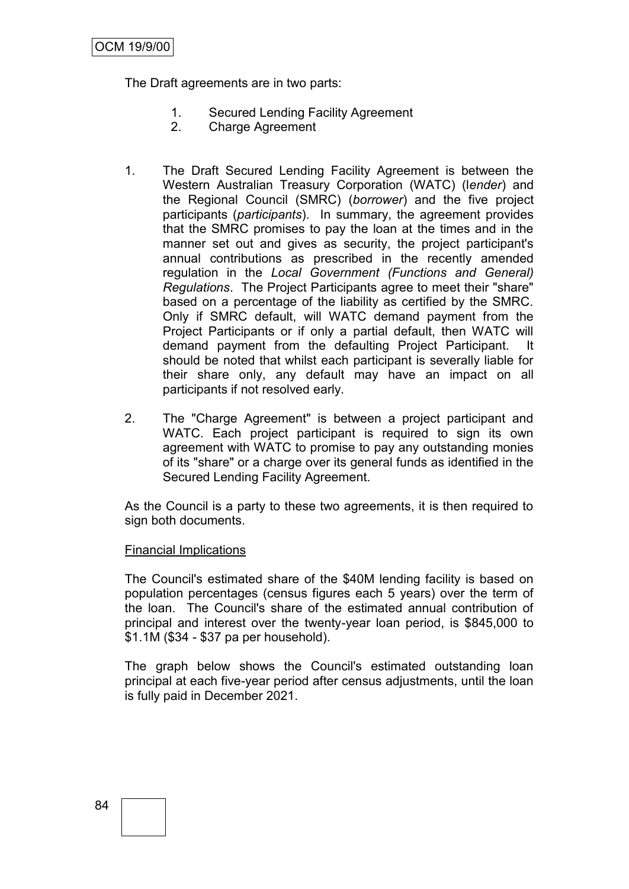The Draft agreements are in two parts:

1. Secured Lending Facility Agreement
2. Charge Agreement

1. The Draft Secured Lending Facility Agreement is between the Western Australian Treasury Corporation (WATC) (*lender*) and the Regional Council (SMRC) (*borrower*) and the five project participants (*participants*). In summary, the agreement provides that the SMRC promises to pay the loan at the times and in the manner set out and gives as security, the project participant's annual contributions as prescribed in the recently amended regulation in the *Local Government (Functions and General) Regulations*. The Project Participants agree to meet their "share" based on a percentage of the liability as certified by the SMRC. Only if SMRC default, will WATC demand payment from the Project Participants or if only a partial default, then WATC will demand payment from the defaulting Project Participant. It should be noted that whilst each participant is severally liable for their share only, any default may have an impact on all participants if not resolved early.

2. The "Charge Agreement" is between a project participant and WATC. Each project participant is required to sign its own agreement with WATC to promise to pay any outstanding monies of its "share" or a charge over its general funds as identified in the Secured Lending Facility Agreement.

As the Council is a party to these two agreements, it is then required to sign both documents.

Financial Implications

The Council's estimated share of the $40M lending facility is based on population percentages (census figures each 5 years) over the term of the loan. The Council's share of the estimated annual contribution of principal and interest over the twenty-year loan period, is $845,000 to $1.1M ($34 - $37 pa per household).

The graph below shows the Council's estimated outstanding loan principal at each five-year period after census adjustments, until the loan is fully paid in December 2021.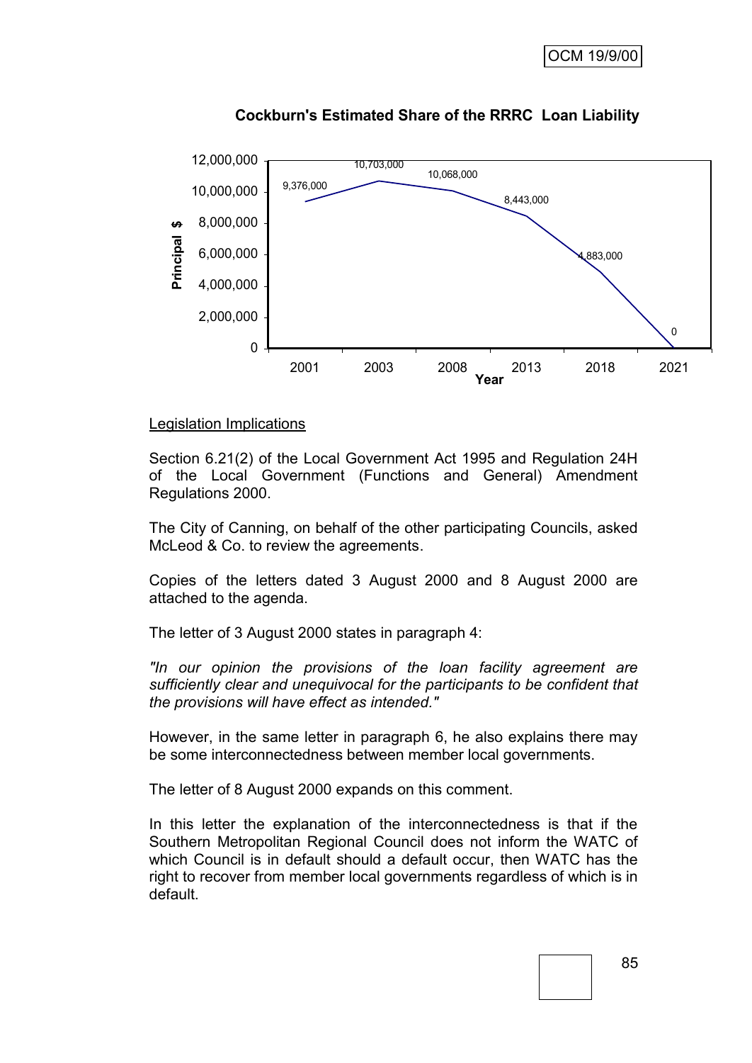**Cockburn's Estimated Share of the RRRC Loan Liability**

| Year | Principal $ |
|---|---|
| 2001 | 9,376,000 |
| 2003 | 10,703,000 |
| 2008 | 10,068,000 |
| 2013 | 8,443,000 |
| 2018 | 4,883,000 |
| 2021 | 0 |

Legislation Implications

Section 6.21(2) of the Local Government Act 1995 and Regulation 24H of the Local Government (Functions and General) Amendment Regulations 2000.

The City of Canning, on behalf of the other participating Councils, asked McLeod & Co. to review the agreements.

Copies of the letters dated 3 August 2000 and 8 August 2000 are attached to the agenda.

The letter of 3 August 2000 states in paragraph 4:

*"In our opinion the provisions of the loan facility agreement are sufficiently clear and unequivocal for the participants to be confident that the provisions will have effect as intended."*

However, in the same letter in paragraph 6, he also explains there may be some interconnectedness between member local governments.

The letter of 8 August 2000 expands on this comment.

In this letter the explanation of the interconnectedness is that if the Southern Metropolitan Regional Council does not inform the WATC of which Council is in default should a default occur, then WATC has the right to recover from member local governments regardless of which is in default.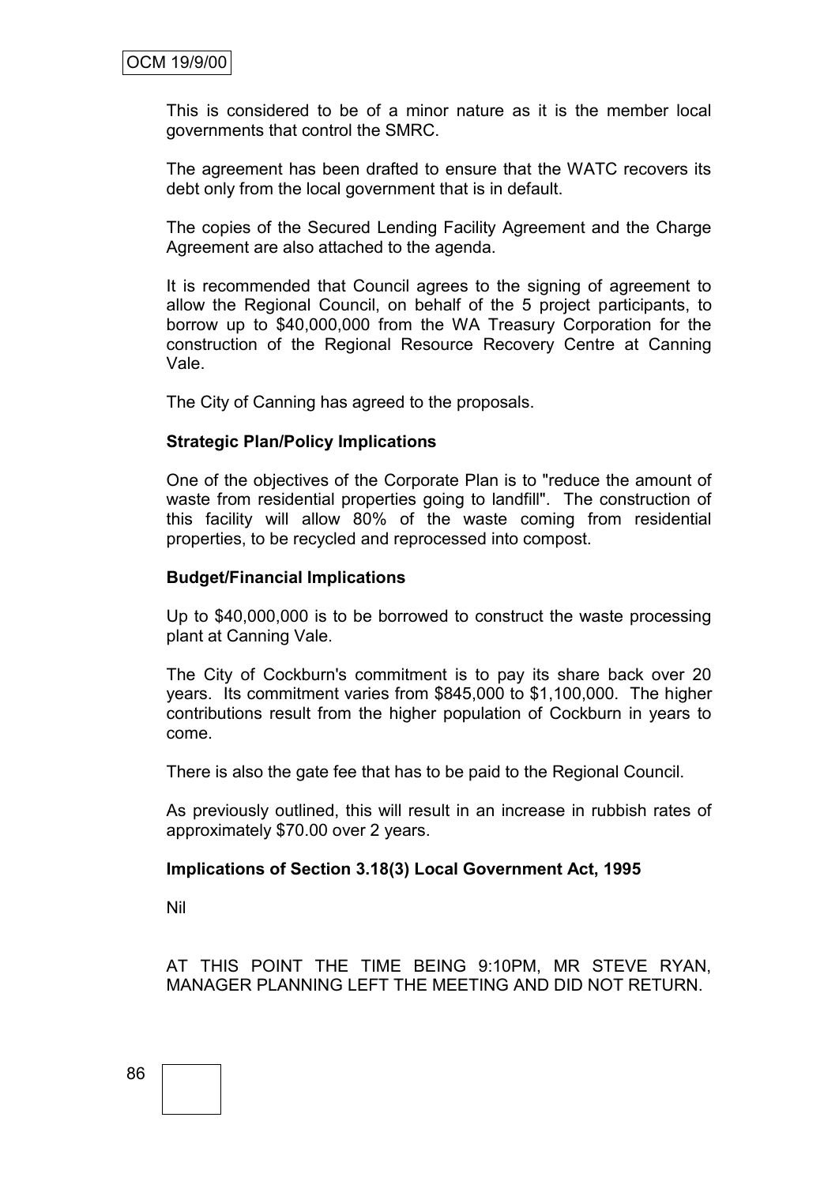This is considered to be of a minor nature as it is the member local governments that control the SMRC.

The agreement has been drafted to ensure that the WATC recovers its debt only from the local government that is in default.

The copies of the Secured Lending Facility Agreement and the Charge Agreement are also attached to the agenda.

It is recommended that Council agrees to the signing of agreement to allow the Regional Council, on behalf of the 5 project participants, to borrow up to $40,000,000 from the WA Treasury Corporation for the construction of the Regional Resource Recovery Centre at Canning Vale.

The City of Canning has agreed to the proposals.

**Strategic Plan/Policy Implications**

One of the objectives of the Corporate Plan is to "reduce the amount of waste from residential properties going to landfill". The construction of this facility will allow 80% of the waste coming from residential properties, to be recycled and reprocessed into compost.

**Budget/Financial Implications**

Up to $40,000,000 is to be borrowed to construct the waste processing plant at Canning Vale.

The City of Cockburn's commitment is to pay its share back over 20 years. Its commitment varies from $845,000 to $1,100,000. The higher contributions result from the higher population of Cockburn in years to come.

There is also the gate fee that has to be paid to the Regional Council.

As previously outlined, this will result in an increase in rubbish rates of approximately $70.00 over 2 years.

**Implications of Section 3.18(3) Local Government Act, 1995**

Nil

AT THIS POINT THE TIME BEING 9:10PM, MR STEVE RYAN, MANAGER PLANNING LEFT THE MEETING AND DID NOT RETURN.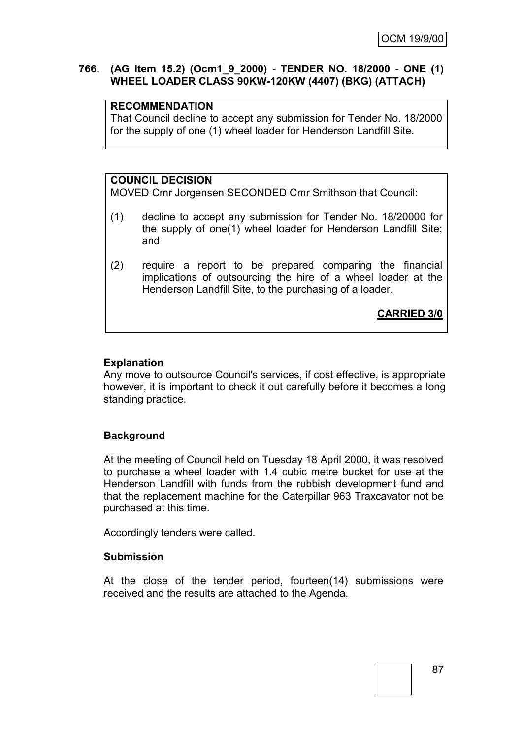**766. (AG Item 15.2) (Ocm1_9_2000) - TENDER NO. 18/2000 - ONE (1) WHEEL LOADER CLASS 90KW-120KW (4407) (BKG) (ATTACH)**

**RECOMMENDATION**

That Council decline to accept any submission for Tender No. 18/2000 for the supply of one (1) wheel loader for Henderson Landfill Site.

**COUNCIL DECISION**

MOVED Cmr Jorgensen SECONDED Cmr Smithson that Council:

(1) decline to accept any submission for Tender No. 18/20000 for the supply of one(1) wheel loader for Henderson Landfill Site; and

(2) require a report to be prepared comparing the financial implications of outsourcing the hire of a wheel loader at the Henderson Landfill Site, to the purchasing of a loader.

**CARRIED 3/0**

**Explanation**

Any move to outsource Council's services, if cost effective, is appropriate however, it is important to check it out carefully before it becomes a long standing practice.

**Background**

At the meeting of Council held on Tuesday 18 April 2000, it was resolved to purchase a wheel loader with 1.4 cubic metre bucket for use at the Henderson Landfill with funds from the rubbish development fund and that the replacement machine for the Caterpillar 963 Traxcavator not be purchased at this time.

Accordingly tenders were called.

**Submission**

At the close of the tender period, fourteen(14) submissions were received and the results are attached to the Agenda.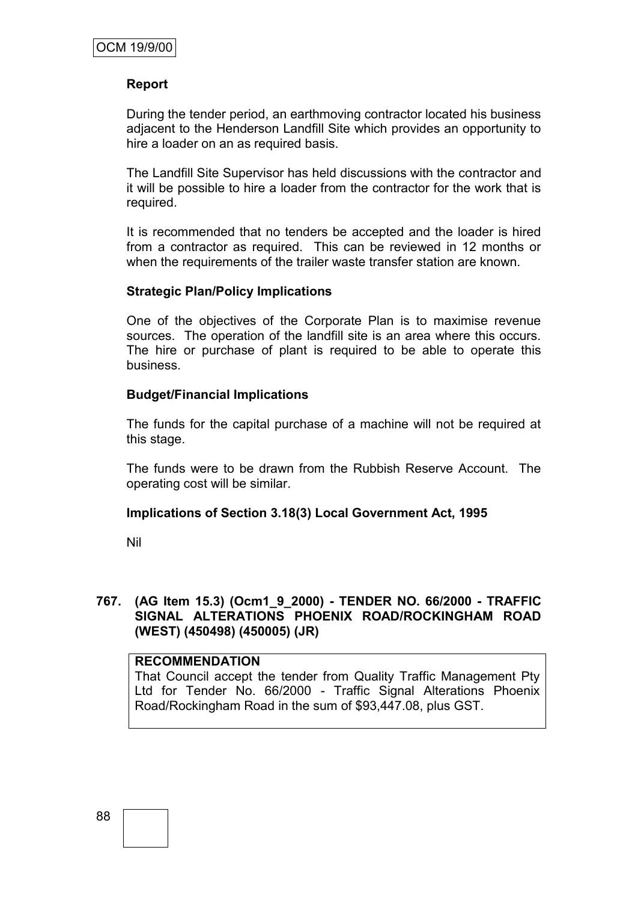**Report**

During the tender period, an earthmoving contractor located his business adjacent to the Henderson Landfill Site which provides an opportunity to hire a loader on an as required basis.

The Landfill Site Supervisor has held discussions with the contractor and it will be possible to hire a loader from the contractor for the work that is required.

It is recommended that no tenders be accepted and the loader is hired from a contractor as required. This can be reviewed in 12 months or when the requirements of the trailer waste transfer station are known.

**Strategic Plan/Policy Implications**

One of the objectives of the Corporate Plan is to maximise revenue sources. The operation of the landfill site is an area where this occurs. The hire or purchase of plant is required to be able to operate this business.

**Budget/Financial Implications**

The funds for the capital purchase of a machine will not be required at this stage.

The funds were to be drawn from the Rubbish Reserve Account. The operating cost will be similar.

**Implications of Section 3.18(3) Local Government Act, 1995**

Nil

**767. (AG Item 15.3) (Ocm1_9_2000) - TENDER NO. 66/2000 - TRAFFIC SIGNAL ALTERATIONS PHOENIX ROAD/ROCKINGHAM ROAD (WEST) (450498) (450005) (JR)**

**RECOMMENDATION**
That Council accept the tender from Quality Traffic Management Pty Ltd for Tender No. 66/2000 - Traffic Signal Alterations Phoenix Road/Rockingham Road in the sum of $93,447.08, plus GST.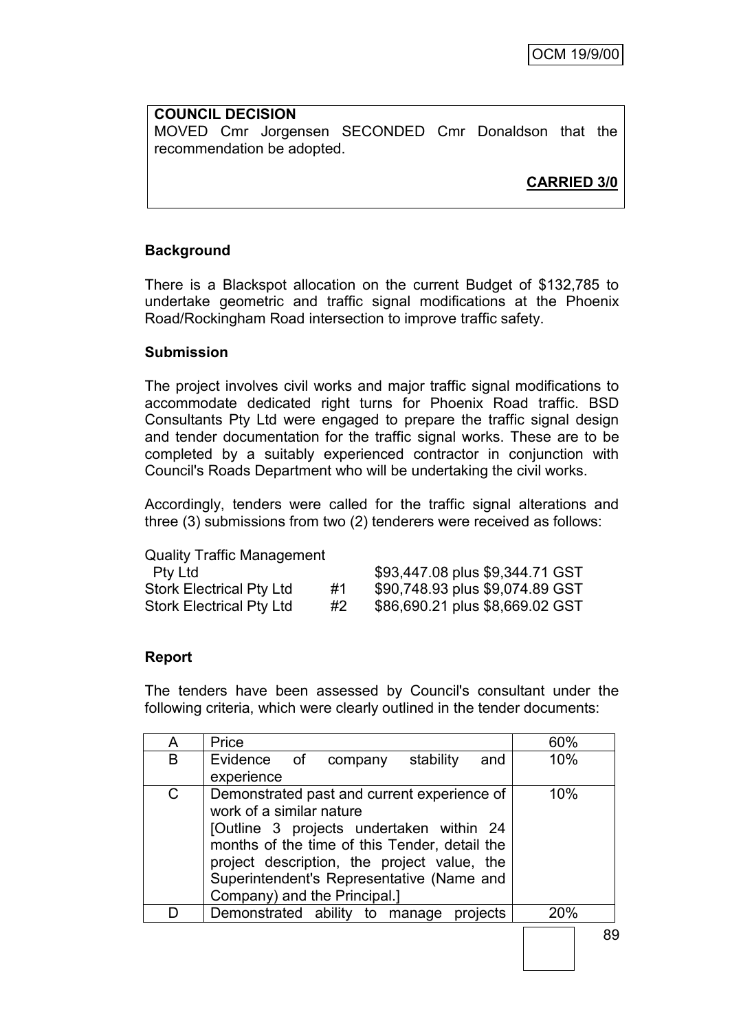**COUNCIL DECISION**

MOVED Cmr Jorgensen SECONDED Cmr Donaldson that the recommendation be adopted.

**CARRIED 3/0**

## Background

There is a Blackspot allocation on the current Budget of $132,785 to undertake geometric and traffic signal modifications at the Phoenix Road/Rockingham Road intersection to improve traffic safety.

## Submission

The project involves civil works and major traffic signal modifications to accommodate dedicated right turns for Phoenix Road traffic. BSD Consultants Pty Ltd were engaged to prepare the traffic signal design and tender documentation for the traffic signal works. These are to be completed by a suitably experienced contractor in conjunction with Council's Roads Department who will be undertaking the civil works.

Accordingly, tenders were called for the traffic signal alterations and three (3) submissions from two (2) tenderers were received as follows:

| | | |
|---|---|---|
| Quality Traffic Management Pty Ltd | | $93,447.08 plus $9,344.71 GST |
| Stork Electrical Pty Ltd | #1 | $90,748.93 plus $9,074.89 GST |
| Stork Electrical Pty Ltd | #2 | $86,690.21 plus $8,669.02 GST |

## Report

The tenders have been assessed by Council's consultant under the following criteria, which were clearly outlined in the tender documents:

| | | |
|---|---|---|
| A | Price | 60% |
| B | Evidence of company stability and experience | 10% |
| C | Demonstrated past and current experience of work of a similar nature [Outline 3 projects undertaken within 24 months of the time of this Tender, detail the project description, the project value, the Superintendent's Representative (Name and Company) and the Principal.] | 10% |
| D | Demonstrated ability to manage projects | 20% |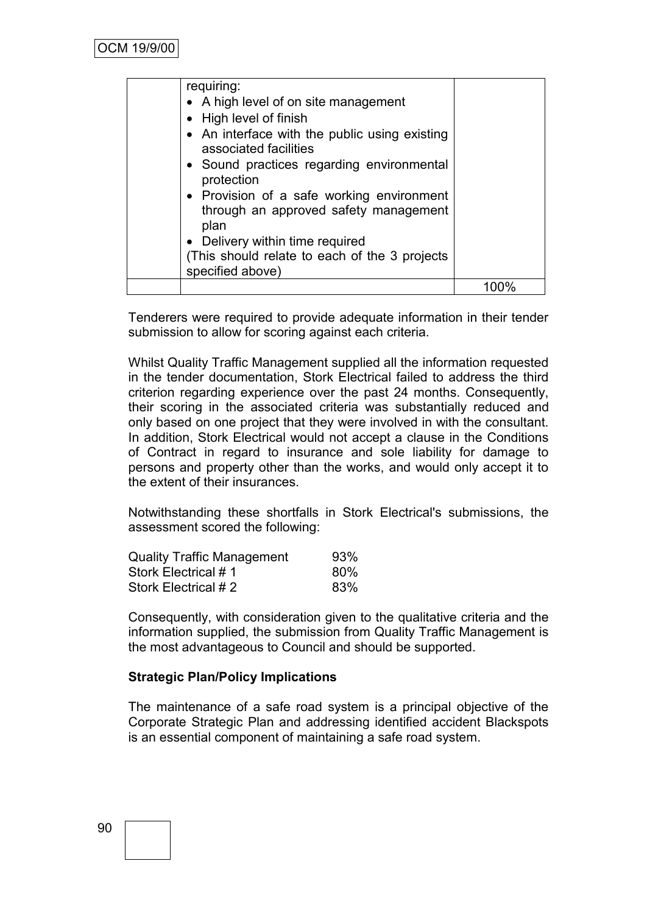| | requiring:<br>• A high level of on site management<br>• High level of finish<br>• An interface with the public using existing associated facilities<br>• Sound practices regarding environmental protection<br>• Provision of a safe working environment through an approved safety management plan<br>• Delivery within time required<br>(This should relate to each of the 3 projects specified above) | |
|---|---|---|
| | | 100% |

Tenderers were required to provide adequate information in their tender submission to allow for scoring against each criteria.

Whilst Quality Traffic Management supplied all the information requested in the tender documentation, Stork Electrical failed to address the third criterion regarding experience over the past 24 months. Consequently, their scoring in the associated criteria was substantially reduced and only based on one project that they were involved in with the consultant. In addition, Stork Electrical would not accept a clause in the Conditions of Contract in regard to insurance and sole liability for damage to persons and property other than the works, and would only accept it to the extent of their insurances.

Notwithstanding these shortfalls in Stork Electrical's submissions, the assessment scored the following:

| | |
|---|---|
| Quality Traffic Management | 93% |
| Stork Electrical # 1 | 80% |
| Stork Electrical # 2 | 83% |

Consequently, with consideration given to the qualitative criteria and the information supplied, the submission from Quality Traffic Management is the most advantageous to Council and should be supported.

**Strategic Plan/Policy Implications**

The maintenance of a safe road system is a principal objective of the Corporate Strategic Plan and addressing identified accident Blackspots is an essential component of maintaining a safe road system.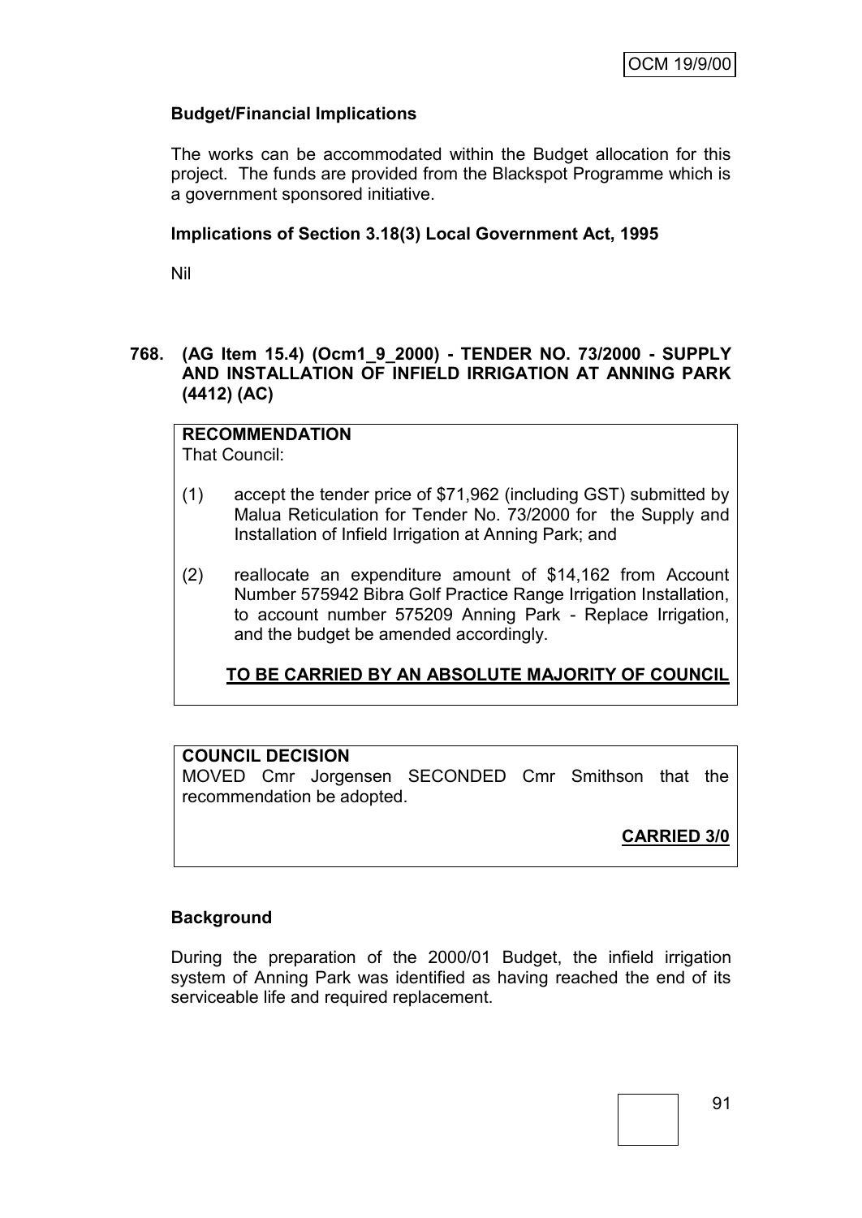**Budget/Financial Implications**

The works can be accommodated within the Budget allocation for this project. The funds are provided from the Blackspot Programme which is a government sponsored initiative.

**Implications of Section 3.18(3) Local Government Act, 1995**

Nil

**768. (AG Item 15.4) (Ocm1_9_2000) - TENDER NO. 73/2000 - SUPPLY AND INSTALLATION OF INFIELD IRRIGATION AT ANNING PARK (4412) (AC)**

**RECOMMENDATION**

That Council:

(1) accept the tender price of $71,962 (including GST) submitted by Malua Reticulation for Tender No. 73/2000 for the Supply and Installation of Infield Irrigation at Anning Park; and

(2) reallocate an expenditure amount of $14,162 from Account Number 575942 Bibra Golf Practice Range Irrigation Installation, to account number 575209 Anning Park - Replace Irrigation, and the budget be amended accordingly.

**TO BE CARRIED BY AN ABSOLUTE MAJORITY OF COUNCIL**

**COUNCIL DECISION**

MOVED Cmr Jorgensen SECONDED Cmr Smithson that the recommendation be adopted.

**CARRIED 3/0**

**Background**

During the preparation of the 2000/01 Budget, the infield irrigation system of Anning Park was identified as having reached the end of its serviceable life and required replacement.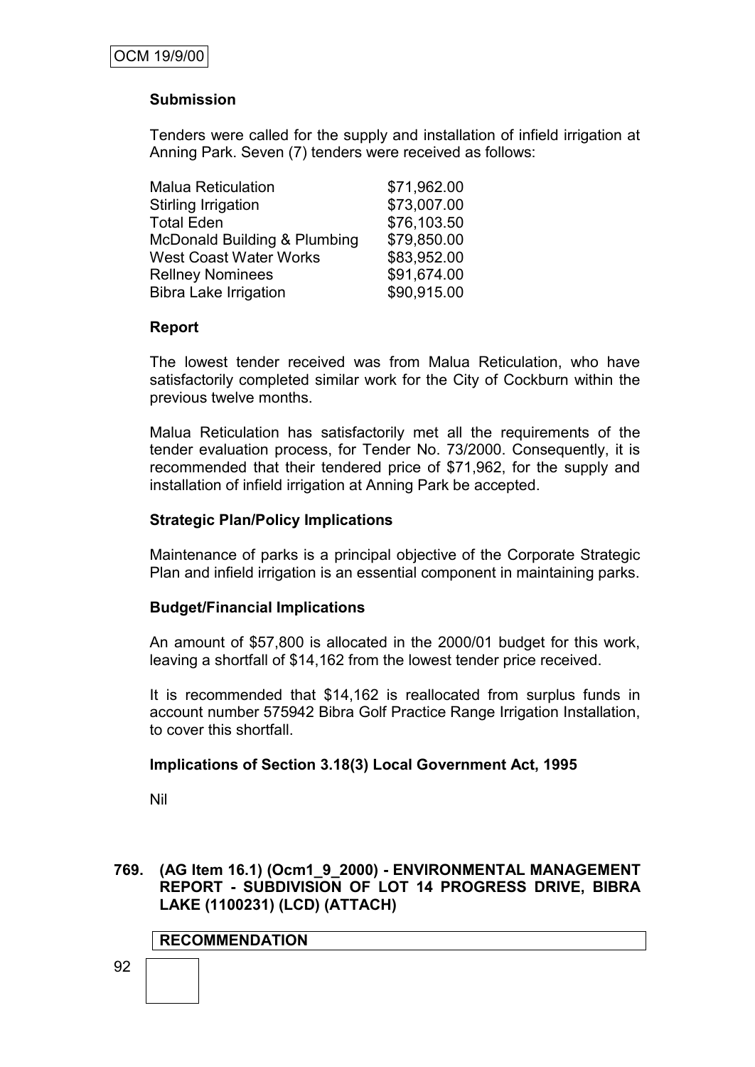**Submission**

Tenders were called for the supply and installation of infield irrigation at Anning Park. Seven (7) tenders were received as follows:

| | |
|---|---|
| Malua Reticulation | \$71,962.00 |
| Stirling Irrigation | \$73,007.00 |
| Total Eden | \$76,103.50 |
| McDonald Building & Plumbing | \$79,850.00 |
| West Coast Water Works | \$83,952.00 |
| Rellney Nominees | \$91,674.00 |
| Bibra Lake Irrigation | \$90,915.00 |

**Report**

The lowest tender received was from Malua Reticulation, who have satisfactorily completed similar work for the City of Cockburn within the previous twelve months.

Malua Reticulation has satisfactorily met all the requirements of the tender evaluation process, for Tender No. 73/2000. Consequently, it is recommended that their tendered price of \$71,962, for the supply and installation of infield irrigation at Anning Park be accepted.

**Strategic Plan/Policy Implications**

Maintenance of parks is a principal objective of the Corporate Strategic Plan and infield irrigation is an essential component in maintaining parks.

**Budget/Financial Implications**

An amount of \$57,800 is allocated in the 2000/01 budget for this work, leaving a shortfall of \$14,162 from the lowest tender price received.

It is recommended that \$14,162 is reallocated from surplus funds in account number 575942 Bibra Golf Practice Range Irrigation Installation, to cover this shortfall.

**Implications of Section 3.18(3) Local Government Act, 1995**

Nil

**769. (AG Item 16.1) (Ocm1_9_2000) - ENVIRONMENTAL MANAGEMENT REPORT - SUBDIVISION OF LOT 14 PROGRESS DRIVE, BIBRA LAKE (1100231) (LCD) (ATTACH)**

**RECOMMENDATION**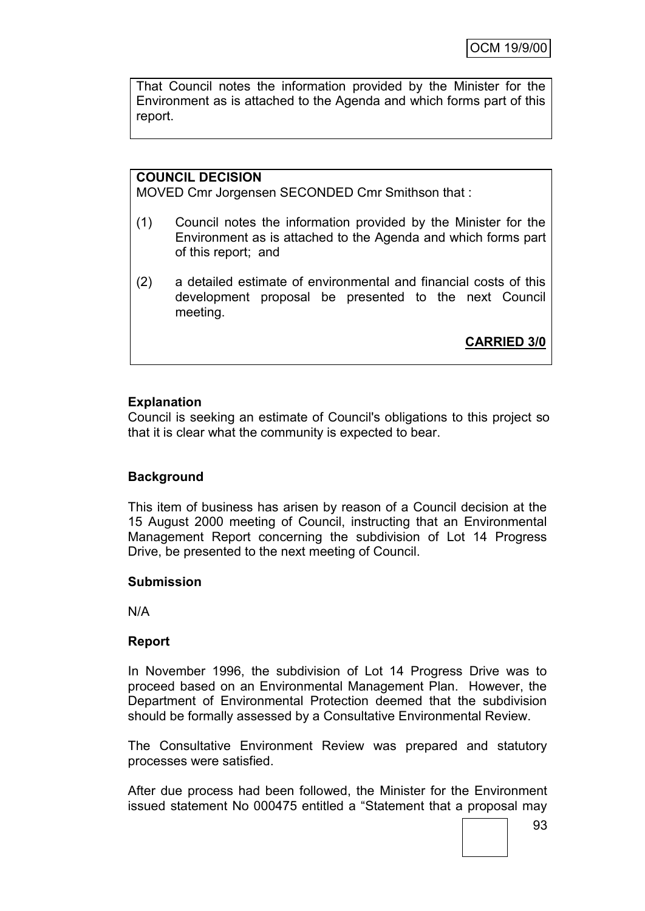That Council notes the information provided by the Minister for the Environment as is attached to the Agenda and which forms part of this report.

**COUNCIL DECISION**

MOVED Cmr Jorgensen SECONDED Cmr Smithson that :

(1) Council notes the information provided by the Minister for the Environment as is attached to the Agenda and which forms part of this report; and

(2) a detailed estimate of environmental and financial costs of this development proposal be presented to the next Council meeting.

**CARRIED 3/0**

**Explanation**

Council is seeking an estimate of Council's obligations to this project so that it is clear what the community is expected to bear.

**Background**

This item of business has arisen by reason of a Council decision at the 15 August 2000 meeting of Council, instructing that an Environmental Management Report concerning the subdivision of Lot 14 Progress Drive, be presented to the next meeting of Council.

**Submission**

N/A

**Report**

In November 1996, the subdivision of Lot 14 Progress Drive was to proceed based on an Environmental Management Plan. However, the Department of Environmental Protection deemed that the subdivision should be formally assessed by a Consultative Environmental Review.

The Consultative Environment Review was prepared and statutory processes were satisfied.

After due process had been followed, the Minister for the Environment issued statement No 000475 entitled a "Statement that a proposal may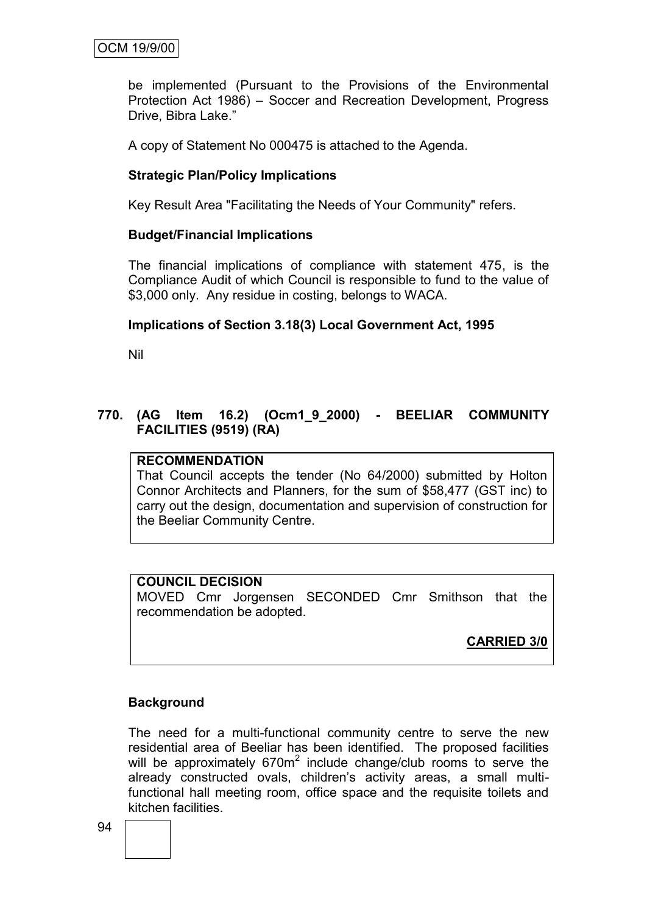be implemented (Pursuant to the Provisions of the Environmental Protection Act 1986) – Soccer and Recreation Development, Progress Drive, Bibra Lake."

A copy of Statement No 000475 is attached to the Agenda.

**Strategic Plan/Policy Implications**

Key Result Area "Facilitating the Needs of Your Community" refers.

**Budget/Financial Implications**

The financial implications of compliance with statement 475, is the Compliance Audit of which Council is responsible to fund to the value of $3,000 only. Any residue in costing, belongs to WACA.

**Implications of Section 3.18(3) Local Government Act, 1995**

Nil

## 770. (AG Item 16.2) (Ocm1_9_2000) - BEELIAR COMMUNITY FACILITIES (9519) (RA)

**RECOMMENDATION**
That Council accepts the tender (No 64/2000) submitted by Holton Connor Architects and Planners, for the sum of $58,477 (GST inc) to carry out the design, documentation and supervision of construction for the Beeliar Community Centre.

**COUNCIL DECISION**
MOVED Cmr Jorgensen SECONDED Cmr Smithson that the recommendation be adopted.

**CARRIED 3/0**

**Background**

The need for a multi-functional community centre to serve the new residential area of Beeliar has been identified. The proposed facilities will be approximately 670m$^2$ include change/club rooms to serve the already constructed ovals, children's activity areas, a small multi-functional hall meeting room, office space and the requisite toilets and kitchen facilities.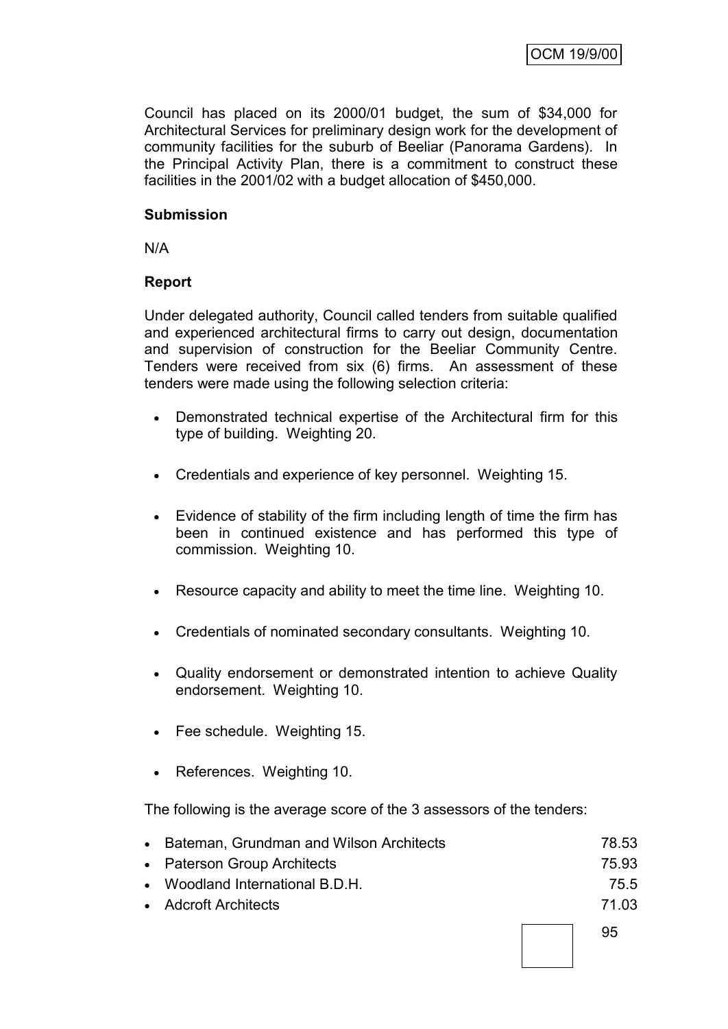Council has placed on its 2000/01 budget, the sum of $34,000 for Architectural Services for preliminary design work for the development of community facilities for the suburb of Beeliar (Panorama Gardens). In the Principal Activity Plan, there is a commitment to construct these facilities in the 2001/02 with a budget allocation of $450,000.

**Submission**

N/A

**Report**

Under delegated authority, Council called tenders from suitable qualified and experienced architectural firms to carry out design, documentation and supervision of construction for the Beeliar Community Centre. Tenders were received from six (6) firms. An assessment of these tenders were made using the following selection criteria:

- Demonstrated technical expertise of the Architectural firm for this type of building. Weighting 20.
- Credentials and experience of key personnel. Weighting 15.
- Evidence of stability of the firm including length of time the firm has been in continued existence and has performed this type of commission. Weighting 10.
- Resource capacity and ability to meet the time line. Weighting 10.
- Credentials of nominated secondary consultants. Weighting 10.
- Quality endorsement or demonstrated intention to achieve Quality endorsement. Weighting 10.
- Fee schedule. Weighting 15.
- References. Weighting 10.

The following is the average score of the 3 assessors of the tenders:

| | |
|---|---|
| Bateman, Grundman and Wilson Architects | 78.53 |
| Paterson Group Architects | 75.93 |
| Woodland International B.D.H. | 75.5 |
| Adcroft Architects | 71.03 |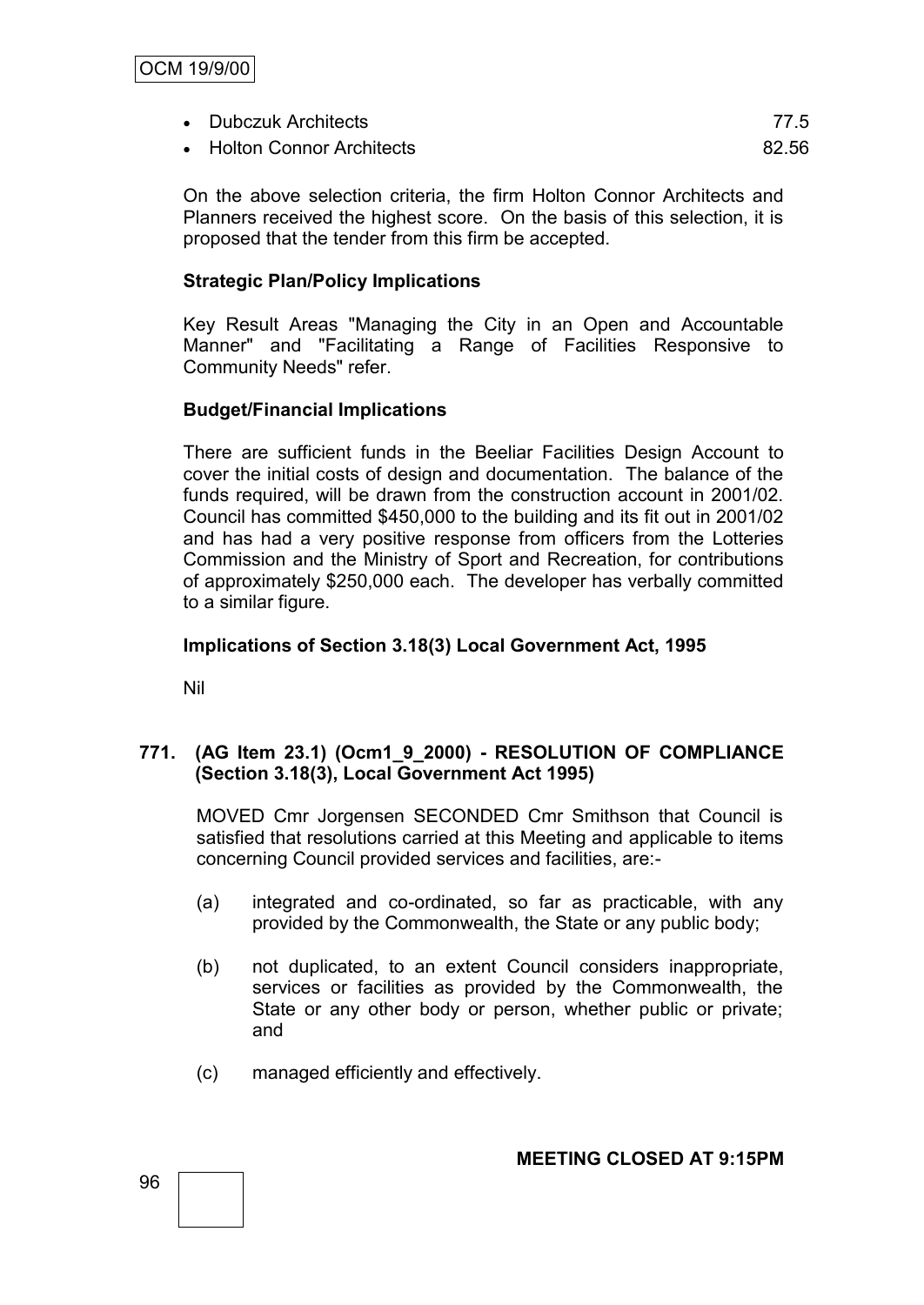- Dubczuk Architects 77.5
- Holton Connor Architects 82.56

On the above selection criteria, the firm Holton Connor Architects and Planners received the highest score. On the basis of this selection, it is proposed that the tender from this firm be accepted.

**Strategic Plan/Policy Implications**

Key Result Areas "Managing the City in an Open and Accountable Manner" and "Facilitating a Range of Facilities Responsive to Community Needs" refer.

**Budget/Financial Implications**

There are sufficient funds in the Beeliar Facilities Design Account to cover the initial costs of design and documentation. The balance of the funds required, will be drawn from the construction account in 2001/02. Council has committed $450,000 to the building and its fit out in 2001/02 and has had a very positive response from officers from the Lotteries Commission and the Ministry of Sport and Recreation, for contributions of approximately $250,000 each. The developer has verbally committed to a similar figure.

**Implications of Section 3.18(3) Local Government Act, 1995**

Nil

**771. (AG Item 23.1) (Ocm1_9_2000) - RESOLUTION OF COMPLIANCE (Section 3.18(3), Local Government Act 1995)**

MOVED Cmr Jorgensen SECONDED Cmr Smithson that Council is satisfied that resolutions carried at this Meeting and applicable to items concerning Council provided services and facilities, are:-

(a) integrated and co-ordinated, so far as practicable, with any provided by the Commonwealth, the State or any public body;

(b) not duplicated, to an extent Council considers inappropriate, services or facilities as provided by the Commonwealth, the State or any other body or person, whether public or private; and

(c) managed efficiently and effectively.

**MEETING CLOSED AT 9:15PM**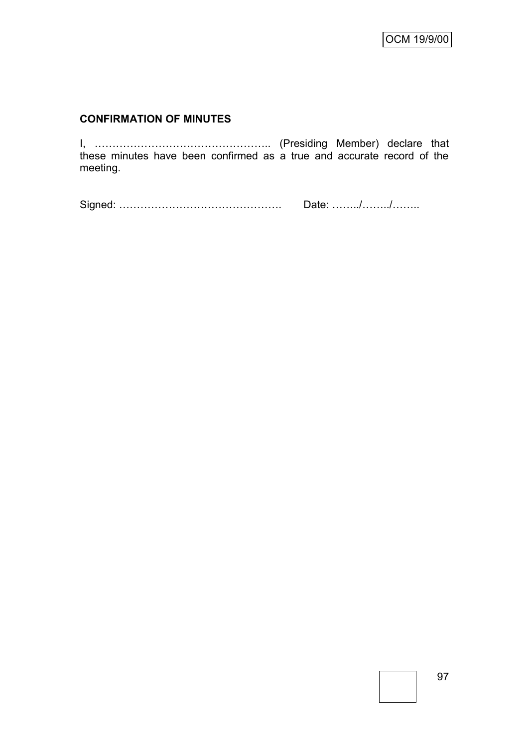**CONFIRMATION OF MINUTES**

I, ………………………………………….. (Presiding Member) declare that these minutes have been confirmed as a true and accurate record of the meeting.

Signed: ………………………………………. Date: ……../……../……..